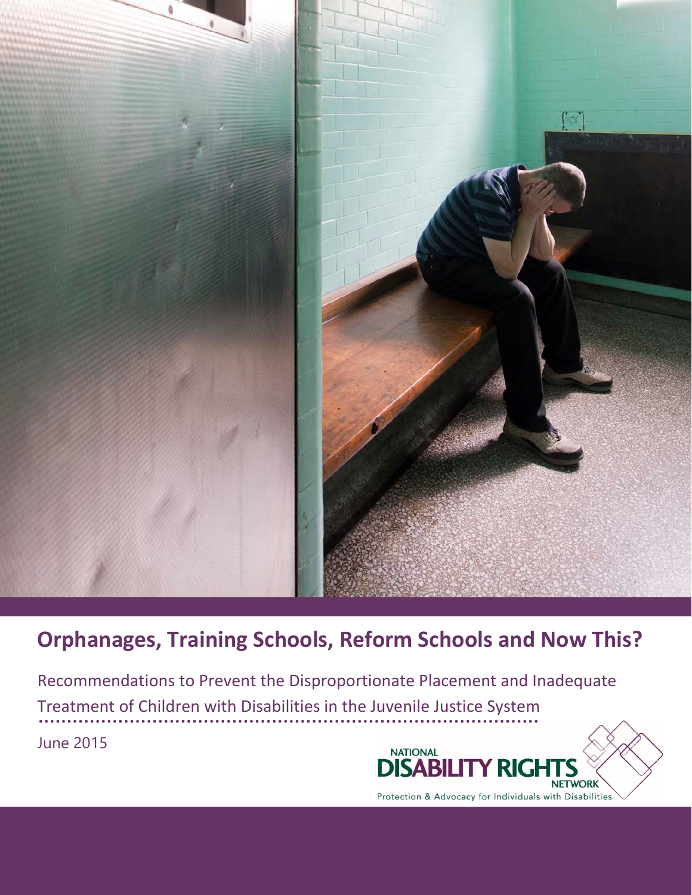# Orphanages, Training Schools, Reform Schools and Now This?

Recommendations to Prevent the Disproportionate Placement and Inadequate Treatment of Children with Disabilities in the Juvenile Justice System

June 2015

NATIONAL DISABILITY RIGHTS NETWORK

Protection & Advocacy for Individuals with Disabilities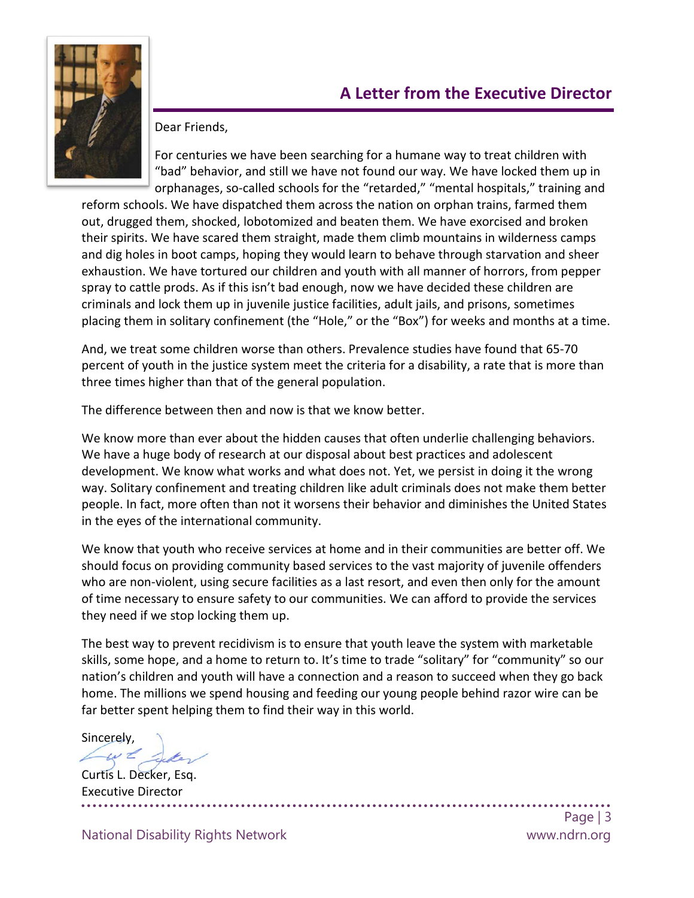## A Letter from the Executive Director

Dear Friends,

For centuries we have been searching for a humane way to treat children with "bad" behavior, and still we have not found our way. We have locked them up in orphanages, so-called schools for the "retarded," "mental hospitals," training and reform schools. We have dispatched them across the nation on orphan trains, farmed them out, drugged them, shocked, lobotomized and beaten them. We have exorcised and broken their spirits. We have scared them straight, made them climb mountains in wilderness camps and dig holes in boot camps, hoping they would learn to behave through starvation and sheer exhaustion. We have tortured our children and youth with all manner of horrors, from pepper spray to cattle prods. As if this isn't bad enough, now we have decided these children are criminals and lock them up in juvenile justice facilities, adult jails, and prisons, sometimes placing them in solitary confinement (the "Hole," or the "Box") for weeks and months at a time.

And, we treat some children worse than others. Prevalence studies have found that 65-70 percent of youth in the justice system meet the criteria for a disability, a rate that is more than three times higher than that of the general population.

The difference between then and now is that we know better.

We know more than ever about the hidden causes that often underlie challenging behaviors. We have a huge body of research at our disposal about best practices and adolescent development. We know what works and what does not. Yet, we persist in doing it the wrong way. Solitary confinement and treating children like adult criminals does not make them better people. In fact, more often than not it worsens their behavior and diminishes the United States in the eyes of the international community.

We know that youth who receive services at home and in their communities are better off. We should focus on providing community based services to the vast majority of juvenile offenders who are non-violent, using secure facilities as a last resort, and even then only for the amount of time necessary to ensure safety to our communities. We can afford to provide the services they need if we stop locking them up.

The best way to prevent recidivism is to ensure that youth leave the system with marketable skills, some hope, and a home to return to. It's time to trade "solitary" for "community" so our nation's children and youth will have a connection and a reason to succeed when they go back home. The millions we spend housing and feeding our young people behind razor wire can be far better spent helping them to find their way in this world.

Sincerely,

Curtis L. Decker, Esq.
Executive Director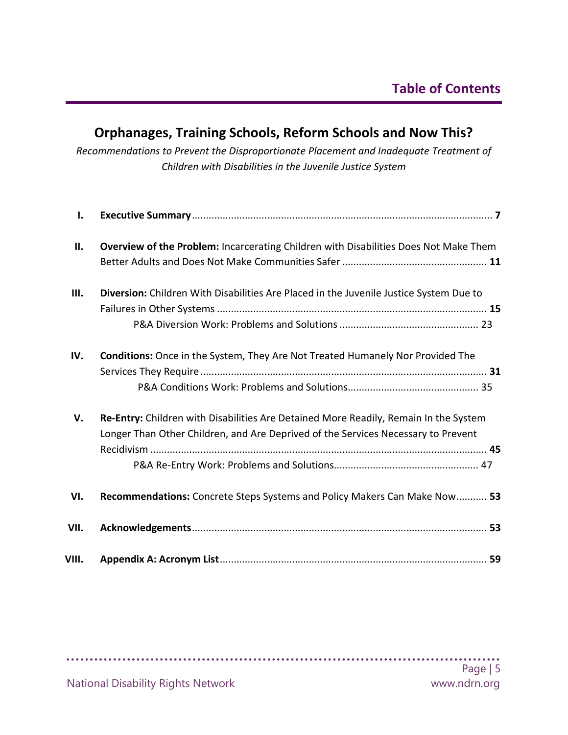# Table of Contents

## Orphanages, Training Schools, Reform Schools and Now This?

*Recommendations to Prevent the Disproportionate Placement and Inadequate Treatment of Children with Disabilities in the Juvenile Justice System*

| | | |
|---|---|---|
| I. | **Executive Summary** | **7** |
| II. | **Overview of the Problem:** Incarcerating Children with Disabilities Does Not Make Them Better Adults and Does Not Make Communities Safer | **11** |
| III. | **Diversion:** Children With Disabilities Are Placed in the Juvenile Justice System Due to Failures in Other Systems | **15** |
| | P&A Diversion Work: Problems and Solutions | 23 |
| IV. | **Conditions:** Once in the System, They Are Not Treated Humanely Nor Provided The Services They Require | **31** |
| | P&A Conditions Work: Problems and Solutions | 35 |
| V. | **Re-Entry:** Children with Disabilities Are Detained More Readily, Remain In the System Longer Than Other Children, and Are Deprived of the Services Necessary to Prevent Recidivism | **45** |
| | P&A Re-Entry Work: Problems and Solutions | 47 |
| VI. | **Recommendations:** Concrete Steps Systems and Policy Makers Can Make Now | **53** |
| VII. | **Acknowledgements** | **53** |
| VIII. | **Appendix A: Acronym List** | **59** |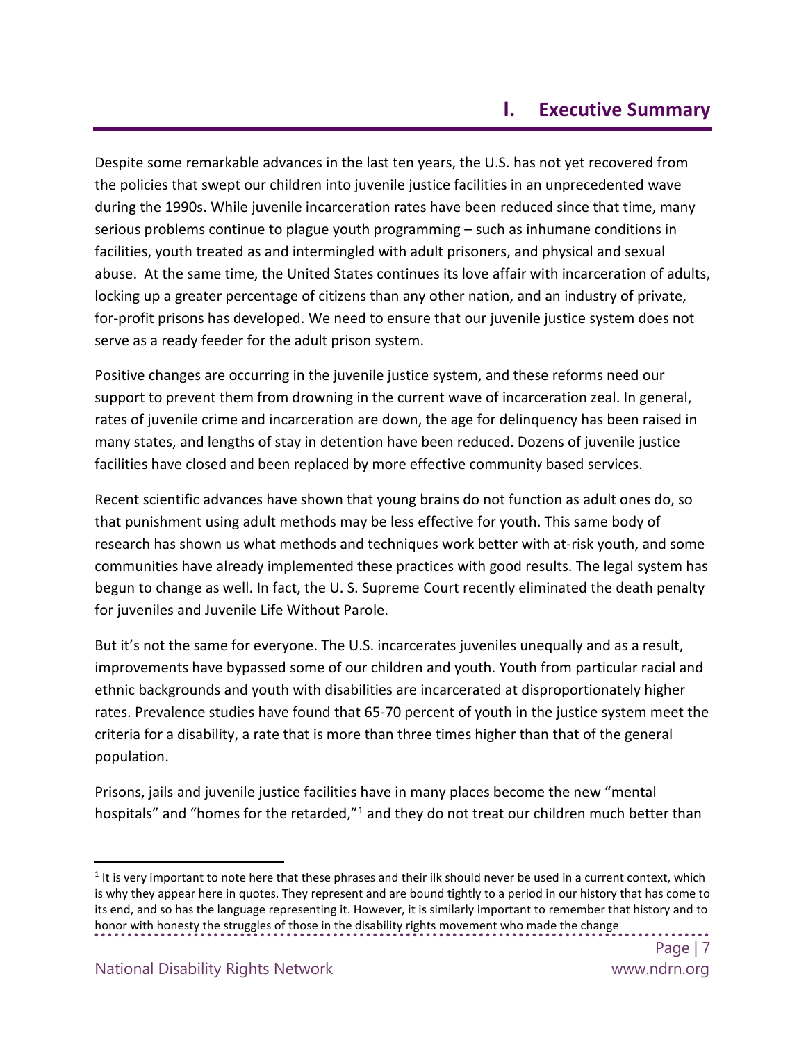# I. Executive Summary

Despite some remarkable advances in the last ten years, the U.S. has not yet recovered from the policies that swept our children into juvenile justice facilities in an unprecedented wave during the 1990s. While juvenile incarceration rates have been reduced since that time, many serious problems continue to plague youth programming – such as inhumane conditions in facilities, youth treated as and intermingled with adult prisoners, and physical and sexual abuse. At the same time, the United States continues its love affair with incarceration of adults, locking up a greater percentage of citizens than any other nation, and an industry of private, for-profit prisons has developed. We need to ensure that our juvenile justice system does not serve as a ready feeder for the adult prison system.

Positive changes are occurring in the juvenile justice system, and these reforms need our support to prevent them from drowning in the current wave of incarceration zeal. In general, rates of juvenile crime and incarceration are down, the age for delinquency has been raised in many states, and lengths of stay in detention have been reduced. Dozens of juvenile justice facilities have closed and been replaced by more effective community based services.

Recent scientific advances have shown that young brains do not function as adult ones do, so that punishment using adult methods may be less effective for youth. This same body of research has shown us what methods and techniques work better with at-risk youth, and some communities have already implemented these practices with good results. The legal system has begun to change as well. In fact, the U. S. Supreme Court recently eliminated the death penalty for juveniles and Juvenile Life Without Parole.

But it's not the same for everyone. The U.S. incarcerates juveniles unequally and as a result, improvements have bypassed some of our children and youth. Youth from particular racial and ethnic backgrounds and youth with disabilities are incarcerated at disproportionately higher rates. Prevalence studies have found that 65-70 percent of youth in the justice system meet the criteria for a disability, a rate that is more than three times higher than that of the general population.

Prisons, jails and juvenile justice facilities have in many places become the new "mental hospitals" and "homes for the retarded,"[1] and they do not treat our children much better than

[1] It is very important to note here that these phrases and their ilk should never be used in a current context, which is why they appear here in quotes. They represent and are bound tightly to a period in our history that has come to its end, and so has the language representing it. However, it is similarly important to remember that history and to honor with honesty the struggles of those in the disability rights movement who made the change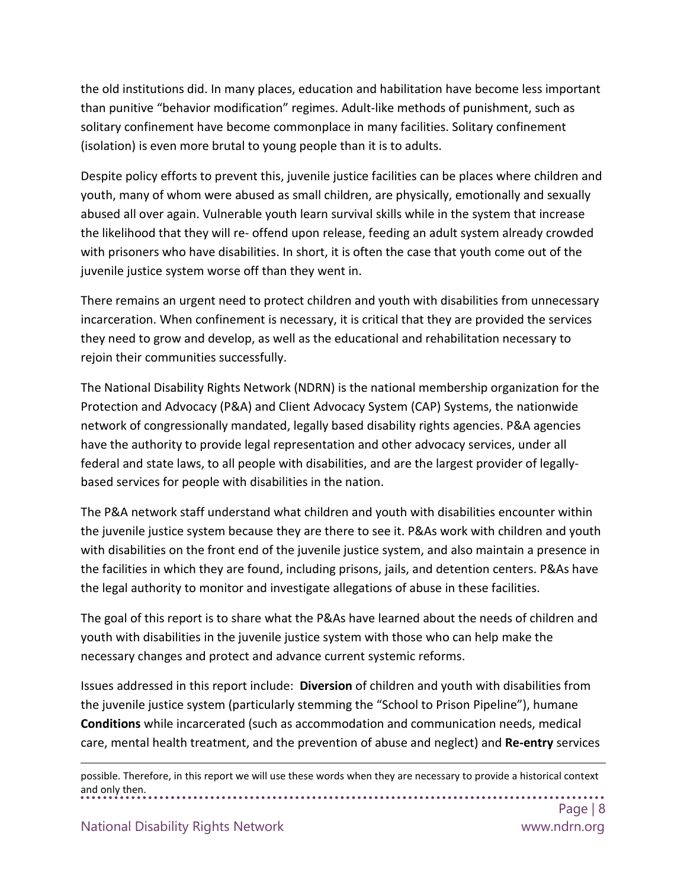the old institutions did. In many places, education and habilitation have become less important than punitive "behavior modification" regimes. Adult-like methods of punishment, such as solitary confinement have become commonplace in many facilities. Solitary confinement (isolation) is even more brutal to young people than it is to adults.

Despite policy efforts to prevent this, juvenile justice facilities can be places where children and youth, many of whom were abused as small children, are physically, emotionally and sexually abused all over again. Vulnerable youth learn survival skills while in the system that increase the likelihood that they will re- offend upon release, feeding an adult system already crowded with prisoners who have disabilities. In short, it is often the case that youth come out of the juvenile justice system worse off than they went in.

There remains an urgent need to protect children and youth with disabilities from unnecessary incarceration. When confinement is necessary, it is critical that they are provided the services they need to grow and develop, as well as the educational and rehabilitation necessary to rejoin their communities successfully.

The National Disability Rights Network (NDRN) is the national membership organization for the Protection and Advocacy (P&A) and Client Advocacy System (CAP) Systems, the nationwide network of congressionally mandated, legally based disability rights agencies. P&A agencies have the authority to provide legal representation and other advocacy services, under all federal and state laws, to all people with disabilities, and are the largest provider of legally-based services for people with disabilities in the nation.

The P&A network staff understand what children and youth with disabilities encounter within the juvenile justice system because they are there to see it. P&As work with children and youth with disabilities on the front end of the juvenile justice system, and also maintain a presence in the facilities in which they are found, including prisons, jails, and detention centers. P&As have the legal authority to monitor and investigate allegations of abuse in these facilities.

The goal of this report is to share what the P&As have learned about the needs of children and youth with disabilities in the juvenile justice system with those who can help make the necessary changes and protect and advance current systemic reforms.

Issues addressed in this report include: **Diversion** of children and youth with disabilities from the juvenile justice system (particularly stemming the "School to Prison Pipeline"), humane **Conditions** while incarcerated (such as accommodation and communication needs, medical care, mental health treatment, and the prevention of abuse and neglect) and **Re-entry** services

possible. Therefore, in this report we will use these words when they are necessary to provide a historical context and only then.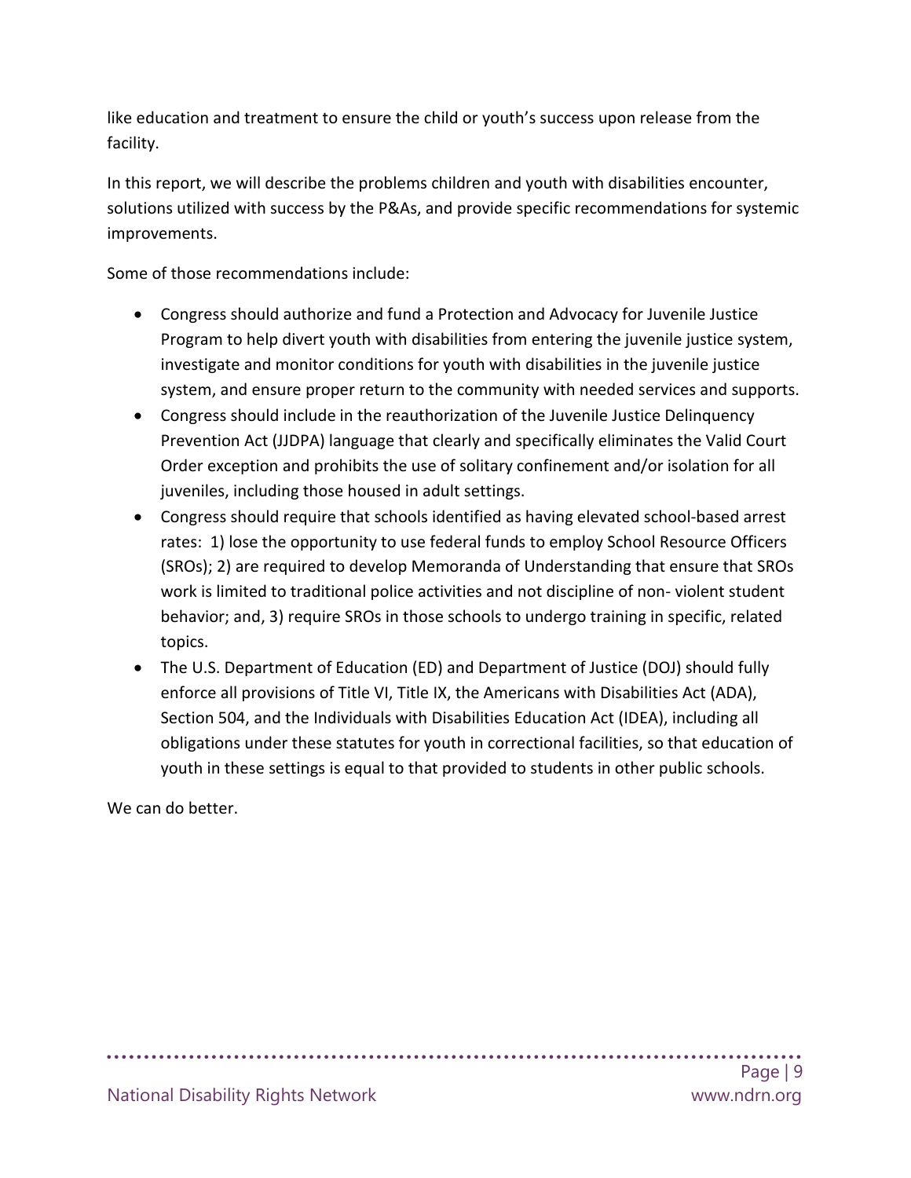like education and treatment to ensure the child or youth's success upon release from the facility.

In this report, we will describe the problems children and youth with disabilities encounter, solutions utilized with success by the P&As, and provide specific recommendations for systemic improvements.

Some of those recommendations include:

- Congress should authorize and fund a Protection and Advocacy for Juvenile Justice Program to help divert youth with disabilities from entering the juvenile justice system, investigate and monitor conditions for youth with disabilities in the juvenile justice system, and ensure proper return to the community with needed services and supports.
- Congress should include in the reauthorization of the Juvenile Justice Delinquency Prevention Act (JJDPA) language that clearly and specifically eliminates the Valid Court Order exception and prohibits the use of solitary confinement and/or isolation for all juveniles, including those housed in adult settings.
- Congress should require that schools identified as having elevated school-based arrest rates: 1) lose the opportunity to use federal funds to employ School Resource Officers (SROs); 2) are required to develop Memoranda of Understanding that ensure that SROs work is limited to traditional police activities and not discipline of non- violent student behavior; and, 3) require SROs in those schools to undergo training in specific, related topics.
- The U.S. Department of Education (ED) and Department of Justice (DOJ) should fully enforce all provisions of Title VI, Title IX, the Americans with Disabilities Act (ADA), Section 504, and the Individuals with Disabilities Education Act (IDEA), including all obligations under these statutes for youth in correctional facilities, so that education of youth in these settings is equal to that provided to students in other public schools.

We can do better.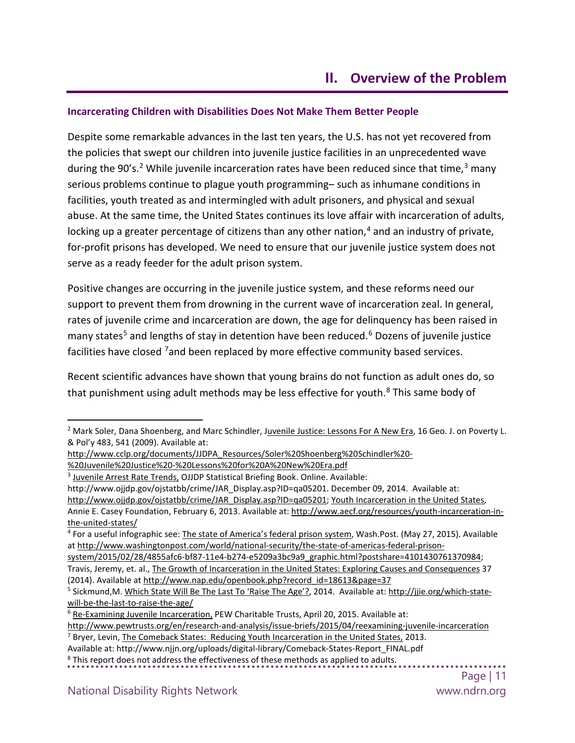## II. Overview of the Problem

### Incarcerating Children with Disabilities Does Not Make Them Better People

Despite some remarkable advances in the last ten years, the U.S. has not yet recovered from the policies that swept our children into juvenile justice facilities in an unprecedented wave during the 90's.[2] While juvenile incarceration rates have been reduced since that time,[3] many serious problems continue to plague youth programming– such as inhumane conditions in facilities, youth treated as and intermingled with adult prisoners, and physical and sexual abuse. At the same time, the United States continues its love affair with incarceration of adults, locking up a greater percentage of citizens than any other nation,[4] and an industry of private, for-profit prisons has developed. We need to ensure that our juvenile justice system does not serve as a ready feeder for the adult prison system.

Positive changes are occurring in the juvenile justice system, and these reforms need our support to prevent them from drowning in the current wave of incarceration zeal. In general, rates of juvenile crime and incarceration are down, the age for delinquency has been raised in many states[5] and lengths of stay in detention have been reduced.[6] Dozens of juvenile justice facilities have closed [7]and been replaced by more effective community based services.

Recent scientific advances have shown that young brains do not function as adult ones do, so that punishment using adult methods may be less effective for youth.[8] This same body of

---

[2] Mark Soler, Dana Shoenberg, and Marc Schindler, Juvenile Justice: Lessons For A New Era, 16 Geo. J. on Poverty L. & Pol'y 483, 541 (2009). Available at: http://www.cclp.org/documents/JJDPA_Resources/Soler%20Shoenberg%20Schindler%20-%20Juvenile%20Justice%20-%20Lessons%20for%20A%20New%20Era.pdf

[3] Juvenile Arrest Rate Trends, OJJDP Statistical Briefing Book. Online. Available: http://www.ojjdp.gov/ojstatbb/crime/JAR_Display.asp?ID=qa05201. December 09, 2014. Available at: http://www.ojjdp.gov/ojstatbb/crime/JAR_Display.asp?ID=qa05201; Youth Incarceration in the United States, Annie E. Casey Foundation, February 6, 2013. Available at: http://www.aecf.org/resources/youth-incarceration-in-the-united-states/

[4] For a useful infographic see: The state of America's federal prison system, Wash.Post. (May 27, 2015). Available at http://www.washingtonpost.com/world/national-security/the-state-of-americas-federal-prison-system/2015/02/28/4855afc6-bf87-11e4-b274-e5209a3bc9a9_graphic.html?postshare=4101430761370984; Travis, Jeremy, et. al., The Growth of Incarceration in the United States: Exploring Causes and Consequences 37 (2014). Available at http://www.nap.edu/openbook.php?record_id=18613&page=37

[5] Sickmund,M. Which State Will Be The Last To 'Raise The Age'?, 2014. Available at: http://jjie.org/which-state-will-be-the-last-to-raise-the-age/

[6] Re-Examining Juvenile Incarceration, PEW Charitable Trusts, April 20, 2015. Available at: http://www.pewtrusts.org/en/research-and-analysis/issue-briefs/2015/04/reexamining-juvenile-incarceration

[7] Bryer, Levin, The Comeback States: Reducing Youth Incarceration in the United States, 2013. Available at: http://www.njjn.org/uploads/digital-library/Comeback-States-Report_FINAL.pdf

[8] This report does not address the effectiveness of these methods as applied to adults.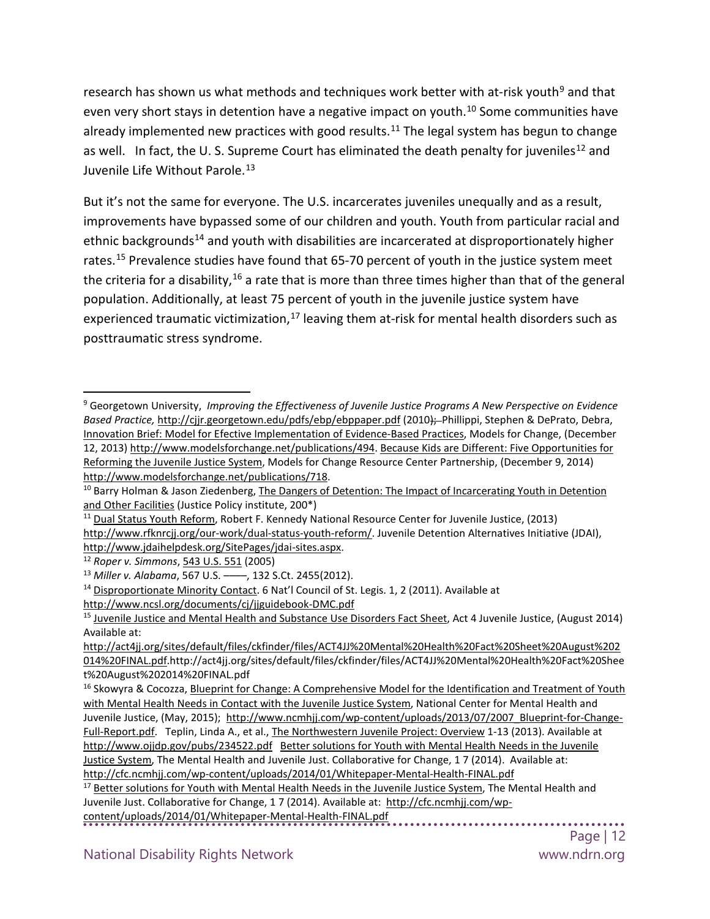research has shown us what methods and techniques work better with at-risk youth[9] and that even very short stays in detention have a negative impact on youth.[10] Some communities have already implemented new practices with good results.[11] The legal system has begun to change as well. In fact, the U. S. Supreme Court has eliminated the death penalty for juveniles[12] and Juvenile Life Without Parole.[13]

But it's not the same for everyone. The U.S. incarcerates juveniles unequally and as a result, improvements have bypassed some of our children and youth. Youth from particular racial and ethnic backgrounds[14] and youth with disabilities are incarcerated at disproportionately higher rates.[15] Prevalence studies have found that 65-70 percent of youth in the justice system meet the criteria for a disability,[16] a rate that is more than three times higher than that of the general population. Additionally, at least 75 percent of youth in the juvenile justice system have experienced traumatic victimization,[17] leaving them at-risk for mental health disorders such as posttraumatic stress syndrome.

---

[9] Georgetown University, *Improving the Effectiveness of Juvenile Justice Programs A New Perspective on Evidence Based Practice,* http://cjjr.georgetown.edu/pdfs/ebp/ebppaper.pdf (2010); Phillippi, Stephen & DePrato, Debra, Innovation Brief: Model for Efective Implementation of Evidence-Based Practices, Models for Change, (December 12, 2013) http://www.modelsforchange.net/publications/494. Because Kids are Different: Five Opportunities for Reforming the Juvenile Justice System, Models for Change Resource Center Partnership, (December 9, 2014) http://www.modelsforchange.net/publications/718.

[10] Barry Holman & Jason Ziedenberg, The Dangers of Detention: The Impact of Incarcerating Youth in Detention and Other Facilities (Justice Policy institute, 200*)

[11] Dual Status Youth Reform, Robert F. Kennedy National Resource Center for Juvenile Justice, (2013) http://www.rfknrcjj.org/our-work/dual-status-youth-reform/. Juvenile Detention Alternatives Initiative (JDAI), http://www.jdaihelpdesk.org/SitePages/jdai-sites.aspx.

[12] *Roper v. Simmons*, 543 U.S. 551 (2005)

[13] *Miller v. Alabama*, 567 U.S. ——, 132 S.Ct. 2455(2012).

[14] Disproportionate Minority Contact. 6 Nat'l Council of St. Legis. 1, 2 (2011). Available at http://www.ncsl.org/documents/cj/jjguidebook-DMC.pdf

[15] Juvenile Justice and Mental Health and Substance Use Disorders Fact Sheet, Act 4 Juvenile Justice, (August 2014) Available at: http://act4jj.org/sites/default/files/ckfinder/files/ACT4JJ%20Mental%20Health%20Fact%20Sheet%20August%202014%20FINAL.pdf.http://act4jj.org/sites/default/files/ckfinder/files/ACT4JJ%20Mental%20Health%20Fact%20Sheet%20August%202014%20FINAL.pdf

[16] Skowyra & Cocozza, Blueprint for Change: A Comprehensive Model for the Identification and Treatment of Youth with Mental Health Needs in Contact with the Juvenile Justice System, National Center for Mental Health and Juvenile Justice, (May, 2015); http://www.ncmhjj.com/wp-content/uploads/2013/07/2007_Blueprint-for-Change-Full-Report.pdf. Teplin, Linda A., et al., The Northwestern Juvenile Project: Overview 1-13 (2013). Available at http://www.ojjdp.gov/pubs/234522.pdf Better solutions for Youth with Mental Health Needs in the Juvenile Justice System, The Mental Health and Juvenile Just. Collaborative for Change, 1 7 (2014). Available at: http://cfc.ncmhjj.com/wp-content/uploads/2014/01/Whitepaper-Mental-Health-FINAL.pdf

[17] Better solutions for Youth with Mental Health Needs in the Juvenile Justice System, The Mental Health and Juvenile Just. Collaborative for Change, 1 7 (2014). Available at: http://cfc.ncmhjj.com/wp-content/uploads/2014/01/Whitepaper-Mental-Health-FINAL.pdf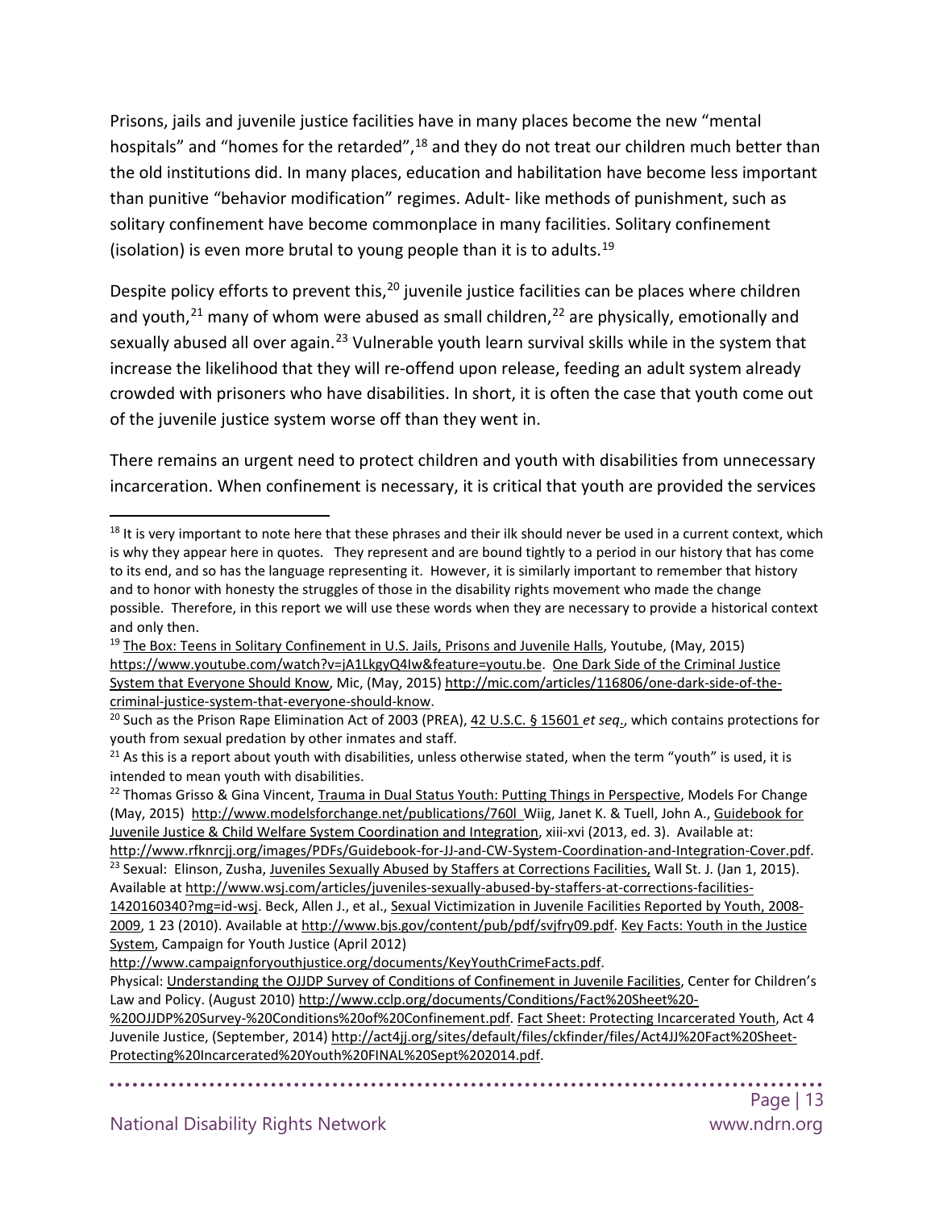Prisons, jails and juvenile justice facilities have in many places become the new "mental hospitals" and "homes for the retarded",[18] and they do not treat our children much better than the old institutions did. In many places, education and habilitation have become less important than punitive "behavior modification" regimes. Adult- like methods of punishment, such as solitary confinement have become commonplace in many facilities. Solitary confinement (isolation) is even more brutal to young people than it is to adults.[19]

Despite policy efforts to prevent this,[20] juvenile justice facilities can be places where children and youth,[21] many of whom were abused as small children,[22] are physically, emotionally and sexually abused all over again.[23] Vulnerable youth learn survival skills while in the system that increase the likelihood that they will re-offend upon release, feeding an adult system already crowded with prisoners who have disabilities. In short, it is often the case that youth come out of the juvenile justice system worse off than they went in.

There remains an urgent need to protect children and youth with disabilities from unnecessary incarceration. When confinement is necessary, it is critical that youth are provided the services

---

[18] It is very important to note here that these phrases and their ilk should never be used in a current context, which is why they appear here in quotes. They represent and are bound tightly to a period in our history that has come to its end, and so has the language representing it. However, it is similarly important to remember that history and to honor with honesty the struggles of those in the disability rights movement who made the change possible. Therefore, in this report we will use these words when they are necessary to provide a historical context and only then.

[19] The Box: Teens in Solitary Confinement in U.S. Jails, Prisons and Juvenile Halls, Youtube, (May, 2015) https://www.youtube.com/watch?v=jA1LkgyQ4Iw&feature=youtu.be. One Dark Side of the Criminal Justice System that Everyone Should Know, Mic, (May, 2015) http://mic.com/articles/116806/one-dark-side-of-the-criminal-justice-system-that-everyone-should-know.

[20] Such as the Prison Rape Elimination Act of 2003 (PREA), 42 U.S.C. § 15601 *et seq*., which contains protections for youth from sexual predation by other inmates and staff.

[21] As this is a report about youth with disabilities, unless otherwise stated, when the term "youth" is used, it is intended to mean youth with disabilities.

[22] Thomas Grisso & Gina Vincent, Trauma in Dual Status Youth: Putting Things in Perspective, Models For Change (May, 2015) http://www.modelsforchange.net/publications/760l Wiig, Janet K. & Tuell, John A., Guidebook for Juvenile Justice & Child Welfare System Coordination and Integration, xiii-xvi (2013, ed. 3). Available at: http://www.rfknrcjj.org/images/PDFs/Guidebook-for-JJ-and-CW-System-Coordination-and-Integration-Cover.pdf.

[23] Sexual: Elinson, Zusha, Juveniles Sexually Abused by Staffers at Corrections Facilities, Wall St. J. (Jan 1, 2015). Available at http://www.wsj.com/articles/juveniles-sexually-abused-by-staffers-at-corrections-facilities-1420160340?mg=id-wsj. Beck, Allen J., et al., Sexual Victimization in Juvenile Facilities Reported by Youth, 2008-2009, 1 23 (2010). Available at http://www.bjs.gov/content/pub/pdf/svjfry09.pdf. Key Facts: Youth in the Justice System, Campaign for Youth Justice (April 2012) http://www.campaignforyouthjustice.org/documents/KeyYouthCrimeFacts.pdf.
Physical: Understanding the OJJDP Survey of Conditions of Confinement in Juvenile Facilities, Center for Children's Law and Policy. (August 2010) http://www.cclp.org/documents/Conditions/Fact%20Sheet%20-%20OJJDP%20Survey-%20Conditions%20of%20Confinement.pdf. Fact Sheet: Protecting Incarcerated Youth, Act 4 Juvenile Justice, (September, 2014) http://act4jj.org/sites/default/files/ckfinder/files/Act4JJ%20Fact%20Sheet-Protecting%20Incarcerated%20Youth%20FINAL%20Sept%202014.pdf.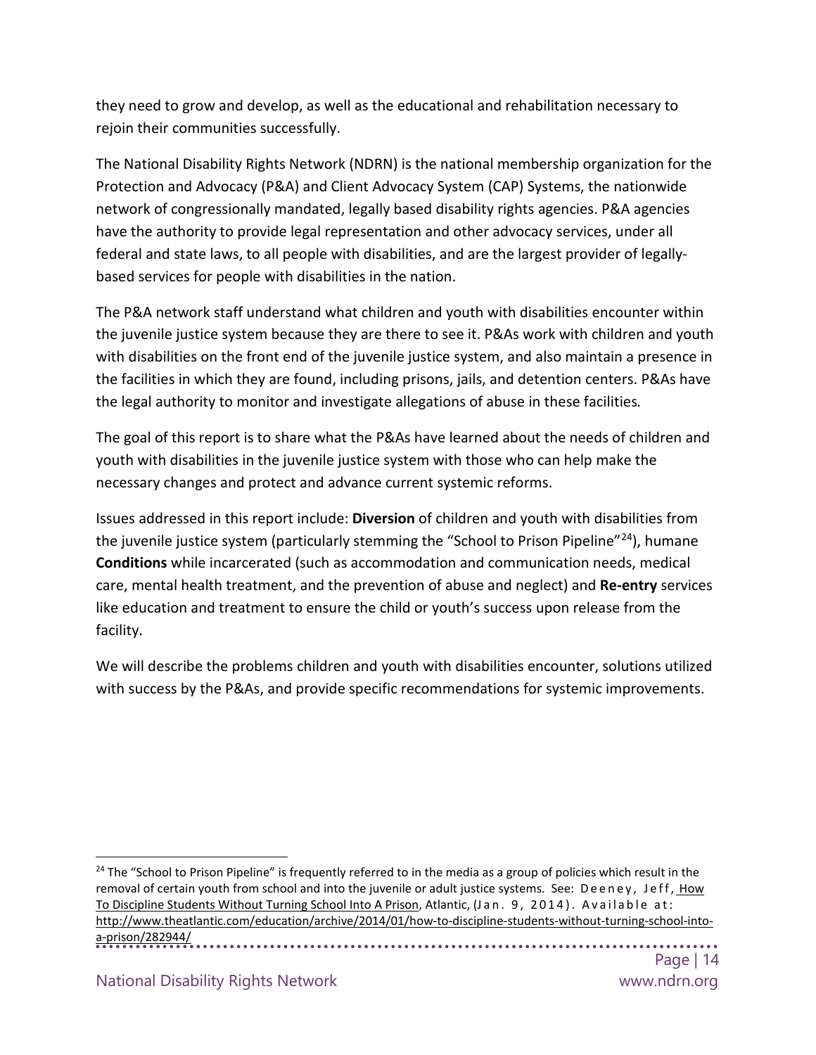they need to grow and develop, as well as the educational and rehabilitation necessary to rejoin their communities successfully.

The National Disability Rights Network (NDRN) is the national membership organization for the Protection and Advocacy (P&A) and Client Advocacy System (CAP) Systems, the nationwide network of congressionally mandated, legally based disability rights agencies. P&A agencies have the authority to provide legal representation and other advocacy services, under all federal and state laws, to all people with disabilities, and are the largest provider of legally-based services for people with disabilities in the nation.

The P&A network staff understand what children and youth with disabilities encounter within the juvenile justice system because they are there to see it. P&As work with children and youth with disabilities on the front end of the juvenile justice system, and also maintain a presence in the facilities in which they are found, including prisons, jails, and detention centers. P&As have the legal authority to monitor and investigate allegations of abuse in these facilities.

The goal of this report is to share what the P&As have learned about the needs of children and youth with disabilities in the juvenile justice system with those who can help make the necessary changes and protect and advance current systemic reforms.

Issues addressed in this report include: **Diversion** of children and youth with disabilities from the juvenile justice system (particularly stemming the "School to Prison Pipeline"[24]), humane **Conditions** while incarcerated (such as accommodation and communication needs, medical care, mental health treatment, and the prevention of abuse and neglect) and **Re-entry** services like education and treatment to ensure the child or youth's success upon release from the facility.

We will describe the problems children and youth with disabilities encounter, solutions utilized with success by the P&As, and provide specific recommendations for systemic improvements.

---

[24] The "School to Prison Pipeline" is frequently referred to in the media as a group of policies which result in the removal of certain youth from school and into the juvenile or adult justice systems. See: Deeney, Jeff, How To Discipline Students Without Turning School Into A Prison, Atlantic, (Jan. 9, 2014). Available at: http://www.theatlantic.com/education/archive/2014/01/how-to-discipline-students-without-turning-school-into-a-prison/282944/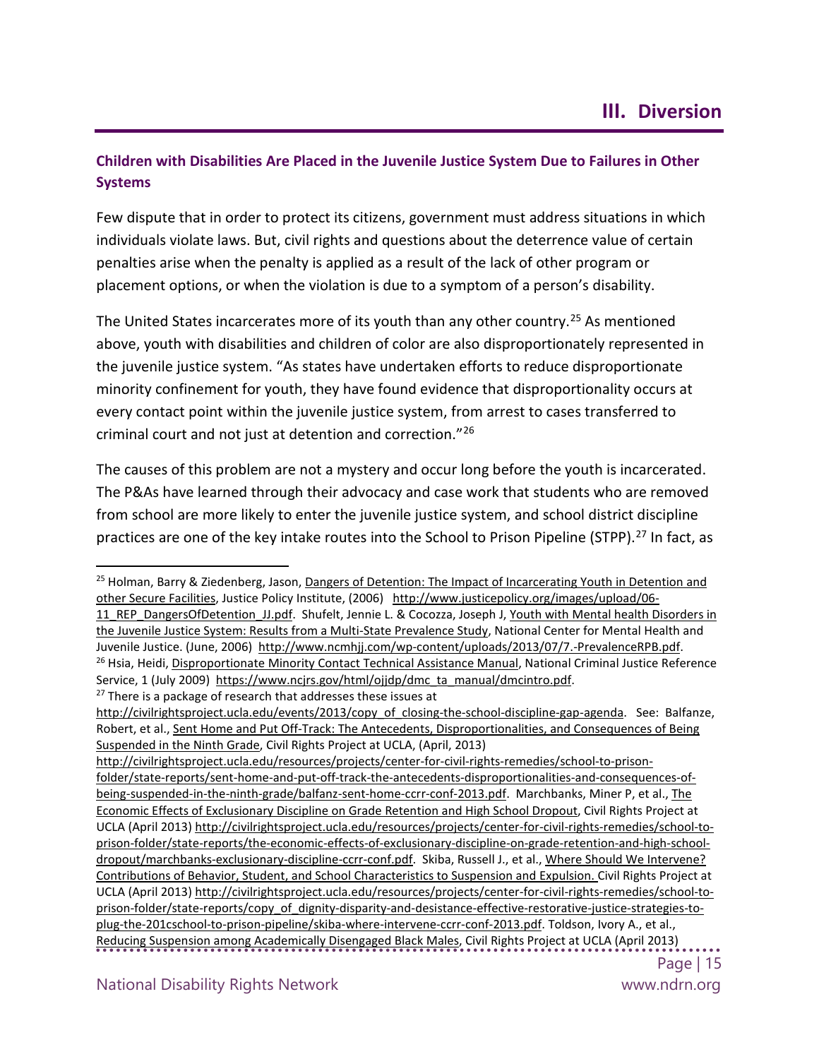# III. Diversion

### Children with Disabilities Are Placed in the Juvenile Justice System Due to Failures in Other Systems

Few dispute that in order to protect its citizens, government must address situations in which individuals violate laws. But, civil rights and questions about the deterrence value of certain penalties arise when the penalty is applied as a result of the lack of other program or placement options, or when the violation is due to a symptom of a person's disability.

The United States incarcerates more of its youth than any other country.[25] As mentioned above, youth with disabilities and children of color are also disproportionately represented in the juvenile justice system. "As states have undertaken efforts to reduce disproportionate minority confinement for youth, they have found evidence that disproportionality occurs at every contact point within the juvenile justice system, from arrest to cases transferred to criminal court and not just at detention and correction."[26]

The causes of this problem are not a mystery and occur long before the youth is incarcerated. The P&As have learned through their advocacy and case work that students who are removed from school are more likely to enter the juvenile justice system, and school district discipline practices are one of the key intake routes into the School to Prison Pipeline (STPP).[27] In fact, as

---

[25] Holman, Barry & Ziedenberg, Jason, Dangers of Detention: The Impact of Incarcerating Youth in Detention and other Secure Facilities, Justice Policy Institute, (2006) http://www.justicepolicy.org/images/upload/06-11_REP_DangersOfDetention_JJ.pdf. Shufelt, Jennie L. & Cocozza, Joseph J, Youth with Mental health Disorders in the Juvenile Justice System: Results from a Multi-State Prevalence Study, National Center for Mental Health and Juvenile Justice. (June, 2006) http://www.ncmhjj.com/wp-content/uploads/2013/07/7.-PrevalenceRPB.pdf.

[26] Hsia, Heidi, Disproportionate Minority Contact Technical Assistance Manual, National Criminal Justice Reference Service, 1 (July 2009) https://www.ncjrs.gov/html/ojjdp/dmc_ta_manual/dmcintro.pdf.

[27] There is a package of research that addresses these issues at http://civilrightsproject.ucla.edu/events/2013/copy_of_closing-the-school-discipline-gap-agenda. See: Balfanze, Robert, et al., Sent Home and Put Off-Track: The Antecedents, Disproportionalities, and Consequences of Being Suspended in the Ninth Grade, Civil Rights Project at UCLA, (April, 2013) http://civilrightsproject.ucla.edu/resources/projects/center-for-civil-rights-remedies/school-to-prison-folder/state-reports/sent-home-and-put-off-track-the-antecedents-disproportionalities-and-consequences-of-being-suspended-in-the-ninth-grade/balfanz-sent-home-ccrr-conf-2013.pdf. Marchbanks, Miner P, et al., The Economic Effects of Exclusionary Discipline on Grade Retention and High School Dropout, Civil Rights Project at UCLA (April 2013) http://civilrightsproject.ucla.edu/resources/projects/center-for-civil-rights-remedies/school-to-prison-folder/state-reports/the-economic-effects-of-exclusionary-discipline-on-grade-retention-and-high-school-dropout/marchbanks-exclusionary-discipline-ccrr-conf.pdf. Skiba, Russell J., et al., Where Should We Intervene? Contributions of Behavior, Student, and School Characteristics to Suspension and Expulsion. Civil Rights Project at UCLA (April 2013) http://civilrightsproject.ucla.edu/resources/projects/center-for-civil-rights-remedies/school-to-prison-folder/state-reports/copy_of_dignity-disparity-and-desistance-effective-restorative-justice-strategies-to-plug-the-201cschool-to-prison-pipeline/skiba-where-intervene-ccrr-conf-2013.pdf. Toldson, Ivory A., et al., Reducing Suspension among Academically Disengaged Black Males, Civil Rights Project at UCLA (April 2013)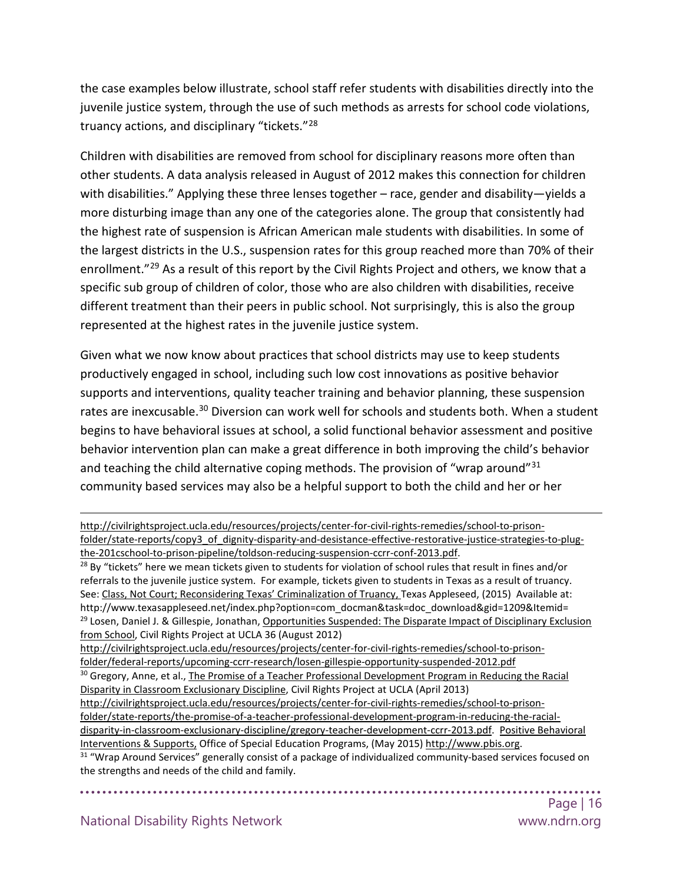the case examples below illustrate, school staff refer students with disabilities directly into the juvenile justice system, through the use of such methods as arrests for school code violations, truancy actions, and disciplinary "tickets."[28]

Children with disabilities are removed from school for disciplinary reasons more often than other students. A data analysis released in August of 2012 makes this connection for children with disabilities." Applying these three lenses together – race, gender and disability—yields a more disturbing image than any one of the categories alone. The group that consistently had the highest rate of suspension is African American male students with disabilities. In some of the largest districts in the U.S., suspension rates for this group reached more than 70% of their enrollment."[29] As a result of this report by the Civil Rights Project and others, we know that a specific sub group of children of color, those who are also children with disabilities, receive different treatment than their peers in public school. Not surprisingly, this is also the group represented at the highest rates in the juvenile justice system.

Given what we now know about practices that school districts may use to keep students productively engaged in school, including such low cost innovations as positive behavior supports and interventions, quality teacher training and behavior planning, these suspension rates are inexcusable.[30] Diversion can work well for schools and students both. When a student begins to have behavioral issues at school, a solid functional behavior assessment and positive behavior intervention plan can make a great difference in both improving the child's behavior and teaching the child alternative coping methods. The provision of "wrap around"[31] community based services may also be a helpful support to both the child and her or her

---

http://civilrightsproject.ucla.edu/resources/projects/center-for-civil-rights-remedies/school-to-prison-folder/state-reports/copy3_of_dignity-disparity-and-desistance-effective-restorative-justice-strategies-to-plug-the-201cschool-to-prison-pipeline/toldson-reducing-suspension-ccrr-conf-2013.pdf.

[28] By "tickets" here we mean tickets given to students for violation of school rules that result in fines and/or referrals to the juvenile justice system. For example, tickets given to students in Texas as a result of truancy. See: Class, Not Court; Reconsidering Texas' Criminalization of Truancy, Texas Appleseed, (2015) Available at: http://www.texasappleseed.net/index.php?option=com_docman&task=doc_download&gid=1209&Itemid=

[29] Losen, Daniel J. & Gillespie, Jonathan, Opportunities Suspended: The Disparate Impact of Disciplinary Exclusion from School, Civil Rights Project at UCLA 36 (August 2012) http://civilrightsproject.ucla.edu/resources/projects/center-for-civil-rights-remedies/school-to-prison-folder/federal-reports/upcoming-ccrr-research/losen-gillespie-opportunity-suspended-2012.pdf

[30] Gregory, Anne, et al., The Promise of a Teacher Professional Development Program in Reducing the Racial Disparity in Classroom Exclusionary Discipline, Civil Rights Project at UCLA (April 2013) http://civilrightsproject.ucla.edu/resources/projects/center-for-civil-rights-remedies/school-to-prison-folder/state-reports/the-promise-of-a-teacher-professional-development-program-in-reducing-the-racial-disparity-in-classroom-exclusionary-discipline/gregory-teacher-development-ccrr-2013.pdf. Positive Behavioral Interventions & Supports, Office of Special Education Programs, (May 2015) http://www.pbis.org.

[31] "Wrap Around Services" generally consist of a package of individualized community-based services focused on the strengths and needs of the child and family.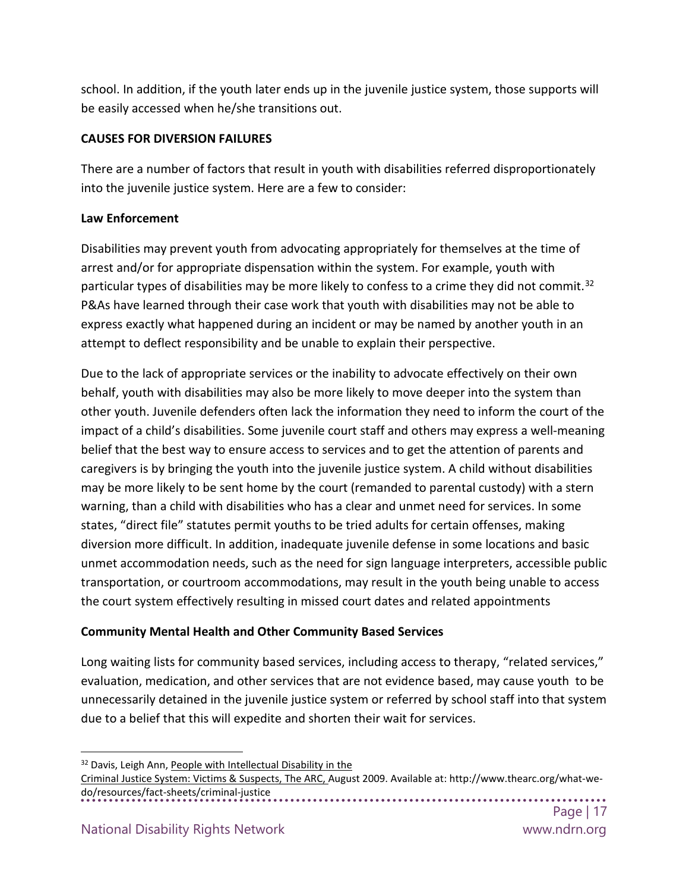school. In addition, if the youth later ends up in the juvenile justice system, those supports will be easily accessed when he/she transitions out.

**CAUSES FOR DIVERSION FAILURES**

There are a number of factors that result in youth with disabilities referred disproportionately into the juvenile justice system. Here are a few to consider:

**Law Enforcement**

Disabilities may prevent youth from advocating appropriately for themselves at the time of arrest and/or for appropriate dispensation within the system. For example, youth with particular types of disabilities may be more likely to confess to a crime they did not commit.[32] P&As have learned through their case work that youth with disabilities may not be able to express exactly what happened during an incident or may be named by another youth in an attempt to deflect responsibility and be unable to explain their perspective.

Due to the lack of appropriate services or the inability to advocate effectively on their own behalf, youth with disabilities may also be more likely to move deeper into the system than other youth. Juvenile defenders often lack the information they need to inform the court of the impact of a child's disabilities. Some juvenile court staff and others may express a well-meaning belief that the best way to ensure access to services and to get the attention of parents and caregivers is by bringing the youth into the juvenile justice system. A child without disabilities may be more likely to be sent home by the court (remanded to parental custody) with a stern warning, than a child with disabilities who has a clear and unmet need for services. In some states, "direct file" statutes permit youths to be tried adults for certain offenses, making diversion more difficult. In addition, inadequate juvenile defense in some locations and basic unmet accommodation needs, such as the need for sign language interpreters, accessible public transportation, or courtroom accommodations, may result in the youth being unable to access the court system effectively resulting in missed court dates and related appointments

**Community Mental Health and Other Community Based Services**

Long waiting lists for community based services, including access to therapy, "related services," evaluation, medication, and other services that are not evidence based, may cause youth to be unnecessarily detained in the juvenile justice system or referred by school staff into that system due to a belief that this will expedite and shorten their wait for services.

---

[32] Davis, Leigh Ann, People with Intellectual Disability in the Criminal Justice System: Victims & Suspects, The ARC, August 2009. Available at: http://www.thearc.org/what-we-do/resources/fact-sheets/criminal-justice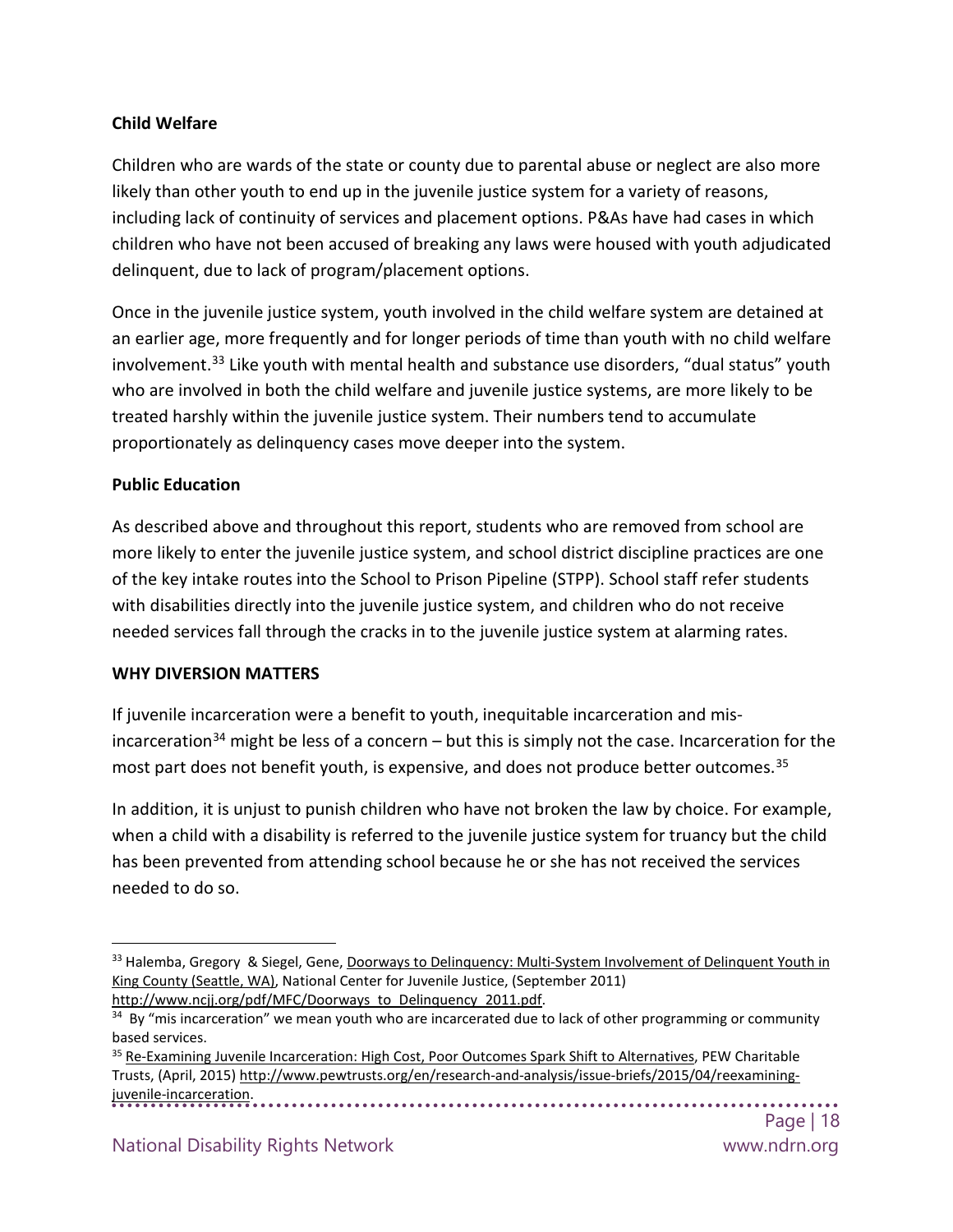**Child Welfare**

Children who are wards of the state or county due to parental abuse or neglect are also more likely than other youth to end up in the juvenile justice system for a variety of reasons, including lack of continuity of services and placement options. P&As have had cases in which children who have not been accused of breaking any laws were housed with youth adjudicated delinquent, due to lack of program/placement options.

Once in the juvenile justice system, youth involved in the child welfare system are detained at an earlier age, more frequently and for longer periods of time than youth with no child welfare involvement.[33] Like youth with mental health and substance use disorders, "dual status" youth who are involved in both the child welfare and juvenile justice systems, are more likely to be treated harshly within the juvenile justice system. Their numbers tend to accumulate proportionately as delinquency cases move deeper into the system.

**Public Education**

As described above and throughout this report, students who are removed from school are more likely to enter the juvenile justice system, and school district discipline practices are one of the key intake routes into the School to Prison Pipeline (STPP). School staff refer students with disabilities directly into the juvenile justice system, and children who do not receive needed services fall through the cracks in to the juvenile justice system at alarming rates.

**WHY DIVERSION MATTERS**

If juvenile incarceration were a benefit to youth, inequitable incarceration and mis-incarceration[34] might be less of a concern – but this is simply not the case. Incarceration for the most part does not benefit youth, is expensive, and does not produce better outcomes.[35]

In addition, it is unjust to punish children who have not broken the law by choice. For example, when a child with a disability is referred to the juvenile justice system for truancy but the child has been prevented from attending school because he or she has not received the services needed to do so.

---

[33] Halemba, Gregory & Siegel, Gene, Doorways to Delinquency: Multi-System Involvement of Delinquent Youth in King County (Seattle, WA), National Center for Juvenile Justice, (September 2011) http://www.ncjj.org/pdf/MFC/Doorways_to_Delinquency_2011.pdf.

[34] By "mis incarceration" we mean youth who are incarcerated due to lack of other programming or community based services.

[35] Re-Examining Juvenile Incarceration: High Cost, Poor Outcomes Spark Shift to Alternatives, PEW Charitable Trusts, (April, 2015) http://www.pewtrusts.org/en/research-and-analysis/issue-briefs/2015/04/reexamining-juvenile-incarceration.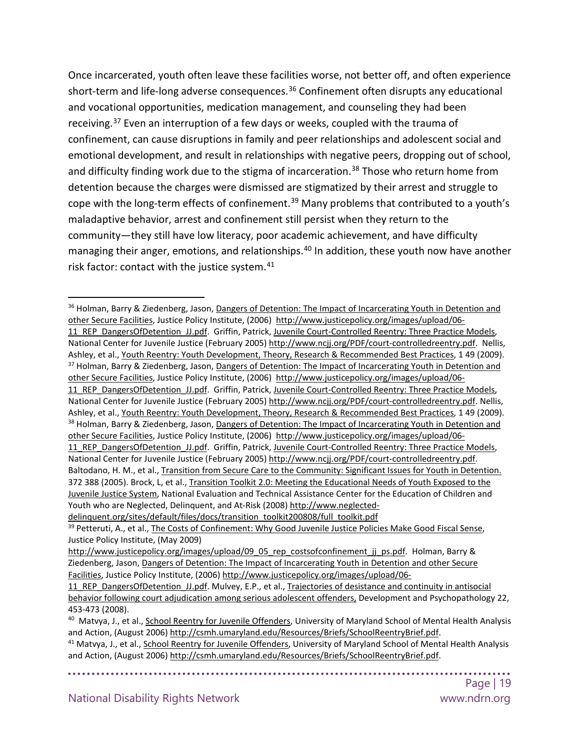Once incarcerated, youth often leave these facilities worse, not better off, and often experience short-term and life-long adverse consequences.[36] Confinement often disrupts any educational and vocational opportunities, medication management, and counseling they had been receiving.[37] Even an interruption of a few days or weeks, coupled with the trauma of confinement, can cause disruptions in family and peer relationships and adolescent social and emotional development, and result in relationships with negative peers, dropping out of school, and difficulty finding work due to the stigma of incarceration.[38] Those who return home from detention because the charges were dismissed are stigmatized by their arrest and struggle to cope with the long-term effects of confinement.[39] Many problems that contributed to a youth's maladaptive behavior, arrest and confinement still persist when they return to the community—they still have low literacy, poor academic achievement, and have difficulty managing their anger, emotions, and relationships.[40] In addition, these youth now have another risk factor: contact with the justice system.[41]

---

[36] Holman, Barry & Ziedenberg, Jason, Dangers of Detention: The Impact of Incarcerating Youth in Detention and other Secure Facilities, Justice Policy Institute, (2006) http://www.justicepolicy.org/images/upload/06-11_REP_DangersOfDetention_JJ.pdf. Griffin, Patrick, Juvenile Court-Controlled Reentry: Three Practice Models, National Center for Juvenile Justice (February 2005) http://www.ncjj.org/PDF/court-controlledreentry.pdf. Nellis, Ashley, et al., Youth Reentry: Youth Development, Theory, Research & Recommended Best Practices, 1 49 (2009).

[37] Holman, Barry & Ziedenberg, Jason, Dangers of Detention: The Impact of Incarcerating Youth in Detention and other Secure Facilities, Justice Policy Institute, (2006) http://www.justicepolicy.org/images/upload/06-11_REP_DangersOfDetention_JJ.pdf. Griffin, Patrick, Juvenile Court-Controlled Reentry: Three Practice Models, National Center for Juvenile Justice (February 2005) http://www.ncjj.org/PDF/court-controlledreentry.pdf. Nellis, Ashley, et al., Youth Reentry: Youth Development, Theory, Research & Recommended Best Practices, 1 49 (2009).

[38] Holman, Barry & Ziedenberg, Jason, Dangers of Detention: The Impact of Incarcerating Youth in Detention and other Secure Facilities, Justice Policy Institute, (2006) http://www.justicepolicy.org/images/upload/06-11_REP_DangersOfDetention_JJ.pdf. Griffin, Patrick, Juvenile Court-Controlled Reentry: Three Practice Models, National Center for Juvenile Justice (February 2005) http://www.ncjj.org/PDF/court-controlledreentry.pdf. Baltodano, H. M., et al., Transition from Secure Care to the Community: Significant Issues for Youth in Detention. 372 388 (2005). Brock, L, et al., Transition Toolkit 2.0: Meeting the Educational Needs of Youth Exposed to the Juvenile Justice System, National Evaluation and Technical Assistance Center for the Education of Children and Youth who are Neglected, Delinquent, and At-Risk (2008) http://www.neglected-delinquent.org/sites/default/files/docs/transition_toolkit200808/full_toolkit.pdf

[39] Petteruti, A., et al., The Costs of Confinement: Why Good Juvenile Justice Policies Make Good Fiscal Sense, Justice Policy Institute, (May 2009) http://www.justicepolicy.org/images/upload/09_05_rep_costsofconfinement_jj_ps.pdf. Holman, Barry & Ziedenberg, Jason, Dangers of Detention: The Impact of Incarcerating Youth in Detention and other Secure Facilities, Justice Policy Institute, (2006) http://www.justicepolicy.org/images/upload/06-11_REP_DangersOfDetention_JJ.pdf. Mulvey, E.P., et al., Trajectories of desistance and continuity in antisocial behavior following court adjudication among serious adolescent offenders, Development and Psychopathology 22, 453-473 (2008).

[40] Matvya, J., et al., School Reentry for Juvenile Offenders, University of Maryland School of Mental Health Analysis and Action, (August 2006) http://csmh.umaryland.edu/Resources/Briefs/SchoolReentryBrief.pdf.

[41] Matvya, J., et al., School Reentry for Juvenile Offenders, University of Maryland School of Mental Health Analysis and Action, (August 2006) http://csmh.umaryland.edu/Resources/Briefs/SchoolReentryBrief.pdf.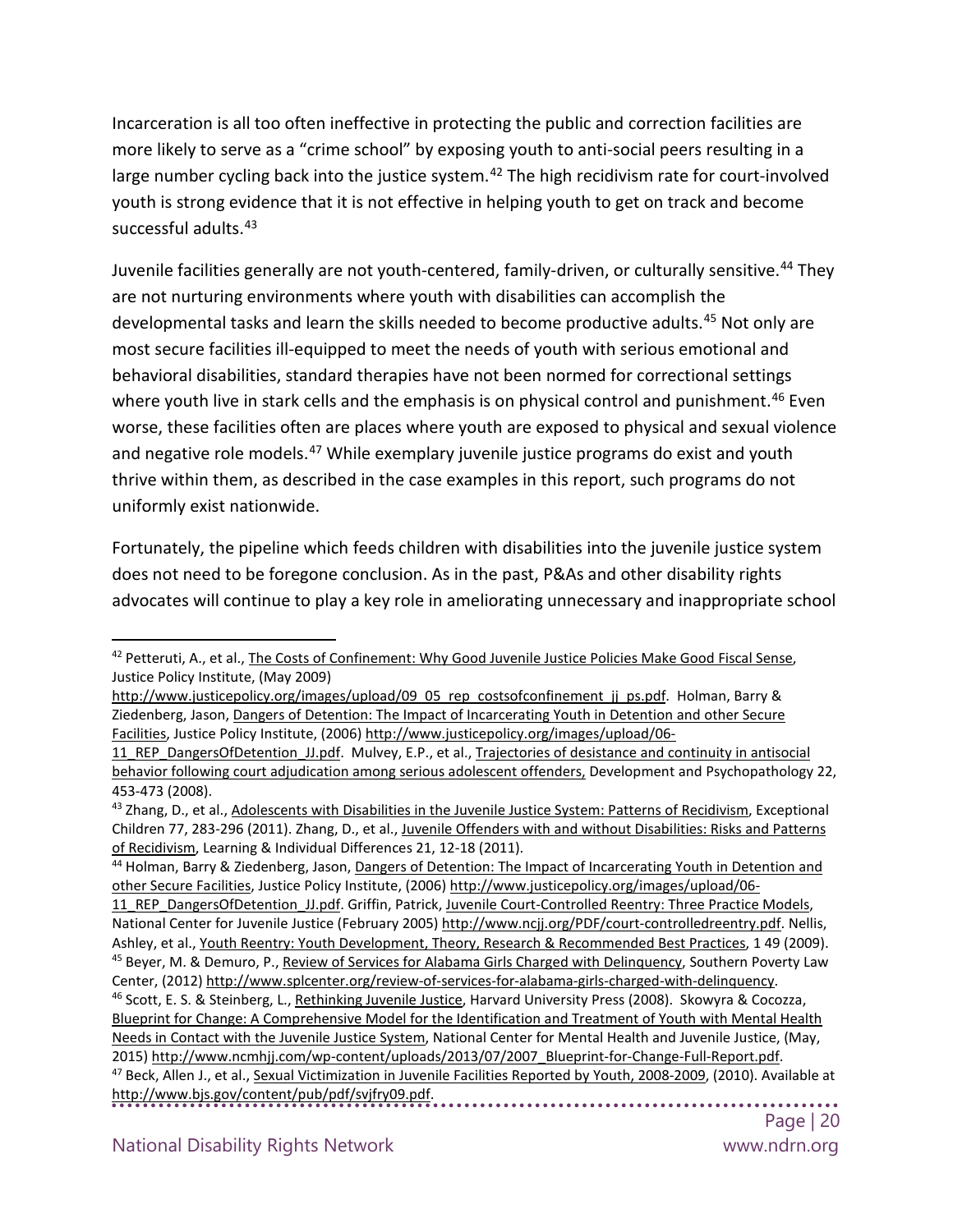Incarceration is all too often ineffective in protecting the public and correction facilities are more likely to serve as a "crime school" by exposing youth to anti-social peers resulting in a large number cycling back into the justice system.[42] The high recidivism rate for court-involved youth is strong evidence that it is not effective in helping youth to get on track and become successful adults.[43]

Juvenile facilities generally are not youth-centered, family-driven, or culturally sensitive.[44] They are not nurturing environments where youth with disabilities can accomplish the developmental tasks and learn the skills needed to become productive adults.[45] Not only are most secure facilities ill-equipped to meet the needs of youth with serious emotional and behavioral disabilities, standard therapies have not been normed for correctional settings where youth live in stark cells and the emphasis is on physical control and punishment.[46] Even worse, these facilities often are places where youth are exposed to physical and sexual violence and negative role models.[47] While exemplary juvenile justice programs do exist and youth thrive within them, as described in the case examples in this report, such programs do not uniformly exist nationwide.

Fortunately, the pipeline which feeds children with disabilities into the juvenile justice system does not need to be foregone conclusion. As in the past, P&As and other disability rights advocates will continue to play a key role in ameliorating unnecessary and inappropriate school

---

[42] Petteruti, A., et al., The Costs of Confinement: Why Good Juvenile Justice Policies Make Good Fiscal Sense, Justice Policy Institute, (May 2009) http://www.justicepolicy.org/images/upload/09_05_rep_costsofconfinement_jj_ps.pdf. Holman, Barry & Ziedenberg, Jason, Dangers of Detention: The Impact of Incarcerating Youth in Detention and other Secure Facilities, Justice Policy Institute, (2006) http://www.justicepolicy.org/images/upload/06-11_REP_DangersOfDetention_JJ.pdf. Mulvey, E.P., et al., Trajectories of desistance and continuity in antisocial behavior following court adjudication among serious adolescent offenders, Development and Psychopathology 22, 453-473 (2008).

[43] Zhang, D., et al., Adolescents with Disabilities in the Juvenile Justice System: Patterns of Recidivism, Exceptional Children 77, 283-296 (2011). Zhang, D., et al., Juvenile Offenders with and without Disabilities: Risks and Patterns of Recidivism, Learning & Individual Differences 21, 12-18 (2011).

[44] Holman, Barry & Ziedenberg, Jason, Dangers of Detention: The Impact of Incarcerating Youth in Detention and other Secure Facilities, Justice Policy Institute, (2006) http://www.justicepolicy.org/images/upload/06-11_REP_DangersOfDetention_JJ.pdf. Griffin, Patrick, Juvenile Court-Controlled Reentry: Three Practice Models, National Center for Juvenile Justice (February 2005) http://www.ncjj.org/PDF/court-controlledreentry.pdf. Nellis, Ashley, et al., Youth Reentry: Youth Development, Theory, Research & Recommended Best Practices, 1 49 (2009).

[45] Beyer, M. & Demuro, P., Review of Services for Alabama Girls Charged with Delinquency, Southern Poverty Law Center, (2012) http://www.splcenter.org/review-of-services-for-alabama-girls-charged-with-delinquency.

[46] Scott, E. S. & Steinberg, L., Rethinking Juvenile Justice, Harvard University Press (2008). Skowyra & Cocozza, Blueprint for Change: A Comprehensive Model for the Identification and Treatment of Youth with Mental Health Needs in Contact with the Juvenile Justice System, National Center for Mental Health and Juvenile Justice, (May, 2015) http://www.ncmhjj.com/wp-content/uploads/2013/07/2007_Blueprint-for-Change-Full-Report.pdf.

[47] Beck, Allen J., et al., Sexual Victimization in Juvenile Facilities Reported by Youth, 2008-2009, (2010). Available at http://www.bjs.gov/content/pub/pdf/svjfry09.pdf.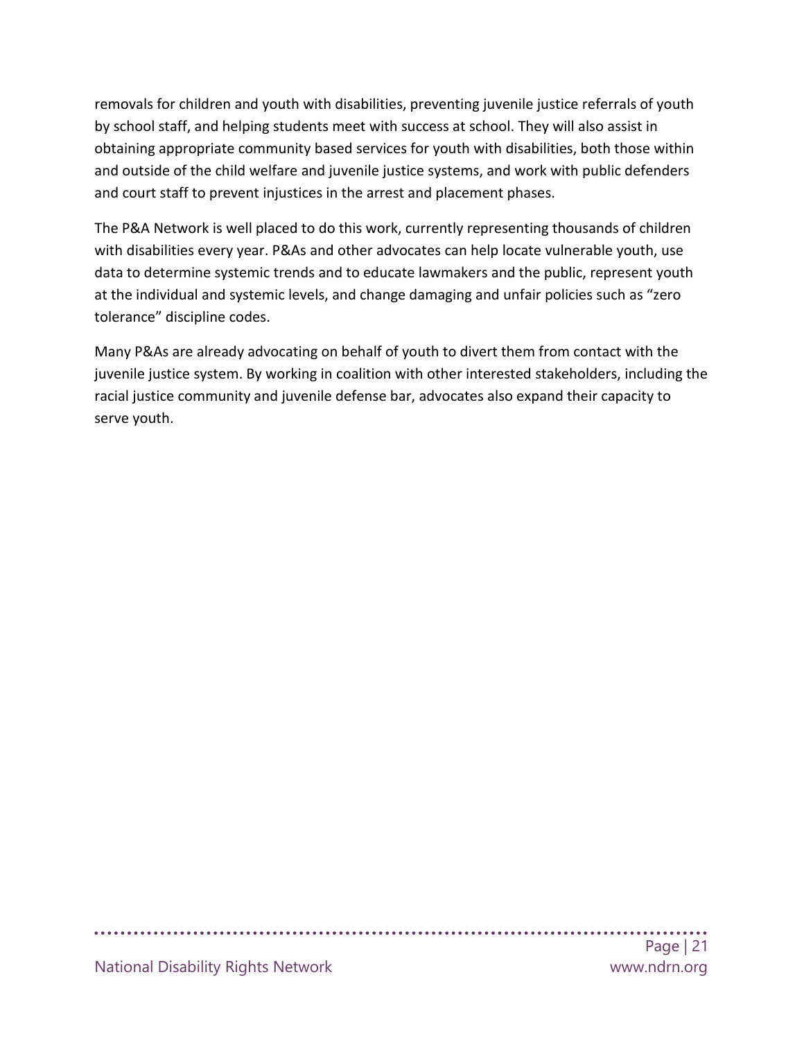removals for children and youth with disabilities, preventing juvenile justice referrals of youth by school staff, and helping students meet with success at school. They will also assist in obtaining appropriate community based services for youth with disabilities, both those within and outside of the child welfare and juvenile justice systems, and work with public defenders and court staff to prevent injustices in the arrest and placement phases.

The P&A Network is well placed to do this work, currently representing thousands of children with disabilities every year. P&As and other advocates can help locate vulnerable youth, use data to determine systemic trends and to educate lawmakers and the public, represent youth at the individual and systemic levels, and change damaging and unfair policies such as "zero tolerance" discipline codes.

Many P&As are already advocating on behalf of youth to divert them from contact with the juvenile justice system. By working in coalition with other interested stakeholders, including the racial justice community and juvenile defense bar, advocates also expand their capacity to serve youth.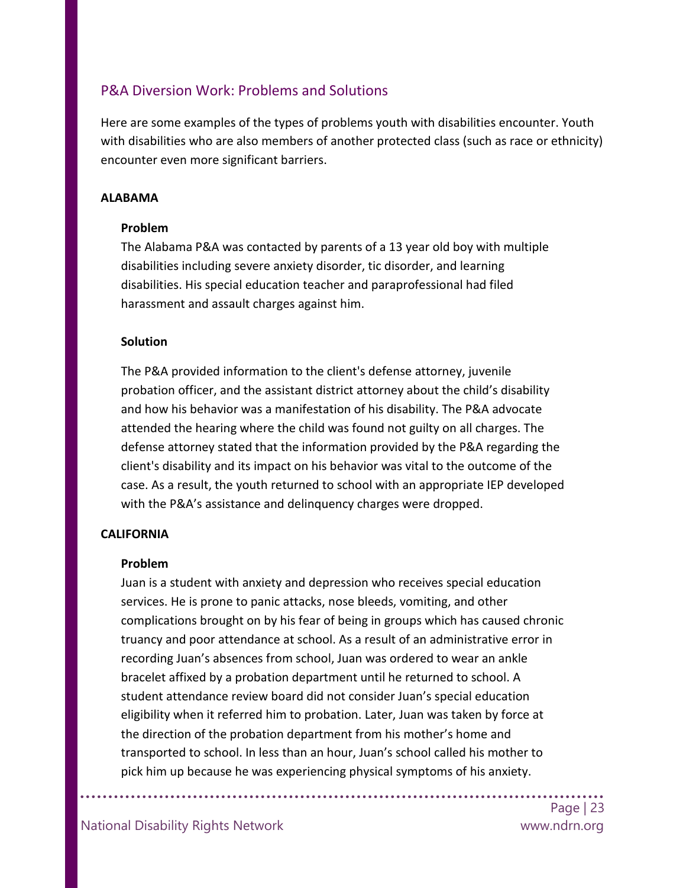## P&A Diversion Work: Problems and Solutions

Here are some examples of the types of problems youth with disabilities encounter. Youth with disabilities who are also members of another protected class (such as race or ethnicity) encounter even more significant barriers.

### ALABAMA

**Problem**

The Alabama P&A was contacted by parents of a 13 year old boy with multiple disabilities including severe anxiety disorder, tic disorder, and learning disabilities. His special education teacher and paraprofessional had filed harassment and assault charges against him.

**Solution**

The P&A provided information to the client's defense attorney, juvenile probation officer, and the assistant district attorney about the child's disability and how his behavior was a manifestation of his disability. The P&A advocate attended the hearing where the child was found not guilty on all charges. The defense attorney stated that the information provided by the P&A regarding the client's disability and its impact on his behavior was vital to the outcome of the case. As a result, the youth returned to school with an appropriate IEP developed with the P&A's assistance and delinquency charges were dropped.

### CALIFORNIA

**Problem**

Juan is a student with anxiety and depression who receives special education services. He is prone to panic attacks, nose bleeds, vomiting, and other complications brought on by his fear of being in groups which has caused chronic truancy and poor attendance at school. As a result of an administrative error in recording Juan's absences from school, Juan was ordered to wear an ankle bracelet affixed by a probation department until he returned to school. A student attendance review board did not consider Juan's special education eligibility when it referred him to probation. Later, Juan was taken by force at the direction of the probation department from his mother's home and transported to school. In less than an hour, Juan's school called his mother to pick him up because he was experiencing physical symptoms of his anxiety.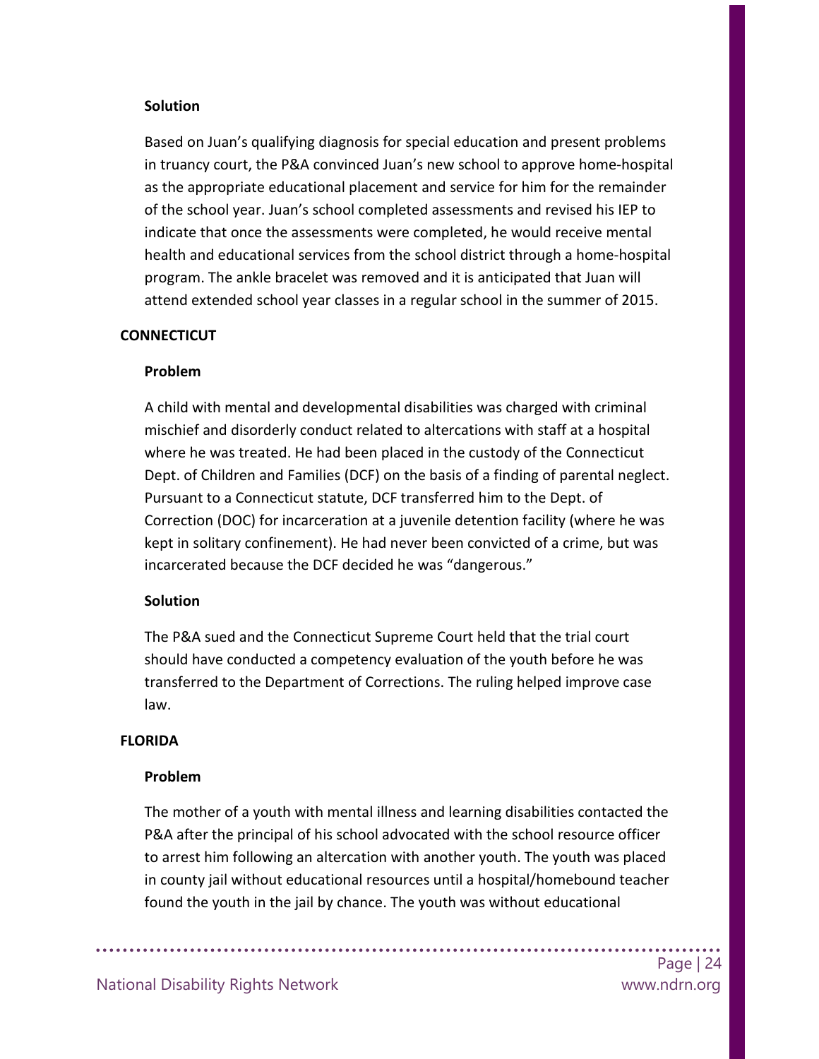#### Solution

Based on Juan's qualifying diagnosis for special education and present problems in truancy court, the P&A convinced Juan's new school to approve home-hospital as the appropriate educational placement and service for him for the remainder of the school year. Juan's school completed assessments and revised his IEP to indicate that once the assessments were completed, he would receive mental health and educational services from the school district through a home-hospital program. The ankle bracelet was removed and it is anticipated that Juan will attend extended school year classes in a regular school in the summer of 2015.

### CONNECTICUT

#### Problem

A child with mental and developmental disabilities was charged with criminal mischief and disorderly conduct related to altercations with staff at a hospital where he was treated. He had been placed in the custody of the Connecticut Dept. of Children and Families (DCF) on the basis of a finding of parental neglect. Pursuant to a Connecticut statute, DCF transferred him to the Dept. of Correction (DOC) for incarceration at a juvenile detention facility (where he was kept in solitary confinement). He had never been convicted of a crime, but was incarcerated because the DCF decided he was "dangerous."

#### Solution

The P&A sued and the Connecticut Supreme Court held that the trial court should have conducted a competency evaluation of the youth before he was transferred to the Department of Corrections. The ruling helped improve case law.

### FLORIDA

#### Problem

The mother of a youth with mental illness and learning disabilities contacted the P&A after the principal of his school advocated with the school resource officer to arrest him following an altercation with another youth. The youth was placed in county jail without educational resources until a hospital/homebound teacher found the youth in the jail by chance. The youth was without educational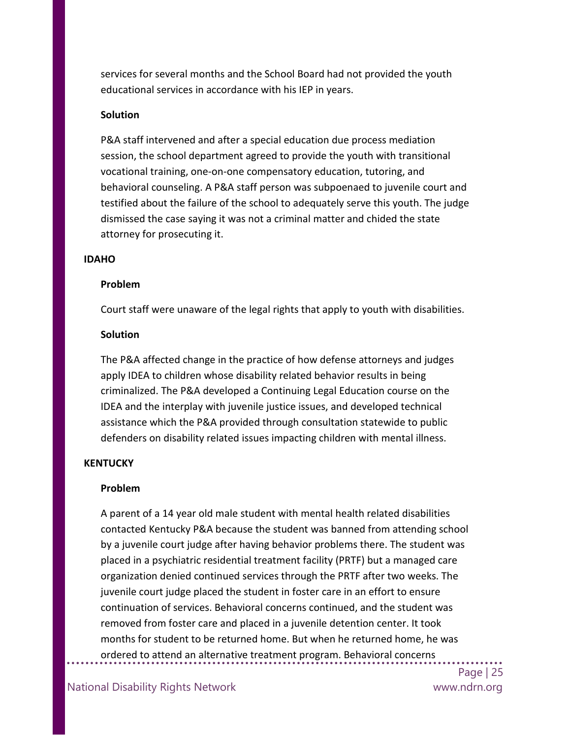services for several months and the School Board had not provided the youth educational services in accordance with his IEP in years.

**Solution**

P&A staff intervened and after a special education due process mediation session, the school department agreed to provide the youth with transitional vocational training, one-on-one compensatory education, tutoring, and behavioral counseling. A P&A staff person was subpoenaed to juvenile court and testified about the failure of the school to adequately serve this youth. The judge dismissed the case saying it was not a criminal matter and chided the state attorney for prosecuting it.

**IDAHO**

**Problem**

Court staff were unaware of the legal rights that apply to youth with disabilities.

**Solution**

The P&A affected change in the practice of how defense attorneys and judges apply IDEA to children whose disability related behavior results in being criminalized. The P&A developed a Continuing Legal Education course on the IDEA and the interplay with juvenile justice issues, and developed technical assistance which the P&A provided through consultation statewide to public defenders on disability related issues impacting children with mental illness.

**KENTUCKY**

**Problem**

A parent of a 14 year old male student with mental health related disabilities contacted Kentucky P&A because the student was banned from attending school by a juvenile court judge after having behavior problems there. The student was placed in a psychiatric residential treatment facility (PRTF) but a managed care organization denied continued services through the PRTF after two weeks. The juvenile court judge placed the student in foster care in an effort to ensure continuation of services. Behavioral concerns continued, and the student was removed from foster care and placed in a juvenile detention center. It took months for student to be returned home. But when he returned home, he was ordered to attend an alternative treatment program. Behavioral concerns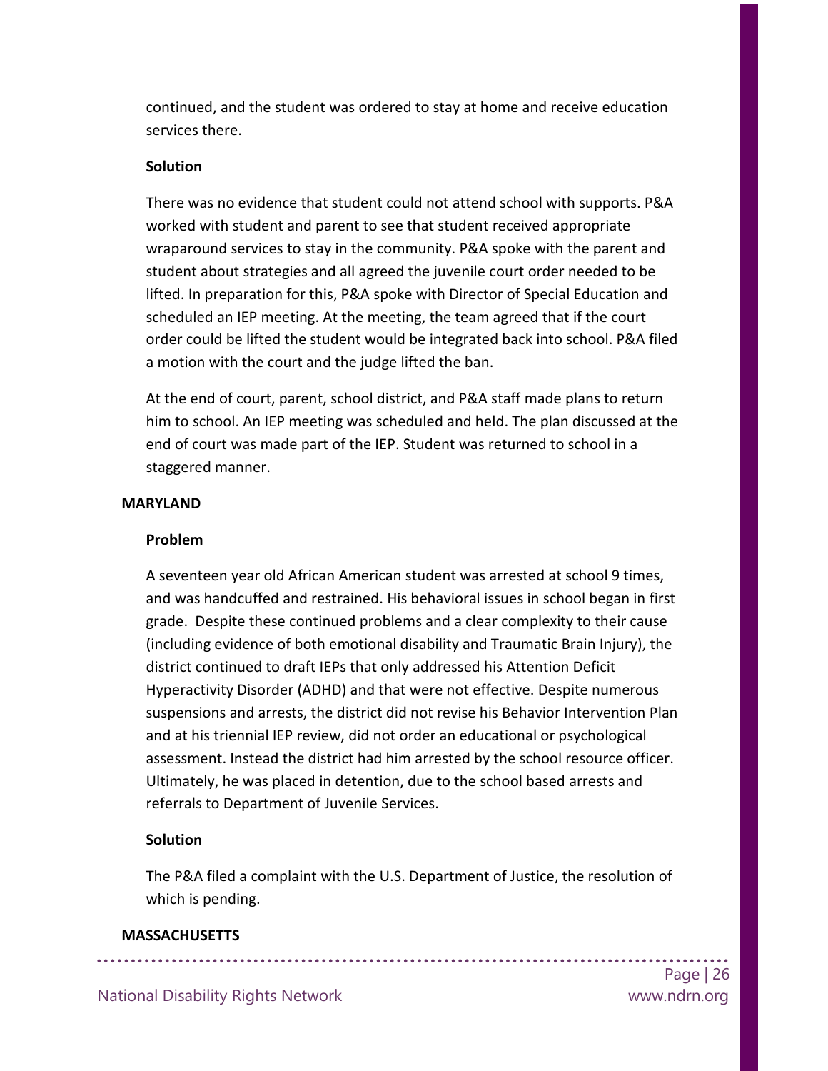continued, and the student was ordered to stay at home and receive education services there.

**Solution**

There was no evidence that student could not attend school with supports. P&A worked with student and parent to see that student received appropriate wraparound services to stay in the community. P&A spoke with the parent and student about strategies and all agreed the juvenile court order needed to be lifted. In preparation for this, P&A spoke with Director of Special Education and scheduled an IEP meeting. At the meeting, the team agreed that if the court order could be lifted the student would be integrated back into school. P&A filed a motion with the court and the judge lifted the ban.

At the end of court, parent, school district, and P&A staff made plans to return him to school. An IEP meeting was scheduled and held. The plan discussed at the end of court was made part of the IEP. Student was returned to school in a staggered manner.

**MARYLAND**

**Problem**

A seventeen year old African American student was arrested at school 9 times, and was handcuffed and restrained. His behavioral issues in school began in first grade. Despite these continued problems and a clear complexity to their cause (including evidence of both emotional disability and Traumatic Brain Injury), the district continued to draft IEPs that only addressed his Attention Deficit Hyperactivity Disorder (ADHD) and that were not effective. Despite numerous suspensions and arrests, the district did not revise his Behavior Intervention Plan and at his triennial IEP review, did not order an educational or psychological assessment. Instead the district had him arrested by the school resource officer. Ultimately, he was placed in detention, due to the school based arrests and referrals to Department of Juvenile Services.

**Solution**

The P&A filed a complaint with the U.S. Department of Justice, the resolution of which is pending.

**MASSACHUSETTS**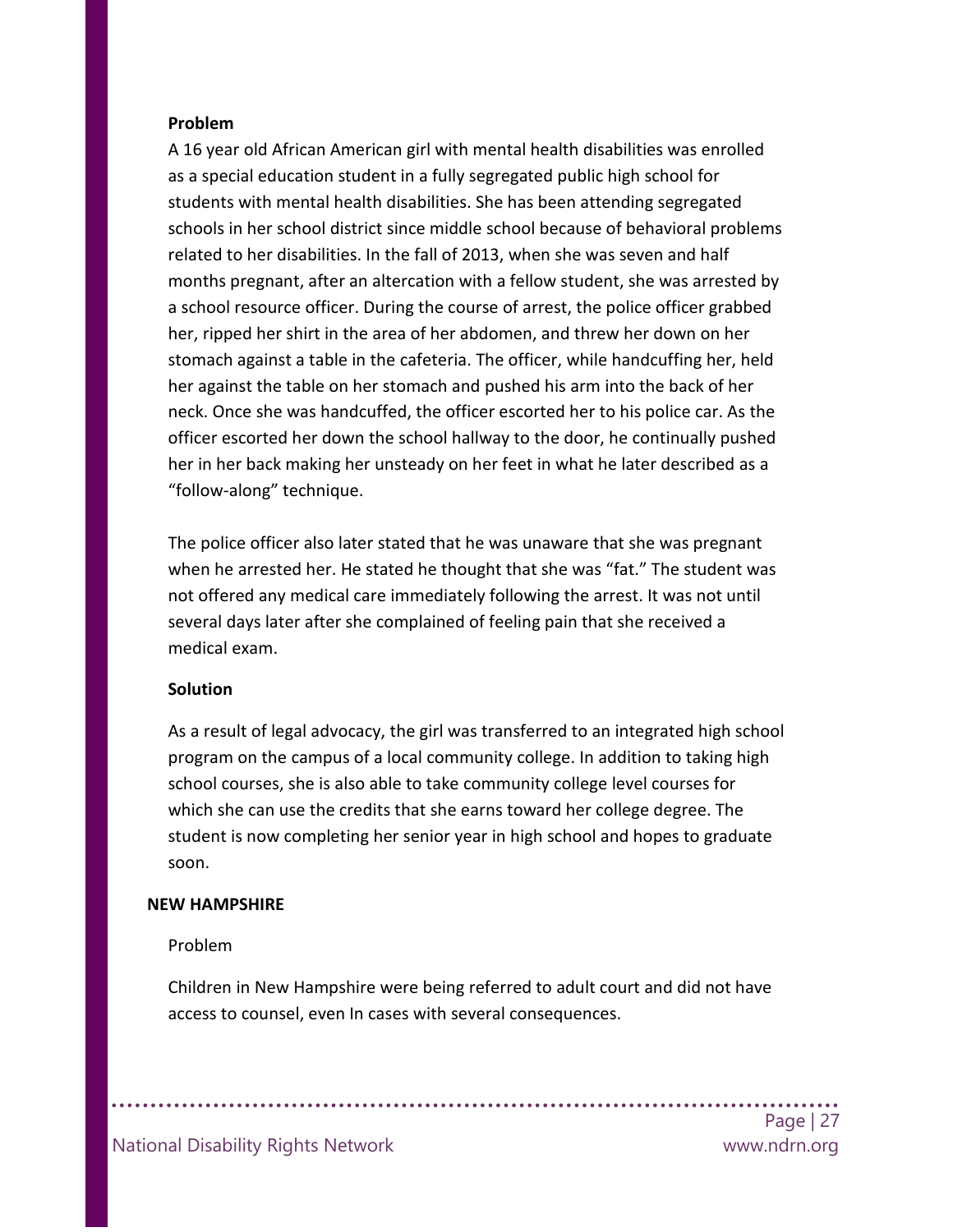**Problem**

A 16 year old African American girl with mental health disabilities was enrolled as a special education student in a fully segregated public high school for students with mental health disabilities. She has been attending segregated schools in her school district since middle school because of behavioral problems related to her disabilities. In the fall of 2013, when she was seven and half months pregnant, after an altercation with a fellow student, she was arrested by a school resource officer. During the course of arrest, the police officer grabbed her, ripped her shirt in the area of her abdomen, and threw her down on her stomach against a table in the cafeteria. The officer, while handcuffing her, held her against the table on her stomach and pushed his arm into the back of her neck. Once she was handcuffed, the officer escorted her to his police car. As the officer escorted her down the school hallway to the door, he continually pushed her in her back making her unsteady on her feet in what he later described as a "follow-along" technique.

The police officer also later stated that he was unaware that she was pregnant when he arrested her. He stated he thought that she was "fat." The student was not offered any medical care immediately following the arrest. It was not until several days later after she complained of feeling pain that she received a medical exam.

**Solution**

As a result of legal advocacy, the girl was transferred to an integrated high school program on the campus of a local community college. In addition to taking high school courses, she is also able to take community college level courses for which she can use the credits that she earns toward her college degree. The student is now completing her senior year in high school and hopes to graduate soon.

**NEW HAMPSHIRE**

Problem

Children in New Hampshire were being referred to adult court and did not have access to counsel, even In cases with several consequences.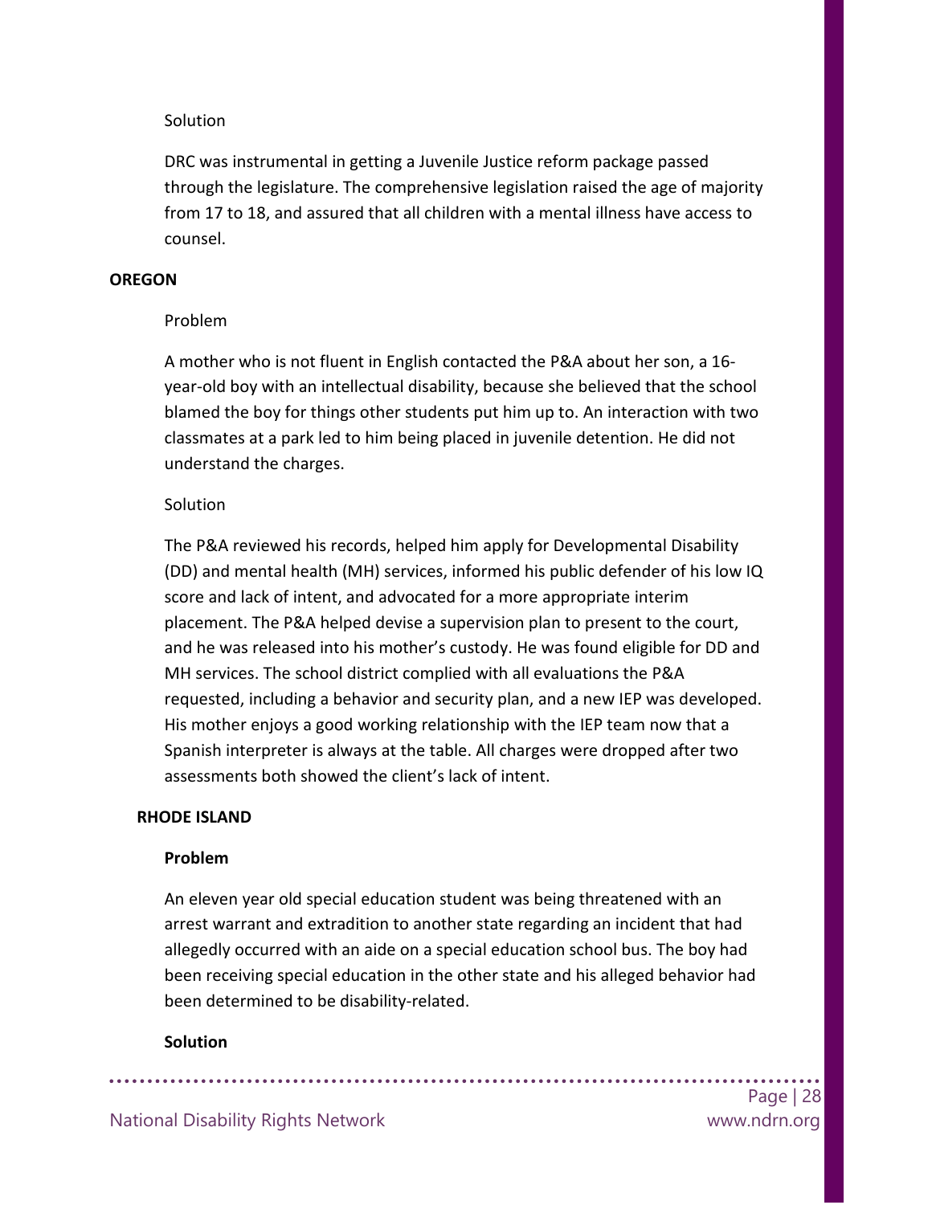Solution

DRC was instrumental in getting a Juvenile Justice reform package passed through the legislature. The comprehensive legislation raised the age of majority from 17 to 18, and assured that all children with a mental illness have access to counsel.

**OREGON**

Problem

A mother who is not fluent in English contacted the P&A about her son, a 16-year-old boy with an intellectual disability, because she believed that the school blamed the boy for things other students put him up to. An interaction with two classmates at a park led to him being placed in juvenile detention. He did not understand the charges.

Solution

The P&A reviewed his records, helped him apply for Developmental Disability (DD) and mental health (MH) services, informed his public defender of his low IQ score and lack of intent, and advocated for a more appropriate interim placement. The P&A helped devise a supervision plan to present to the court, and he was released into his mother's custody. He was found eligible for DD and MH services. The school district complied with all evaluations the P&A requested, including a behavior and security plan, and a new IEP was developed. His mother enjoys a good working relationship with the IEP team now that a Spanish interpreter is always at the table. All charges were dropped after two assessments both showed the client's lack of intent.

**RHODE ISLAND**

**Problem**

An eleven year old special education student was being threatened with an arrest warrant and extradition to another state regarding an incident that had allegedly occurred with an aide on a special education school bus. The boy had been receiving special education in the other state and his alleged behavior had been determined to be disability-related.

**Solution**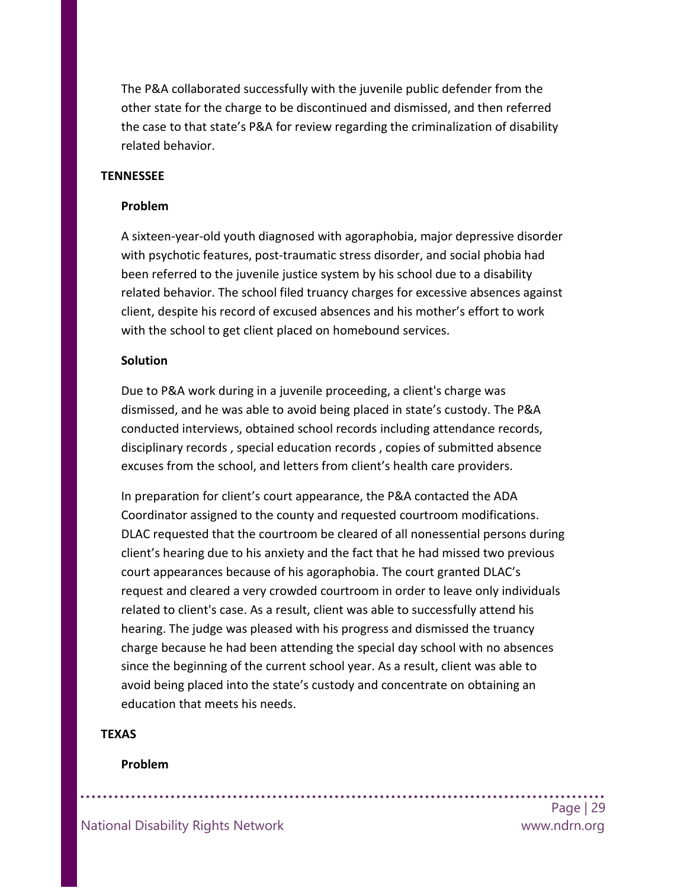The P&A collaborated successfully with the juvenile public defender from the other state for the charge to be discontinued and dismissed, and then referred the case to that state's P&A for review regarding the criminalization of disability related behavior.

### TENNESSEE

#### Problem

A sixteen-year-old youth diagnosed with agoraphobia, major depressive disorder with psychotic features, post-traumatic stress disorder, and social phobia had been referred to the juvenile justice system by his school due to a disability related behavior. The school filed truancy charges for excessive absences against client, despite his record of excused absences and his mother's effort to work with the school to get client placed on homebound services.

#### Solution

Due to P&A work during in a juvenile proceeding, a client's charge was dismissed, and he was able to avoid being placed in state's custody. The P&A conducted interviews, obtained school records including attendance records, disciplinary records , special education records , copies of submitted absence excuses from the school, and letters from client's health care providers.

In preparation for client's court appearance, the P&A contacted the ADA Coordinator assigned to the county and requested courtroom modifications. DLAC requested that the courtroom be cleared of all nonessential persons during client's hearing due to his anxiety and the fact that he had missed two previous court appearances because of his agoraphobia. The court granted DLAC's request and cleared a very crowded courtroom in order to leave only individuals related to client's case. As a result, client was able to successfully attend his hearing. The judge was pleased with his progress and dismissed the truancy charge because he had been attending the special day school with no absences since the beginning of the current school year. As a result, client was able to avoid being placed into the state's custody and concentrate on obtaining an education that meets his needs.

### TEXAS

#### Problem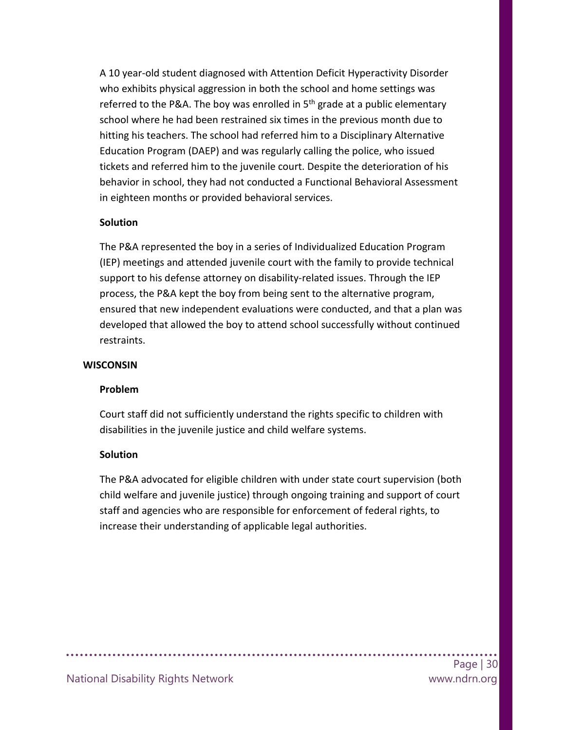A 10 year-old student diagnosed with Attention Deficit Hyperactivity Disorder who exhibits physical aggression in both the school and home settings was referred to the P&A. The boy was enrolled in 5th grade at a public elementary school where he had been restrained six times in the previous month due to hitting his teachers. The school had referred him to a Disciplinary Alternative Education Program (DAEP) and was regularly calling the police, who issued tickets and referred him to the juvenile court. Despite the deterioration of his behavior in school, they had not conducted a Functional Behavioral Assessment in eighteen months or provided behavioral services.

**Solution**

The P&A represented the boy in a series of Individualized Education Program (IEP) meetings and attended juvenile court with the family to provide technical support to his defense attorney on disability-related issues. Through the IEP process, the P&A kept the boy from being sent to the alternative program, ensured that new independent evaluations were conducted, and that a plan was developed that allowed the boy to attend school successfully without continued restraints.

**WISCONSIN**

**Problem**

Court staff did not sufficiently understand the rights specific to children with disabilities in the juvenile justice and child welfare systems.

**Solution**

The P&A advocated for eligible children with under state court supervision (both child welfare and juvenile justice) through ongoing training and support of court staff and agencies who are responsible for enforcement of federal rights, to increase their understanding of applicable legal authorities.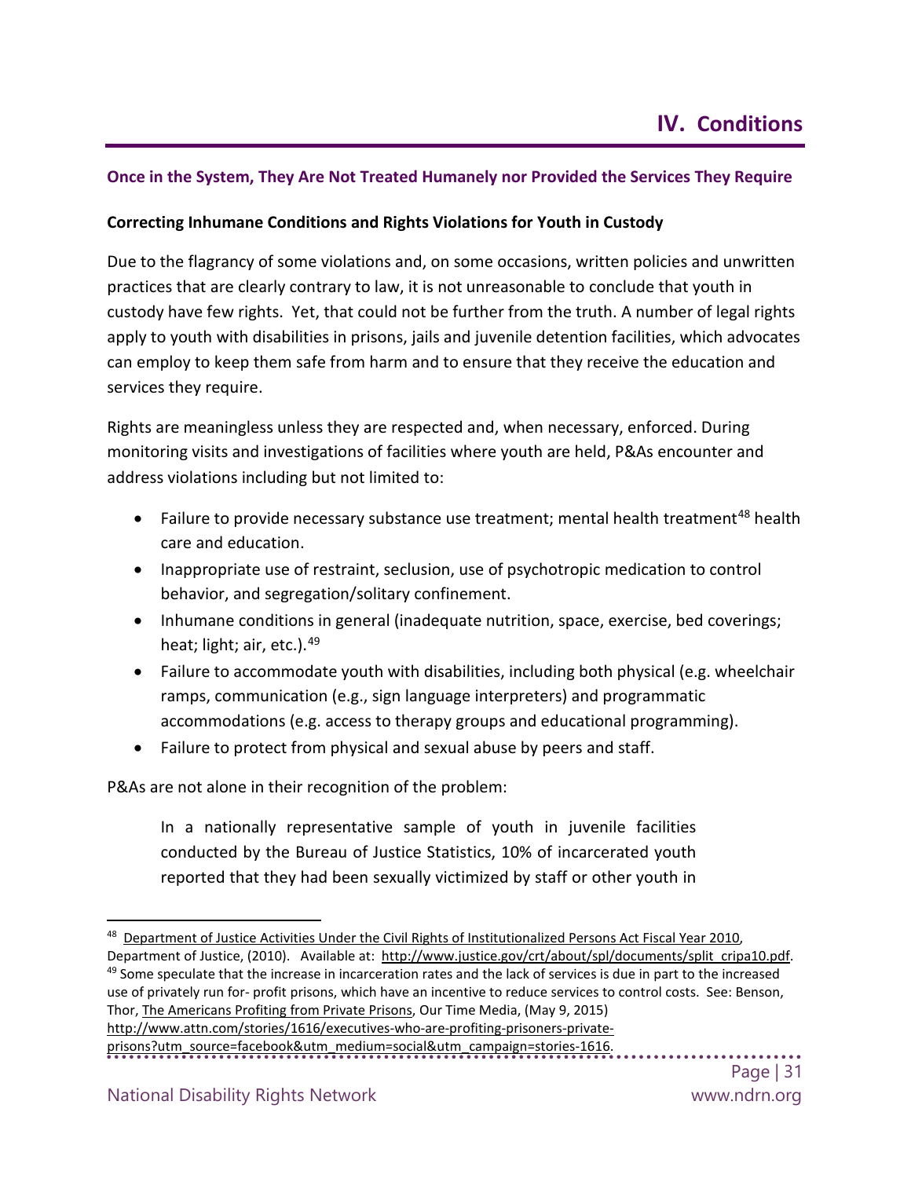# IV. Conditions

**Once in the System, They Are Not Treated Humanely nor Provided the Services They Require**

**Correcting Inhumane Conditions and Rights Violations for Youth in Custody**

Due to the flagrancy of some violations and, on some occasions, written policies and unwritten practices that are clearly contrary to law, it is not unreasonable to conclude that youth in custody have few rights. Yet, that could not be further from the truth. A number of legal rights apply to youth with disabilities in prisons, jails and juvenile detention facilities, which advocates can employ to keep them safe from harm and to ensure that they receive the education and services they require.

Rights are meaningless unless they are respected and, when necessary, enforced. During monitoring visits and investigations of facilities where youth are held, P&As encounter and address violations including but not limited to:

- Failure to provide necessary substance use treatment; mental health treatment[48] health care and education.
- Inappropriate use of restraint, seclusion, use of psychotropic medication to control behavior, and segregation/solitary confinement.
- Inhumane conditions in general (inadequate nutrition, space, exercise, bed coverings; heat; light; air, etc.).[49]
- Failure to accommodate youth with disabilities, including both physical (e.g. wheelchair ramps, communication (e.g., sign language interpreters) and programmatic accommodations (e.g. access to therapy groups and educational programming).
- Failure to protect from physical and sexual abuse by peers and staff.

P&As are not alone in their recognition of the problem:

> In a nationally representative sample of youth in juvenile facilities conducted by the Bureau of Justice Statistics, 10% of incarcerated youth reported that they had been sexually victimized by staff or other youth in

---

[48] Department of Justice Activities Under the Civil Rights of Institutionalized Persons Act Fiscal Year 2010, Department of Justice, (2010). Available at: http://www.justice.gov/crt/about/spl/documents/split_cripa10.pdf.

[49] Some speculate that the increase in incarceration rates and the lack of services is due in part to the increased use of privately run for- profit prisons, which have an incentive to reduce services to control costs. See: Benson, Thor, The Americans Profiting from Private Prisons, Our Time Media, (May 9, 2015) http://www.attn.com/stories/1616/executives-who-are-profiting-prisoners-private-prisons?utm_source=facebook&utm_medium=social&utm_campaign=stories-1616.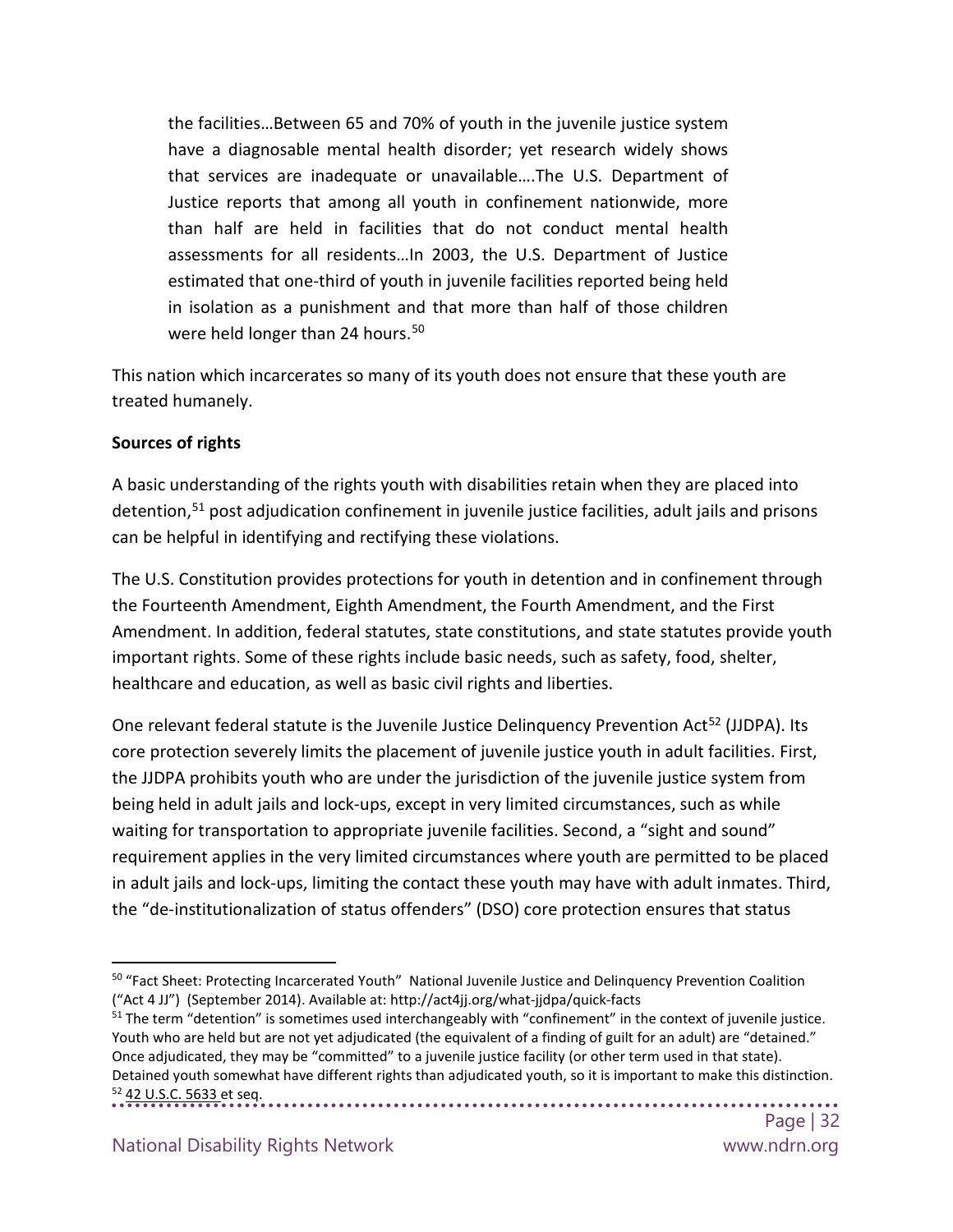> the facilities…Between 65 and 70% of youth in the juvenile justice system have a diagnosable mental health disorder; yet research widely shows that services are inadequate or unavailable….The U.S. Department of Justice reports that among all youth in confinement nationwide, more than half are held in facilities that do not conduct mental health assessments for all residents…In 2003, the U.S. Department of Justice estimated that one-third of youth in juvenile facilities reported being held in isolation as a punishment and that more than half of those children were held longer than 24 hours.[50]

This nation which incarcerates so many of its youth does not ensure that these youth are treated humanely.

**Sources of rights**

A basic understanding of the rights youth with disabilities retain when they are placed into detention,[51] post adjudication confinement in juvenile justice facilities, adult jails and prisons can be helpful in identifying and rectifying these violations.

The U.S. Constitution provides protections for youth in detention and in confinement through the Fourteenth Amendment, Eighth Amendment, the Fourth Amendment, and the First Amendment. In addition, federal statutes, state constitutions, and state statutes provide youth important rights. Some of these rights include basic needs, such as safety, food, shelter, healthcare and education, as well as basic civil rights and liberties.

One relevant federal statute is the Juvenile Justice Delinquency Prevention Act[52] (JJDPA). Its core protection severely limits the placement of juvenile justice youth in adult facilities. First, the JJDPA prohibits youth who are under the jurisdiction of the juvenile justice system from being held in adult jails and lock-ups, except in very limited circumstances, such as while waiting for transportation to appropriate juvenile facilities. Second, a "sight and sound" requirement applies in the very limited circumstances where youth are permitted to be placed in adult jails and lock-ups, limiting the contact these youth may have with adult inmates. Third, the "de-institutionalization of status offenders" (DSO) core protection ensures that status

---

[50] "Fact Sheet: Protecting Incarcerated Youth" National Juvenile Justice and Delinquency Prevention Coalition ("Act 4 JJ") (September 2014). Available at: http://act4jj.org/what-jjdpa/quick-facts

[51] The term "detention" is sometimes used interchangeably with "confinement" in the context of juvenile justice. Youth who are held but are not yet adjudicated (the equivalent of a finding of guilt for an adult) are "detained." Once adjudicated, they may be "committed" to a juvenile justice facility (or other term used in that state). Detained youth somewhat have different rights than adjudicated youth, so it is important to make this distinction.

[52] 42 U.S.C. 5633 et seq.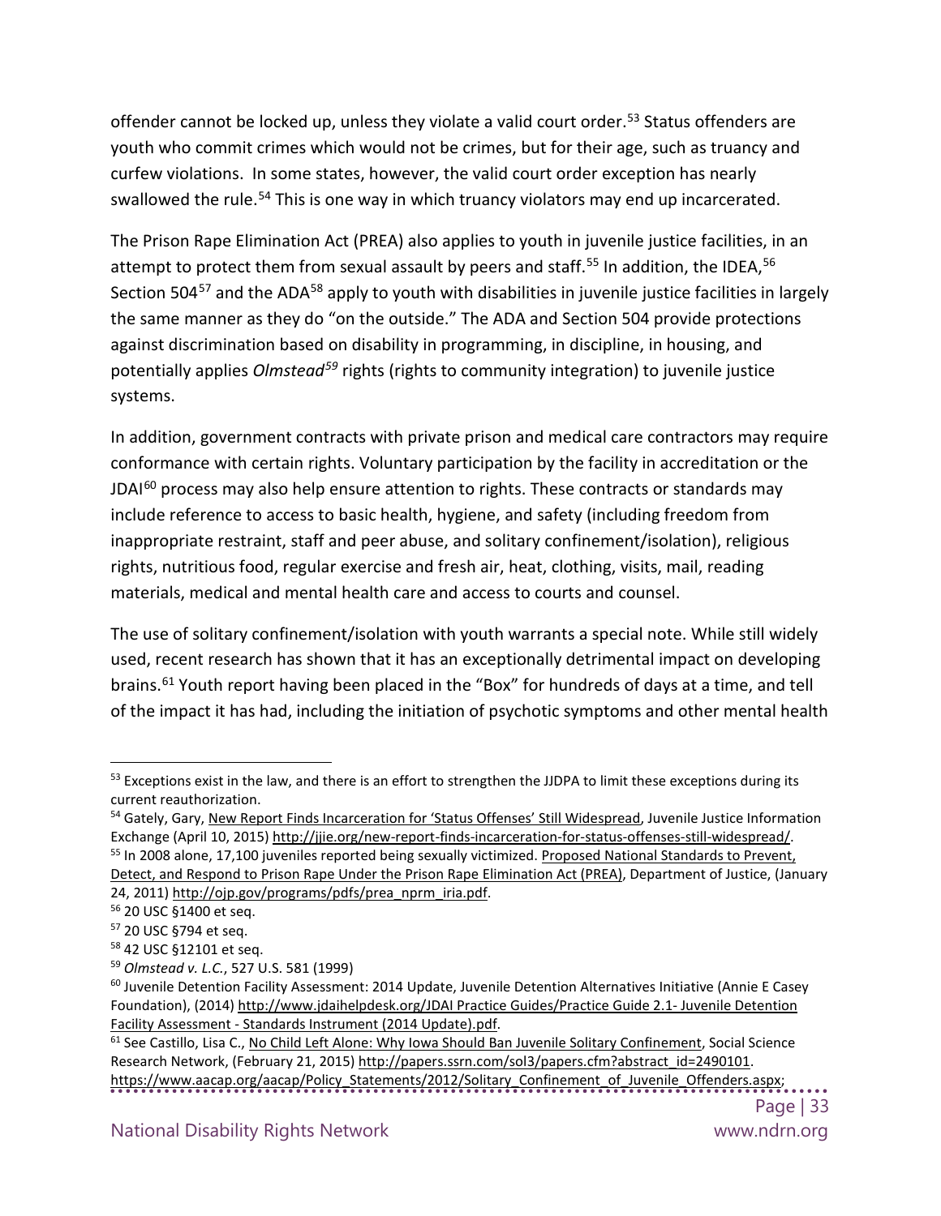offender cannot be locked up, unless they violate a valid court order.[53] Status offenders are youth who commit crimes which would not be crimes, but for their age, such as truancy and curfew violations. In some states, however, the valid court order exception has nearly swallowed the rule.[54] This is one way in which truancy violators may end up incarcerated.

The Prison Rape Elimination Act (PREA) also applies to youth in juvenile justice facilities, in an attempt to protect them from sexual assault by peers and staff.[55] In addition, the IDEA,[56] Section 504[57] and the ADA[58] apply to youth with disabilities in juvenile justice facilities in largely the same manner as they do "on the outside." The ADA and Section 504 provide protections against discrimination based on disability in programming, in discipline, in housing, and potentially applies *Olmstead*[59] rights (rights to community integration) to juvenile justice systems.

In addition, government contracts with private prison and medical care contractors may require conformance with certain rights. Voluntary participation by the facility in accreditation or the JDAI[60] process may also help ensure attention to rights. These contracts or standards may include reference to access to basic health, hygiene, and safety (including freedom from inappropriate restraint, staff and peer abuse, and solitary confinement/isolation), religious rights, nutritious food, regular exercise and fresh air, heat, clothing, visits, mail, reading materials, medical and mental health care and access to courts and counsel.

The use of solitary confinement/isolation with youth warrants a special note. While still widely used, recent research has shown that it has an exceptionally detrimental impact on developing brains.[61] Youth report having been placed in the "Box" for hundreds of days at a time, and tell of the impact it has had, including the initiation of psychotic symptoms and other mental health

---

[53] Exceptions exist in the law, and there is an effort to strengthen the JJDPA to limit these exceptions during its current reauthorization.

[54] Gately, Gary, New Report Finds Incarceration for 'Status Offenses' Still Widespread, Juvenile Justice Information Exchange (April 10, 2015) http://jjie.org/new-report-finds-incarceration-for-status-offenses-still-widespread/.

[55] In 2008 alone, 17,100 juveniles reported being sexually victimized. Proposed National Standards to Prevent, Detect, and Respond to Prison Rape Under the Prison Rape Elimination Act (PREA), Department of Justice, (January 24, 2011) http://ojp.gov/programs/pdfs/prea_nprm_iria.pdf.

[56] 20 USC §1400 et seq.

[57] 20 USC §794 et seq.

[58] 42 USC §12101 et seq.

[59] *Olmstead v. L.C.*, 527 U.S. 581 (1999)

[60] Juvenile Detention Facility Assessment: 2014 Update, Juvenile Detention Alternatives Initiative (Annie E Casey Foundation), (2014) http://www.jdaihelpdesk.org/JDAI Practice Guides/Practice Guide 2.1- Juvenile Detention Facility Assessment - Standards Instrument (2014 Update).pdf.

[61] See Castillo, Lisa C., No Child Left Alone: Why Iowa Should Ban Juvenile Solitary Confinement, Social Science Research Network, (February 21, 2015) http://papers.ssrn.com/sol3/papers.cfm?abstract_id=2490101. https://www.aacap.org/aacap/Policy_Statements/2012/Solitary_Confinement_of_Juvenile_Offenders.aspx;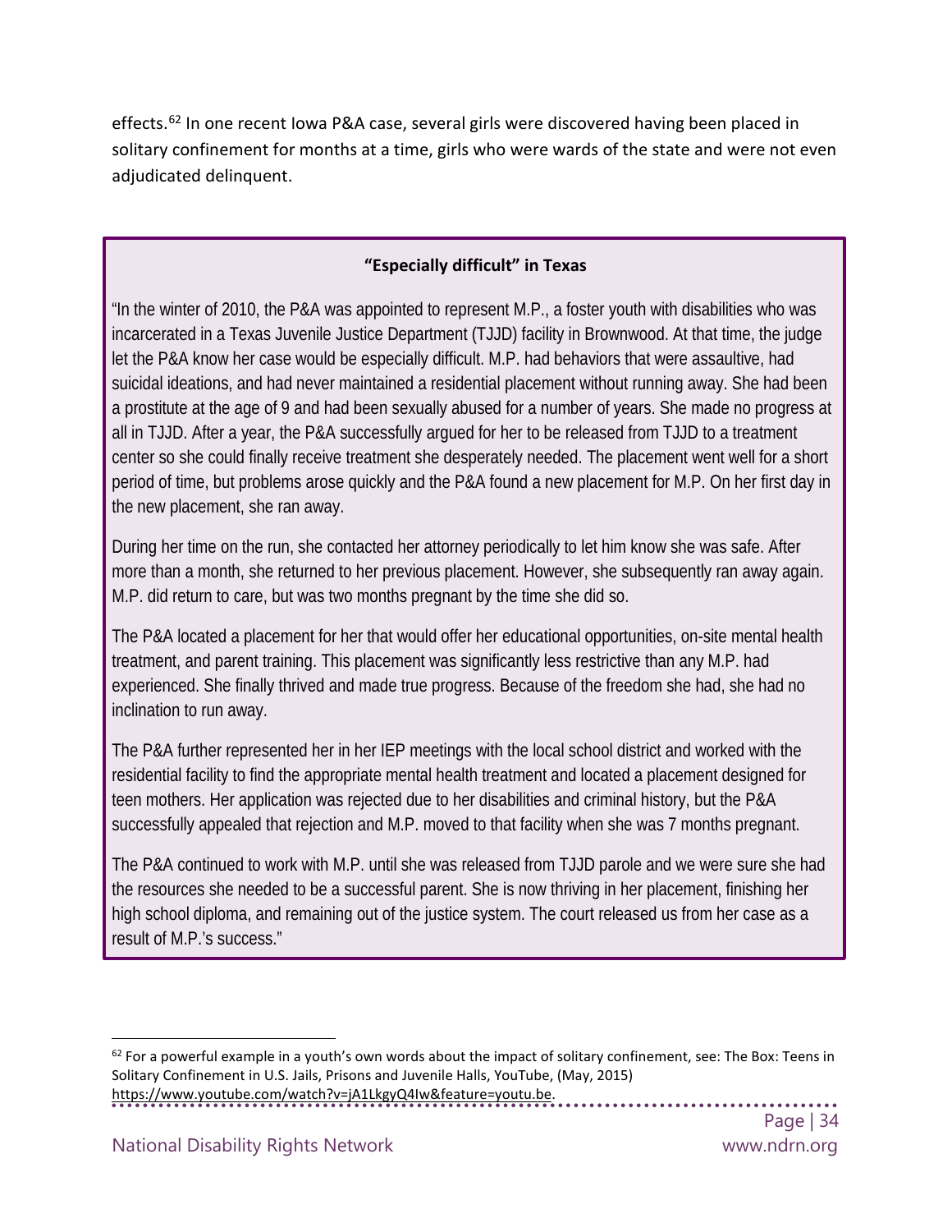effects.[62] In one recent Iowa P&A case, several girls were discovered having been placed in solitary confinement for months at a time, girls who were wards of the state and were not even adjudicated delinquent.

**"Especially difficult" in Texas**

"In the winter of 2010, the P&A was appointed to represent M.P., a foster youth with disabilities who was incarcerated in a Texas Juvenile Justice Department (TJJD) facility in Brownwood. At that time, the judge let the P&A know her case would be especially difficult. M.P. had behaviors that were assaultive, had suicidal ideations, and had never maintained a residential placement without running away. She had been a prostitute at the age of 9 and had been sexually abused for a number of years. She made no progress at all in TJJD. After a year, the P&A successfully argued for her to be released from TJJD to a treatment center so she could finally receive treatment she desperately needed. The placement went well for a short period of time, but problems arose quickly and the P&A found a new placement for M.P. On her first day in the new placement, she ran away.

During her time on the run, she contacted her attorney periodically to let him know she was safe. After more than a month, she returned to her previous placement. However, she subsequently ran away again. M.P. did return to care, but was two months pregnant by the time she did so.

The P&A located a placement for her that would offer her educational opportunities, on-site mental health treatment, and parent training. This placement was significantly less restrictive than any M.P. had experienced. She finally thrived and made true progress. Because of the freedom she had, she had no inclination to run away.

The P&A further represented her in her IEP meetings with the local school district and worked with the residential facility to find the appropriate mental health treatment and located a placement designed for teen mothers. Her application was rejected due to her disabilities and criminal history, but the P&A successfully appealed that rejection and M.P. moved to that facility when she was 7 months pregnant.

The P&A continued to work with M.P. until she was released from TJJD parole and we were sure she had the resources she needed to be a successful parent. She is now thriving in her placement, finishing her high school diploma, and remaining out of the justice system. The court released us from her case as a result of M.P.'s success."

---

[62] For a powerful example in a youth's own words about the impact of solitary confinement, see: The Box: Teens in Solitary Confinement in U.S. Jails, Prisons and Juvenile Halls, YouTube, (May, 2015) https://www.youtube.com/watch?v=jA1LkgyQ4Iw&feature=youtu.be.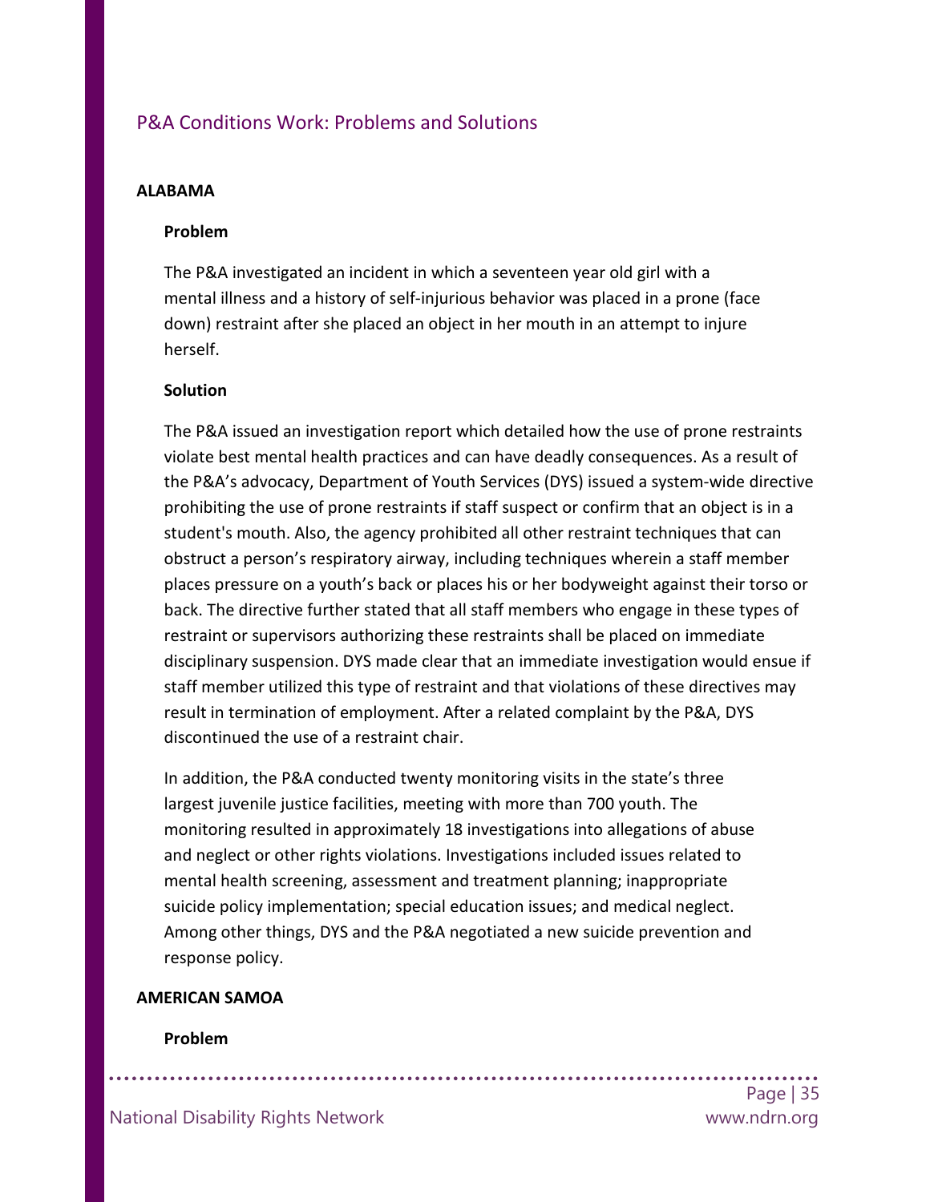## P&A Conditions Work: Problems and Solutions

**ALABAMA**

**Problem**

The P&A investigated an incident in which a seventeen year old girl with a mental illness and a history of self-injurious behavior was placed in a prone (face down) restraint after she placed an object in her mouth in an attempt to injure herself.

**Solution**

The P&A issued an investigation report which detailed how the use of prone restraints violate best mental health practices and can have deadly consequences. As a result of the P&A's advocacy, Department of Youth Services (DYS) issued a system-wide directive prohibiting the use of prone restraints if staff suspect or confirm that an object is in a student's mouth. Also, the agency prohibited all other restraint techniques that can obstruct a person's respiratory airway, including techniques wherein a staff member places pressure on a youth's back or places his or her bodyweight against their torso or back. The directive further stated that all staff members who engage in these types of restraint or supervisors authorizing these restraints shall be placed on immediate disciplinary suspension. DYS made clear that an immediate investigation would ensue if staff member utilized this type of restraint and that violations of these directives may result in termination of employment. After a related complaint by the P&A, DYS discontinued the use of a restraint chair.

In addition, the P&A conducted twenty monitoring visits in the state's three largest juvenile justice facilities, meeting with more than 700 youth. The monitoring resulted in approximately 18 investigations into allegations of abuse and neglect or other rights violations. Investigations included issues related to mental health screening, assessment and treatment planning; inappropriate suicide policy implementation; special education issues; and medical neglect. Among other things, DYS and the P&A negotiated a new suicide prevention and response policy.

**AMERICAN SAMOA**

**Problem**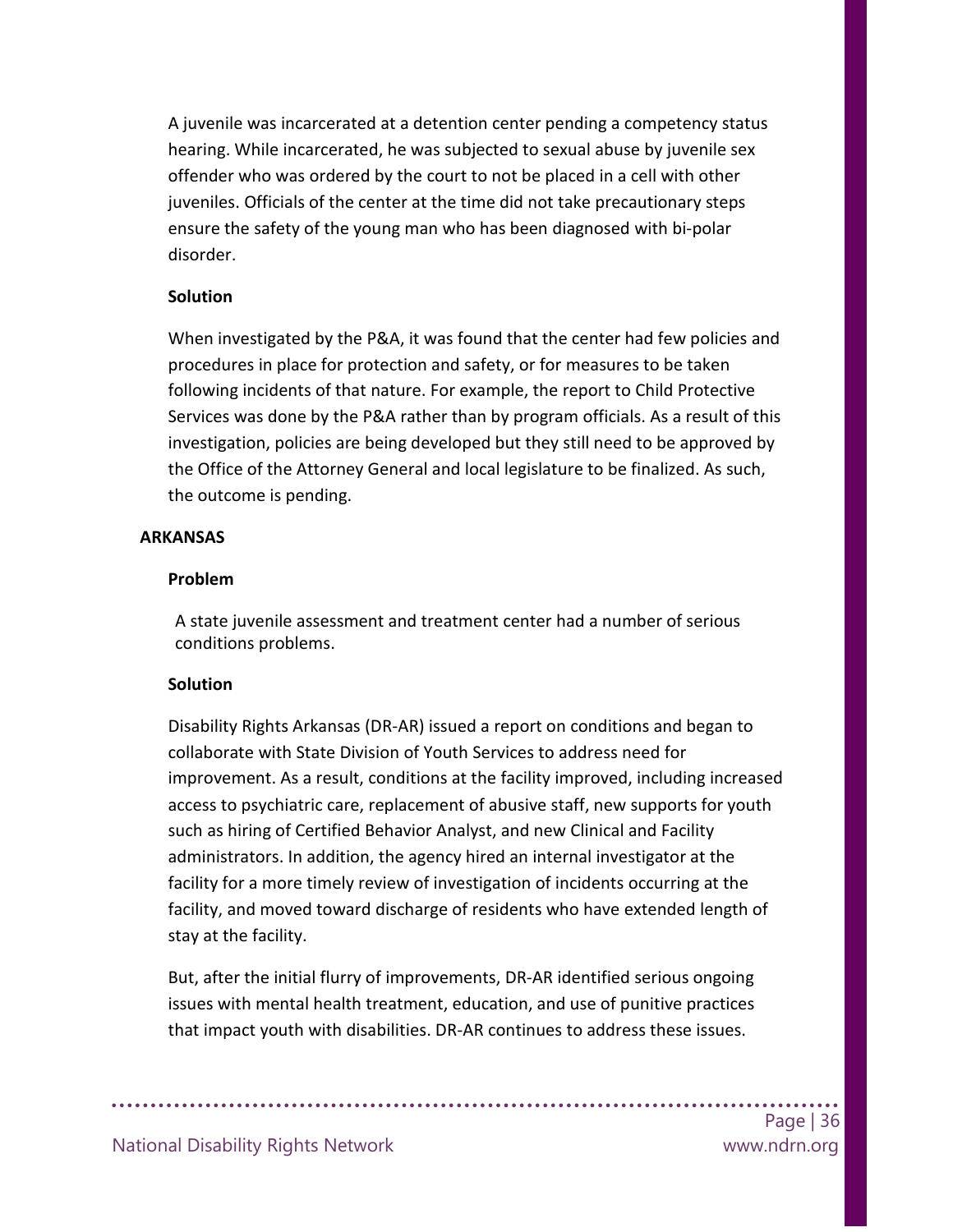A juvenile was incarcerated at a detention center pending a competency status hearing. While incarcerated, he was subjected to sexual abuse by juvenile sex offender who was ordered by the court to not be placed in a cell with other juveniles. Officials of the center at the time did not take precautionary steps ensure the safety of the young man who has been diagnosed with bi-polar disorder.

**Solution**

When investigated by the P&A, it was found that the center had few policies and procedures in place for protection and safety, or for measures to be taken following incidents of that nature. For example, the report to Child Protective Services was done by the P&A rather than by program officials. As a result of this investigation, policies are being developed but they still need to be approved by the Office of the Attorney General and local legislature to be finalized. As such, the outcome is pending.

**ARKANSAS**

**Problem**

A state juvenile assessment and treatment center had a number of serious conditions problems.

**Solution**

Disability Rights Arkansas (DR-AR) issued a report on conditions and began to collaborate with State Division of Youth Services to address need for improvement. As a result, conditions at the facility improved, including increased access to psychiatric care, replacement of abusive staff, new supports for youth such as hiring of Certified Behavior Analyst, and new Clinical and Facility administrators. In addition, the agency hired an internal investigator at the facility for a more timely review of investigation of incidents occurring at the facility, and moved toward discharge of residents who have extended length of stay at the facility.

But, after the initial flurry of improvements, DR-AR identified serious ongoing issues with mental health treatment, education, and use of punitive practices that impact youth with disabilities. DR-AR continues to address these issues.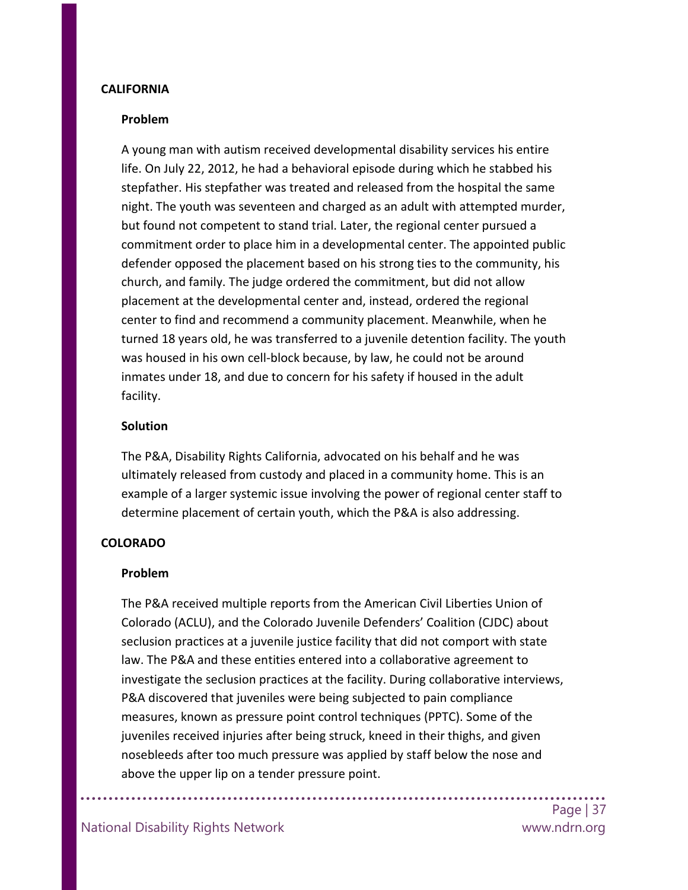**CALIFORNIA**

**Problem**

A young man with autism received developmental disability services his entire life. On July 22, 2012, he had a behavioral episode during which he stabbed his stepfather. His stepfather was treated and released from the hospital the same night. The youth was seventeen and charged as an adult with attempted murder, but found not competent to stand trial. Later, the regional center pursued a commitment order to place him in a developmental center. The appointed public defender opposed the placement based on his strong ties to the community, his church, and family. The judge ordered the commitment, but did not allow placement at the developmental center and, instead, ordered the regional center to find and recommend a community placement. Meanwhile, when he turned 18 years old, he was transferred to a juvenile detention facility. The youth was housed in his own cell-block because, by law, he could not be around inmates under 18, and due to concern for his safety if housed in the adult facility.

**Solution**

The P&A, Disability Rights California, advocated on his behalf and he was ultimately released from custody and placed in a community home. This is an example of a larger systemic issue involving the power of regional center staff to determine placement of certain youth, which the P&A is also addressing.

**COLORADO**

**Problem**

The P&A received multiple reports from the American Civil Liberties Union of Colorado (ACLU), and the Colorado Juvenile Defenders' Coalition (CJDC) about seclusion practices at a juvenile justice facility that did not comport with state law. The P&A and these entities entered into a collaborative agreement to investigate the seclusion practices at the facility. During collaborative interviews, P&A discovered that juveniles were being subjected to pain compliance measures, known as pressure point control techniques (PPTC). Some of the juveniles received injuries after being struck, kneed in their thighs, and given nosebleeds after too much pressure was applied by staff below the nose and above the upper lip on a tender pressure point.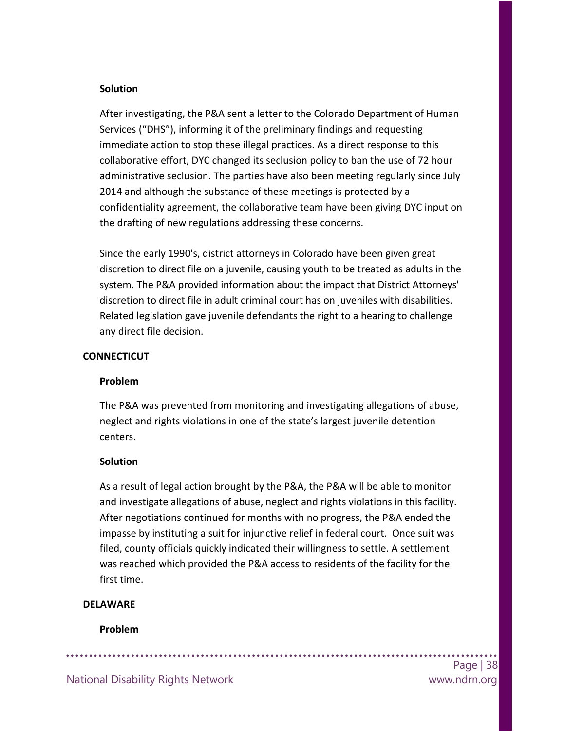#### Solution

After investigating, the P&A sent a letter to the Colorado Department of Human Services ("DHS"), informing it of the preliminary findings and requesting immediate action to stop these illegal practices. As a direct response to this collaborative effort, DYC changed its seclusion policy to ban the use of 72 hour administrative seclusion. The parties have also been meeting regularly since July 2014 and although the substance of these meetings is protected by a confidentiality agreement, the collaborative team have been giving DYC input on the drafting of new regulations addressing these concerns.

Since the early 1990's, district attorneys in Colorado have been given great discretion to direct file on a juvenile, causing youth to be treated as adults in the system. The P&A provided information about the impact that District Attorneys' discretion to direct file in adult criminal court has on juveniles with disabilities. Related legislation gave juvenile defendants the right to a hearing to challenge any direct file decision.

### CONNECTICUT

#### Problem

The P&A was prevented from monitoring and investigating allegations of abuse, neglect and rights violations in one of the state's largest juvenile detention centers.

#### Solution

As a result of legal action brought by the P&A, the P&A will be able to monitor and investigate allegations of abuse, neglect and rights violations in this facility. After negotiations continued for months with no progress, the P&A ended the impasse by instituting a suit for injunctive relief in federal court. Once suit was filed, county officials quickly indicated their willingness to settle. A settlement was reached which provided the P&A access to residents of the facility for the first time.

### DELAWARE

#### Problem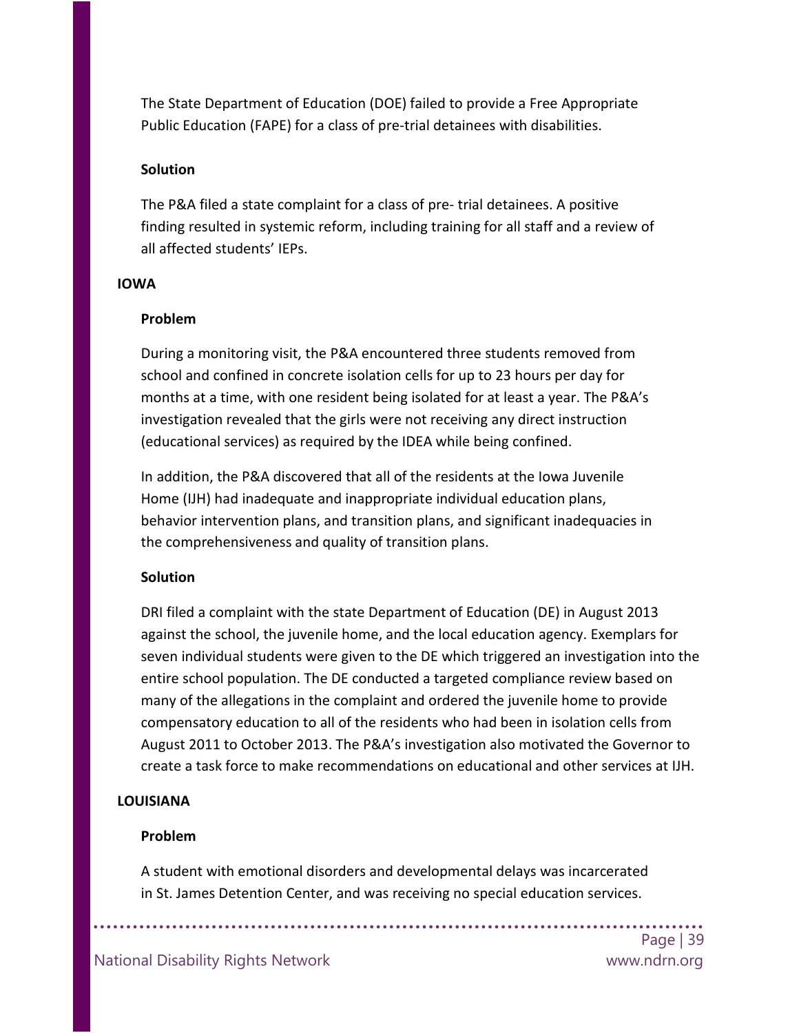The State Department of Education (DOE) failed to provide a Free Appropriate Public Education (FAPE) for a class of pre-trial detainees with disabilities.

**Solution**

The P&A filed a state complaint for a class of pre- trial detainees. A positive finding resulted in systemic reform, including training for all staff and a review of all affected students' IEPs.

**IOWA**

**Problem**

During a monitoring visit, the P&A encountered three students removed from school and confined in concrete isolation cells for up to 23 hours per day for months at a time, with one resident being isolated for at least a year. The P&A's investigation revealed that the girls were not receiving any direct instruction (educational services) as required by the IDEA while being confined.

In addition, the P&A discovered that all of the residents at the Iowa Juvenile Home (IJH) had inadequate and inappropriate individual education plans, behavior intervention plans, and transition plans, and significant inadequacies in the comprehensiveness and quality of transition plans.

**Solution**

DRI filed a complaint with the state Department of Education (DE) in August 2013 against the school, the juvenile home, and the local education agency. Exemplars for seven individual students were given to the DE which triggered an investigation into the entire school population. The DE conducted a targeted compliance review based on many of the allegations in the complaint and ordered the juvenile home to provide compensatory education to all of the residents who had been in isolation cells from August 2011 to October 2013. The P&A's investigation also motivated the Governor to create a task force to make recommendations on educational and other services at IJH.

**LOUISIANA**

**Problem**

A student with emotional disorders and developmental delays was incarcerated in St. James Detention Center, and was receiving no special education services.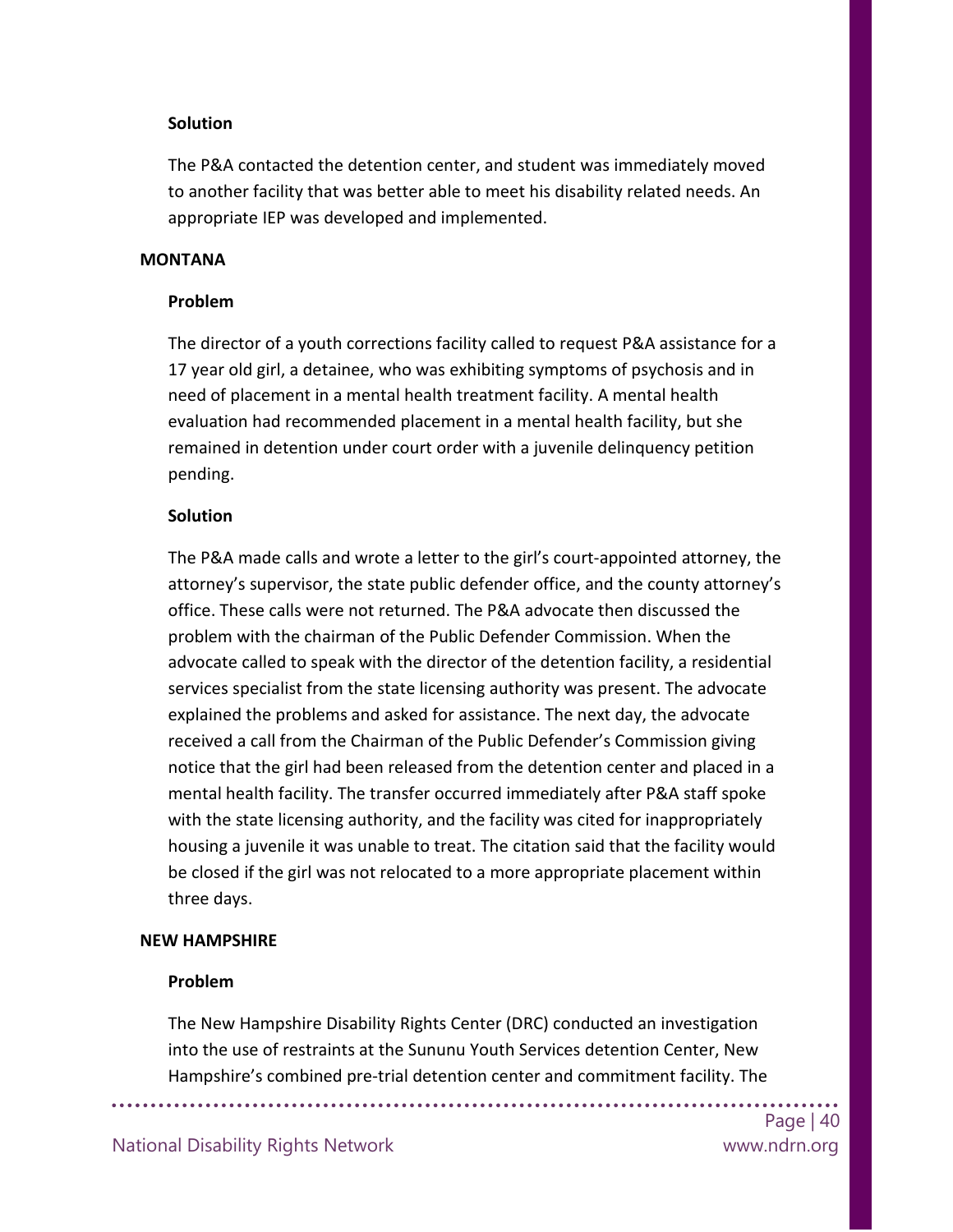#### Solution

The P&A contacted the detention center, and student was immediately moved to another facility that was better able to meet his disability related needs. An appropriate IEP was developed and implemented.

### MONTANA

#### Problem

The director of a youth corrections facility called to request P&A assistance for a 17 year old girl, a detainee, who was exhibiting symptoms of psychosis and in need of placement in a mental health treatment facility. A mental health evaluation had recommended placement in a mental health facility, but she remained in detention under court order with a juvenile delinquency petition pending.

#### Solution

The P&A made calls and wrote a letter to the girl's court-appointed attorney, the attorney's supervisor, the state public defender office, and the county attorney's office. These calls were not returned. The P&A advocate then discussed the problem with the chairman of the Public Defender Commission. When the advocate called to speak with the director of the detention facility, a residential services specialist from the state licensing authority was present. The advocate explained the problems and asked for assistance. The next day, the advocate received a call from the Chairman of the Public Defender's Commission giving notice that the girl had been released from the detention center and placed in a mental health facility. The transfer occurred immediately after P&A staff spoke with the state licensing authority, and the facility was cited for inappropriately housing a juvenile it was unable to treat. The citation said that the facility would be closed if the girl was not relocated to a more appropriate placement within three days.

### NEW HAMPSHIRE

#### Problem

The New Hampshire Disability Rights Center (DRC) conducted an investigation into the use of restraints at the Sununu Youth Services detention Center, New Hampshire's combined pre-trial detention center and commitment facility. The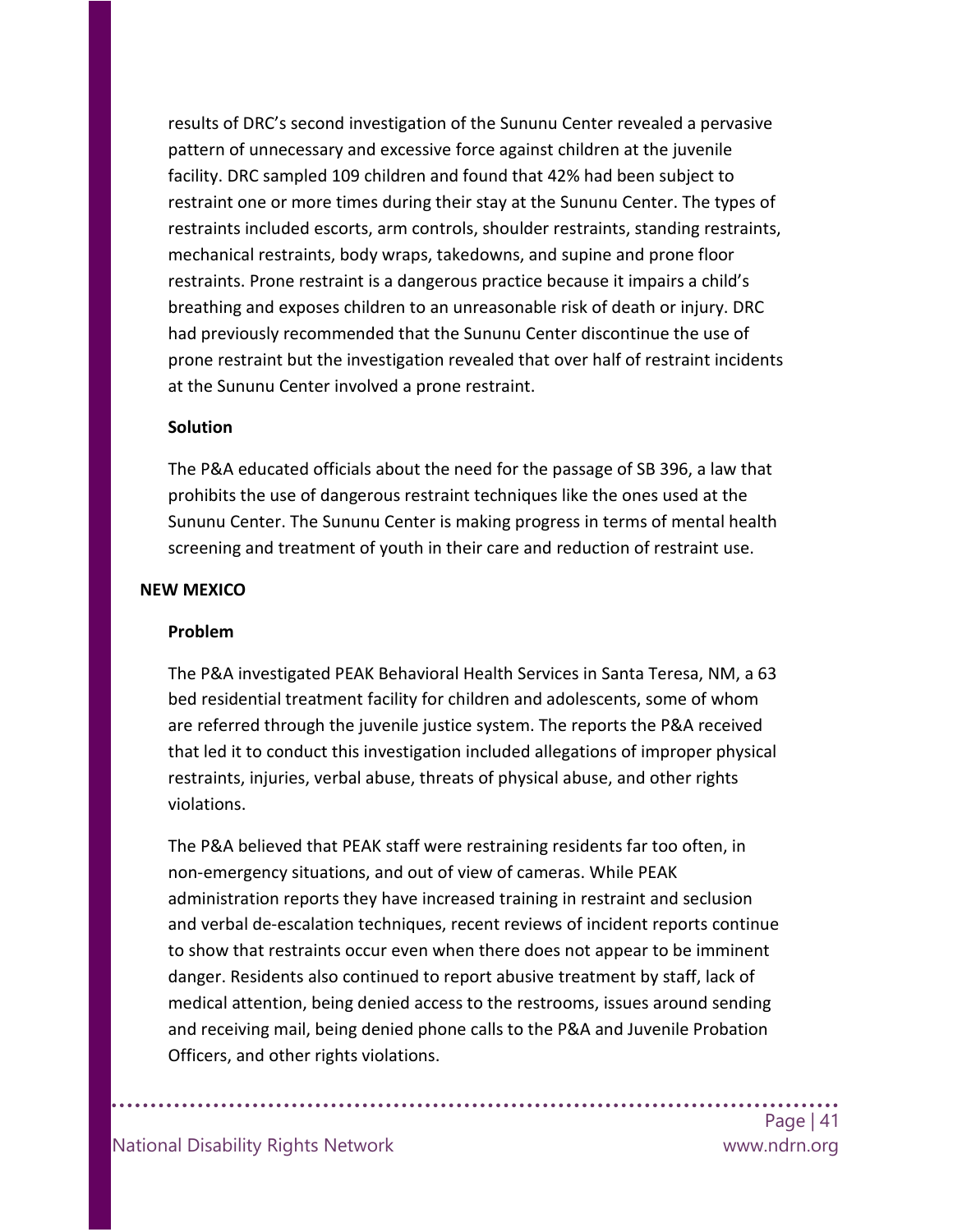results of DRC's second investigation of the Sununu Center revealed a pervasive pattern of unnecessary and excessive force against children at the juvenile facility. DRC sampled 109 children and found that 42% had been subject to restraint one or more times during their stay at the Sununu Center. The types of restraints included escorts, arm controls, shoulder restraints, standing restraints, mechanical restraints, body wraps, takedowns, and supine and prone floor restraints. Prone restraint is a dangerous practice because it impairs a child's breathing and exposes children to an unreasonable risk of death or injury. DRC had previously recommended that the Sununu Center discontinue the use of prone restraint but the investigation revealed that over half of restraint incidents at the Sununu Center involved a prone restraint.

#### Solution

The P&A educated officials about the need for the passage of SB 396, a law that prohibits the use of dangerous restraint techniques like the ones used at the Sununu Center. The Sununu Center is making progress in terms of mental health screening and treatment of youth in their care and reduction of restraint use.

### NEW MEXICO

#### Problem

The P&A investigated PEAK Behavioral Health Services in Santa Teresa, NM, a 63 bed residential treatment facility for children and adolescents, some of whom are referred through the juvenile justice system. The reports the P&A received that led it to conduct this investigation included allegations of improper physical restraints, injuries, verbal abuse, threats of physical abuse, and other rights violations.

The P&A believed that PEAK staff were restraining residents far too often, in non-emergency situations, and out of view of cameras. While PEAK administration reports they have increased training in restraint and seclusion and verbal de-escalation techniques, recent reviews of incident reports continue to show that restraints occur even when there does not appear to be imminent danger. Residents also continued to report abusive treatment by staff, lack of medical attention, being denied access to the restrooms, issues around sending and receiving mail, being denied phone calls to the P&A and Juvenile Probation Officers, and other rights violations.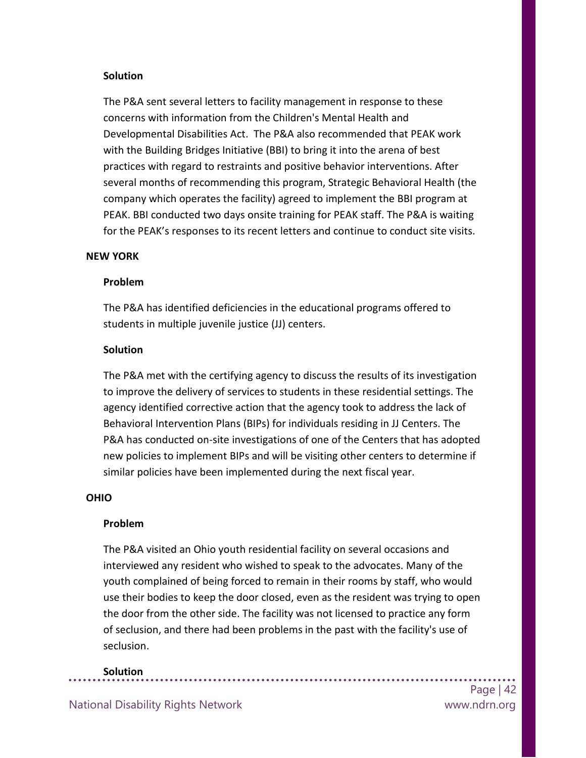**Solution**

The P&A sent several letters to facility management in response to these concerns with information from the Children's Mental Health and Developmental Disabilities Act. The P&A also recommended that PEAK work with the Building Bridges Initiative (BBI) to bring it into the arena of best practices with regard to restraints and positive behavior interventions. After several months of recommending this program, Strategic Behavioral Health (the company which operates the facility) agreed to implement the BBI program at PEAK. BBI conducted two days onsite training for PEAK staff. The P&A is waiting for the PEAK's responses to its recent letters and continue to conduct site visits.

**NEW YORK**

**Problem**

The P&A has identified deficiencies in the educational programs offered to students in multiple juvenile justice (JJ) centers.

**Solution**

The P&A met with the certifying agency to discuss the results of its investigation to improve the delivery of services to students in these residential settings. The agency identified corrective action that the agency took to address the lack of Behavioral Intervention Plans (BIPs) for individuals residing in JJ Centers. The P&A has conducted on-site investigations of one of the Centers that has adopted new policies to implement BIPs and will be visiting other centers to determine if similar policies have been implemented during the next fiscal year.

**OHIO**

**Problem**

The P&A visited an Ohio youth residential facility on several occasions and interviewed any resident who wished to speak to the advocates. Many of the youth complained of being forced to remain in their rooms by staff, who would use their bodies to keep the door closed, even as the resident was trying to open the door from the other side. The facility was not licensed to practice any form of seclusion, and there had been problems in the past with the facility's use of seclusion.

**Solution**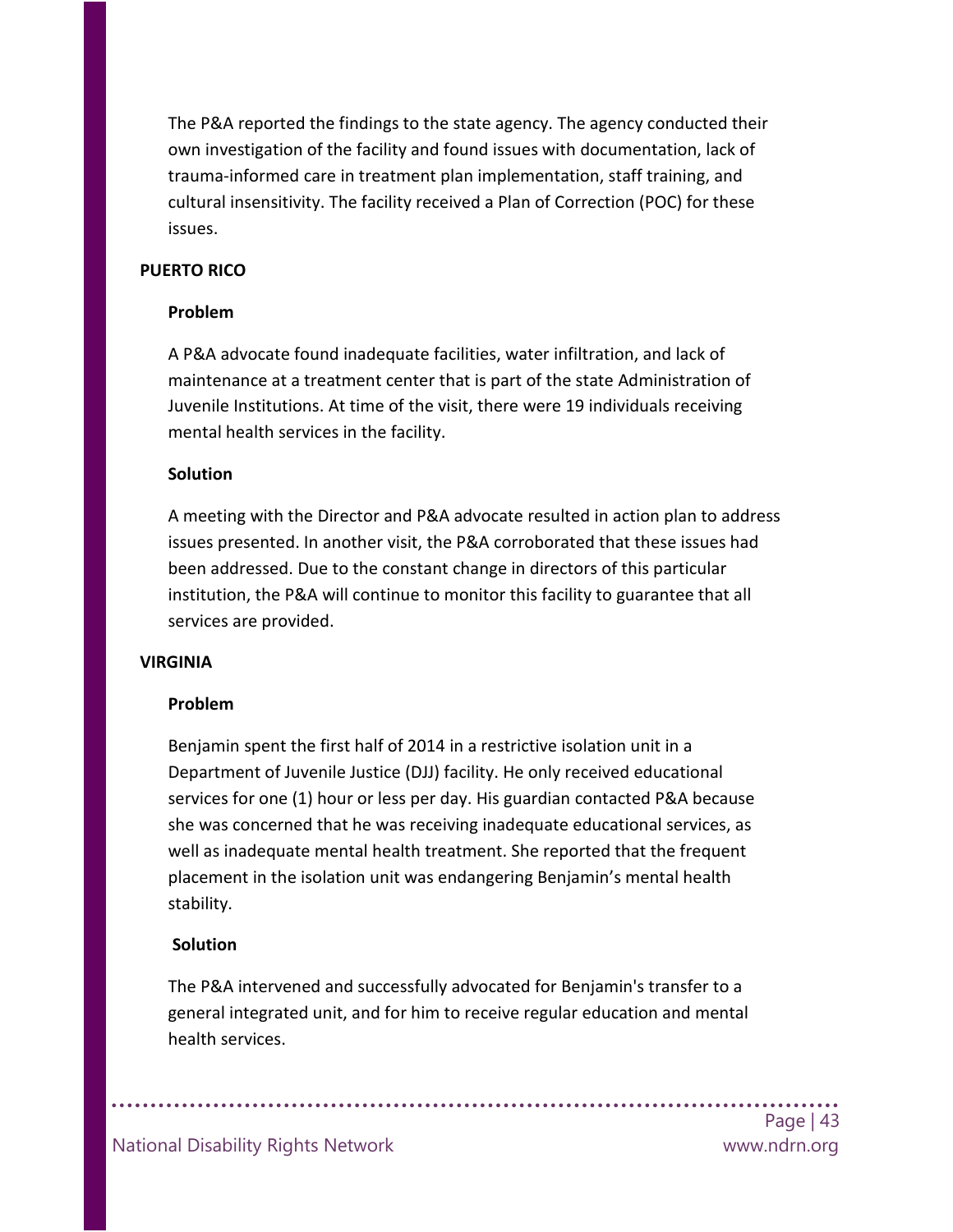The P&A reported the findings to the state agency. The agency conducted their own investigation of the facility and found issues with documentation, lack of trauma-informed care in treatment plan implementation, staff training, and cultural insensitivity. The facility received a Plan of Correction (POC) for these issues.

### PUERTO RICO

#### Problem

A P&A advocate found inadequate facilities, water infiltration, and lack of maintenance at a treatment center that is part of the state Administration of Juvenile Institutions. At time of the visit, there were 19 individuals receiving mental health services in the facility.

#### Solution

A meeting with the Director and P&A advocate resulted in action plan to address issues presented. In another visit, the P&A corroborated that these issues had been addressed. Due to the constant change in directors of this particular institution, the P&A will continue to monitor this facility to guarantee that all services are provided.

### VIRGINIA

#### Problem

Benjamin spent the first half of 2014 in a restrictive isolation unit in a Department of Juvenile Justice (DJJ) facility. He only received educational services for one (1) hour or less per day. His guardian contacted P&A because she was concerned that he was receiving inadequate educational services, as well as inadequate mental health treatment. She reported that the frequent placement in the isolation unit was endangering Benjamin's mental health stability.

#### Solution

The P&A intervened and successfully advocated for Benjamin's transfer to a general integrated unit, and for him to receive regular education and mental health services.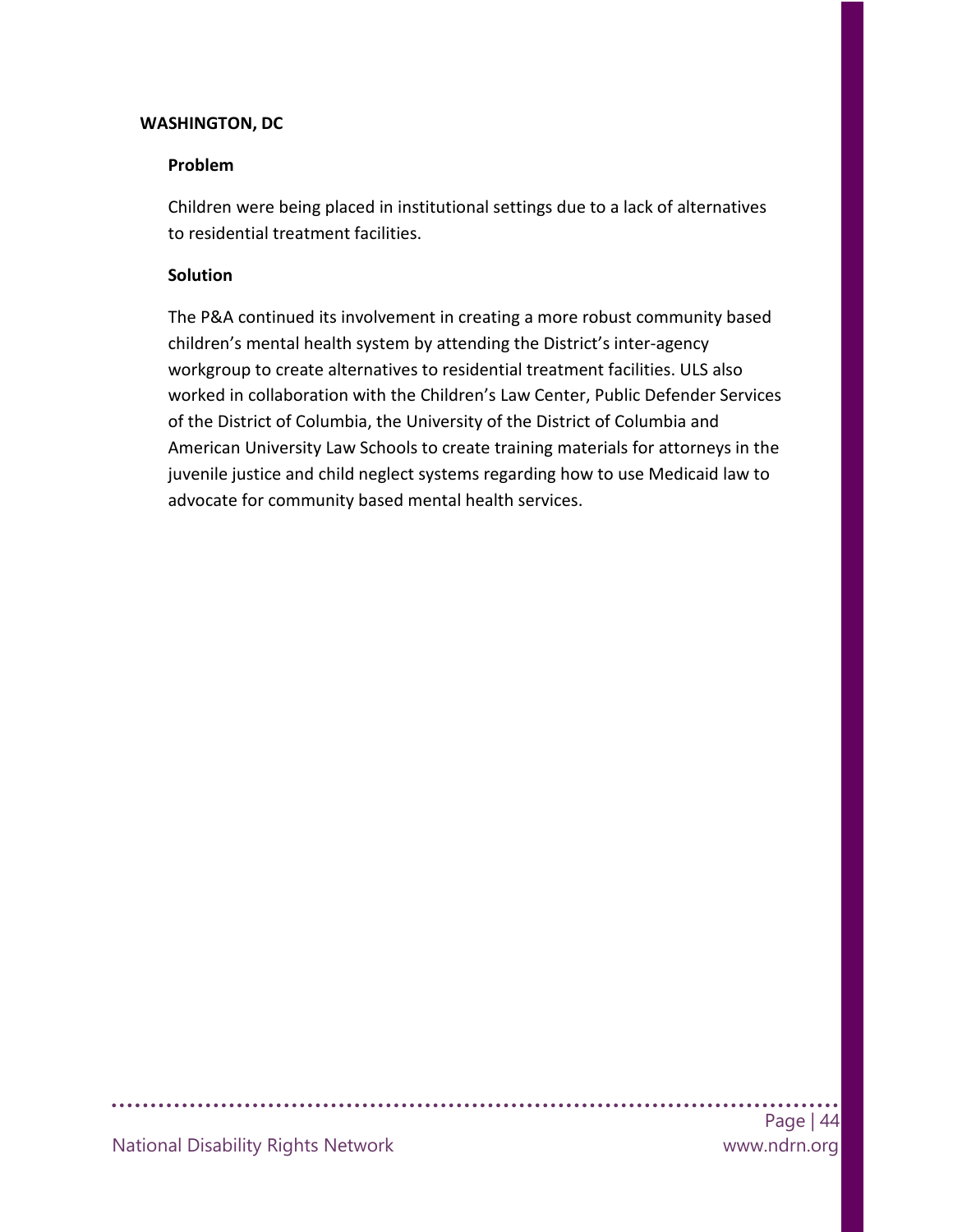## WASHINGTON, DC

### Problem

Children were being placed in institutional settings due to a lack of alternatives to residential treatment facilities.

### Solution

The P&A continued its involvement in creating a more robust community based children's mental health system by attending the District's inter-agency workgroup to create alternatives to residential treatment facilities. ULS also worked in collaboration with the Children's Law Center, Public Defender Services of the District of Columbia, the University of the District of Columbia and American University Law Schools to create training materials for attorneys in the juvenile justice and child neglect systems regarding how to use Medicaid law to advocate for community based mental health services.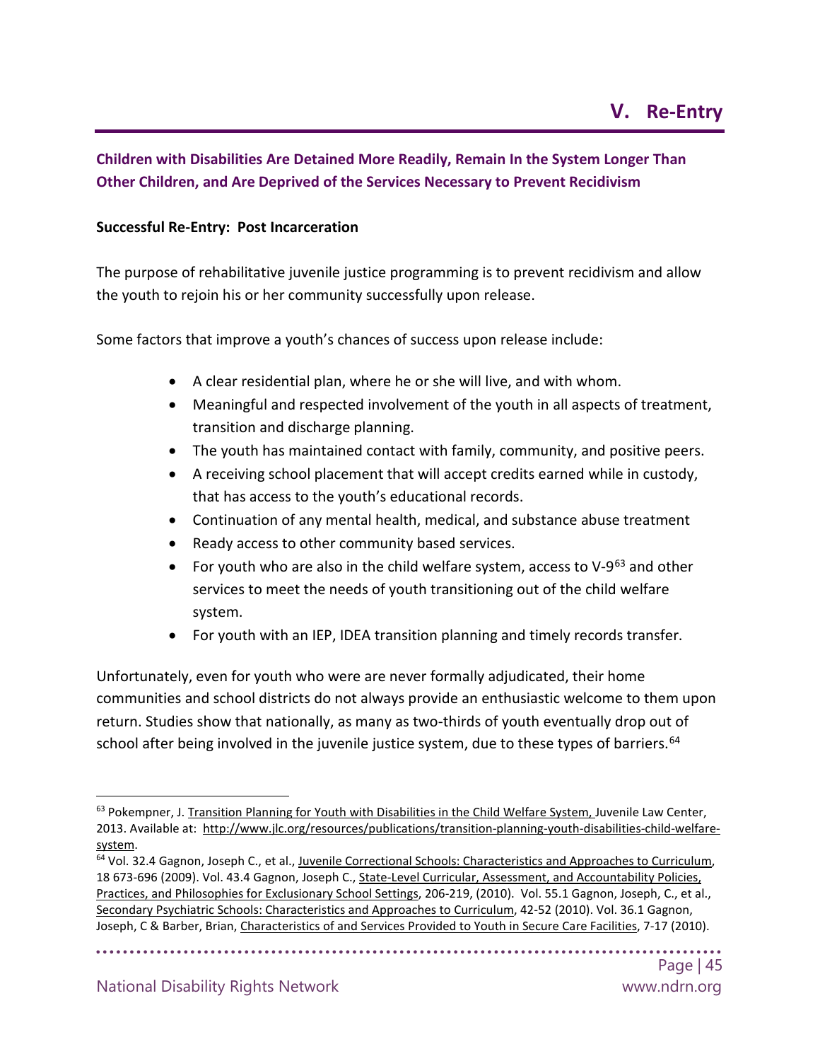# V. Re-Entry

## Children with Disabilities Are Detained More Readily, Remain In the System Longer Than Other Children, and Are Deprived of the Services Necessary to Prevent Recidivism

### Successful Re-Entry: Post Incarceration

The purpose of rehabilitative juvenile justice programming is to prevent recidivism and allow the youth to rejoin his or her community successfully upon release.

Some factors that improve a youth's chances of success upon release include:

- A clear residential plan, where he or she will live, and with whom.
- Meaningful and respected involvement of the youth in all aspects of treatment, transition and discharge planning.
- The youth has maintained contact with family, community, and positive peers.
- A receiving school placement that will accept credits earned while in custody, that has access to the youth's educational records.
- Continuation of any mental health, medical, and substance abuse treatment
- Ready access to other community based services.
- For youth who are also in the child welfare system, access to V-9[63] and other services to meet the needs of youth transitioning out of the child welfare system.
- For youth with an IEP, IDEA transition planning and timely records transfer.

Unfortunately, even for youth who were are never formally adjudicated, their home communities and school districts do not always provide an enthusiastic welcome to them upon return. Studies show that nationally, as many as two-thirds of youth eventually drop out of school after being involved in the juvenile justice system, due to these types of barriers.[64]

---

[63] Pokempner, J. Transition Planning for Youth with Disabilities in the Child Welfare System, Juvenile Law Center, 2013. Available at: http://www.jlc.org/resources/publications/transition-planning-youth-disabilities-child-welfare-system.

[64] Vol. 32.4 Gagnon, Joseph C., et al., Juvenile Correctional Schools: Characteristics and Approaches to Curriculum, 18 673-696 (2009). Vol. 43.4 Gagnon, Joseph C., State-Level Curricular, Assessment, and Accountability Policies, Practices, and Philosophies for Exclusionary School Settings, 206-219, (2010). Vol. 55.1 Gagnon, Joseph, C., et al., Secondary Psychiatric Schools: Characteristics and Approaches to Curriculum, 42-52 (2010). Vol. 36.1 Gagnon, Joseph, C & Barber, Brian, Characteristics of and Services Provided to Youth in Secure Care Facilities, 7-17 (2010).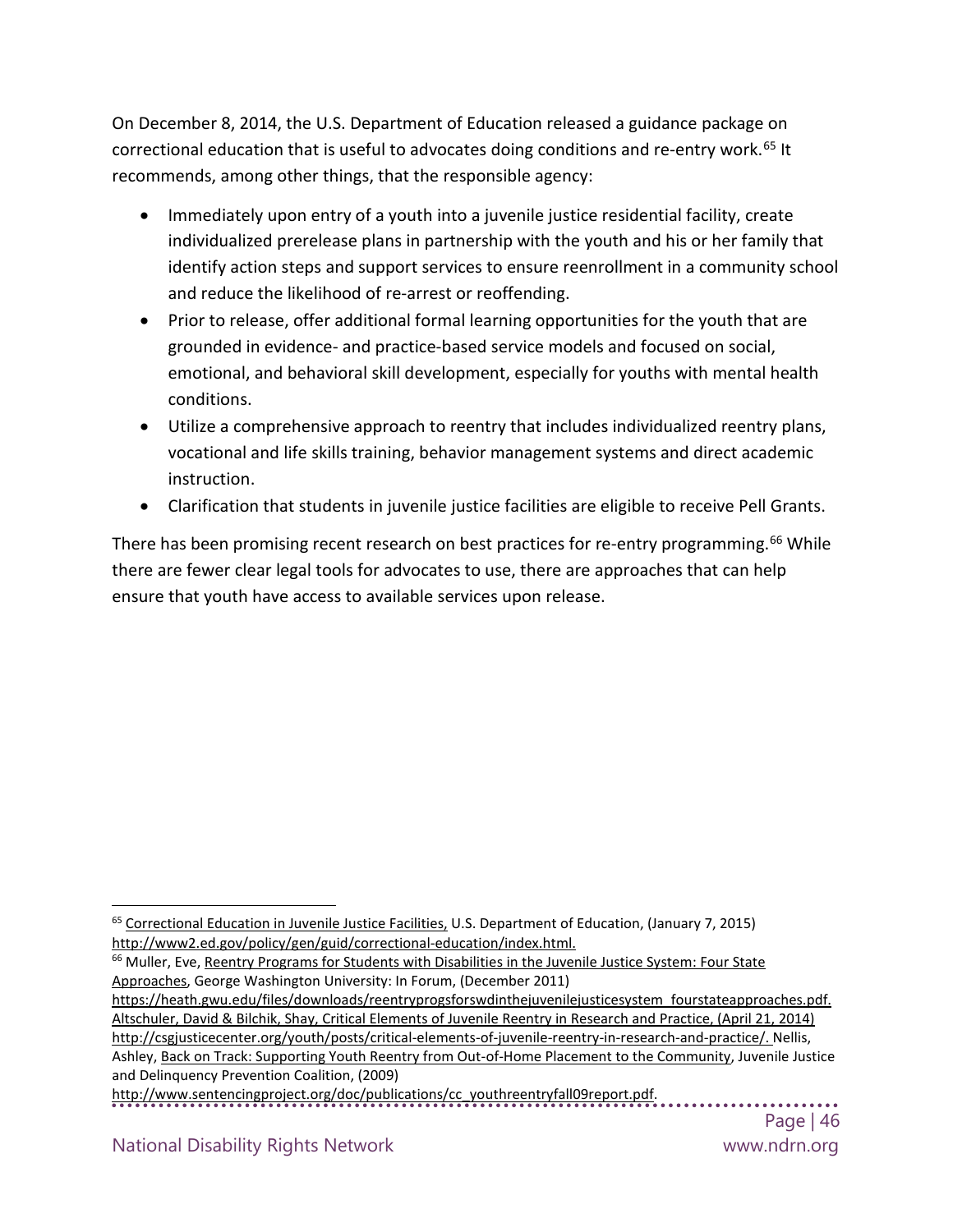On December 8, 2014, the U.S. Department of Education released a guidance package on correctional education that is useful to advocates doing conditions and re-entry work.[65] It recommends, among other things, that the responsible agency:

- Immediately upon entry of a youth into a juvenile justice residential facility, create individualized prerelease plans in partnership with the youth and his or her family that identify action steps and support services to ensure reenrollment in a community school and reduce the likelihood of re-arrest or reoffending.
- Prior to release, offer additional formal learning opportunities for the youth that are grounded in evidence- and practice-based service models and focused on social, emotional, and behavioral skill development, especially for youths with mental health conditions.
- Utilize a comprehensive approach to reentry that includes individualized reentry plans, vocational and life skills training, behavior management systems and direct academic instruction.
- Clarification that students in juvenile justice facilities are eligible to receive Pell Grants.

There has been promising recent research on best practices for re-entry programming.[66] While there are fewer clear legal tools for advocates to use, there are approaches that can help ensure that youth have access to available services upon release.

---

[65] Correctional Education in Juvenile Justice Facilities, U.S. Department of Education, (January 7, 2015) http://www2.ed.gov/policy/gen/guid/correctional-education/index.html.

[66] Muller, Eve, Reentry Programs for Students with Disabilities in the Juvenile Justice System: Four State Approaches, George Washington University: In Forum, (December 2011) https://heath.gwu.edu/files/downloads/reentryprogsforswdinthejuvenilejusticesystem_fourstateapproaches.pdf. Altschuler, David & Bilchik, Shay, Critical Elements of Juvenile Reentry in Research and Practice, (April 21, 2014) http://csgjusticecenter.org/youth/posts/critical-elements-of-juvenile-reentry-in-research-and-practice/. Nellis, Ashley, Back on Track: Supporting Youth Reentry from Out-of-Home Placement to the Community, Juvenile Justice and Delinquency Prevention Coalition, (2009) http://www.sentencingproject.org/doc/publications/cc_youthreentryfall09report.pdf.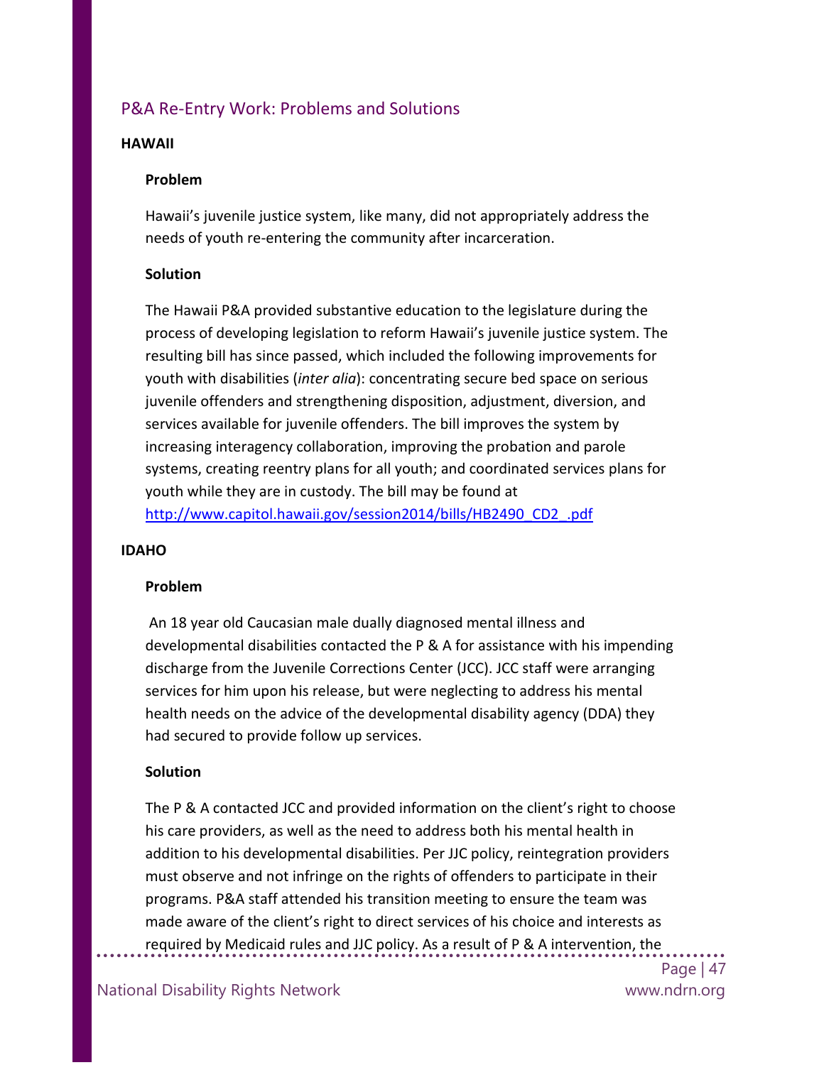## P&A Re-Entry Work: Problems and Solutions

**HAWAII**

**Problem**

Hawaii's juvenile justice system, like many, did not appropriately address the needs of youth re-entering the community after incarceration.

**Solution**

The Hawaii P&A provided substantive education to the legislature during the process of developing legislation to reform Hawaii's juvenile justice system. The resulting bill has since passed, which included the following improvements for youth with disabilities (*inter alia*): concentrating secure bed space on serious juvenile offenders and strengthening disposition, adjustment, diversion, and services available for juvenile offenders. The bill improves the system by increasing interagency collaboration, improving the probation and parole systems, creating reentry plans for all youth; and coordinated services plans for youth while they are in custody. The bill may be found at [http://www.capitol.hawaii.gov/session2014/bills/HB2490_CD2_.pdf](http://www.capitol.hawaii.gov/session2014/bills/HB2490_CD2_.pdf)

**IDAHO**

**Problem**

An 18 year old Caucasian male dually diagnosed mental illness and developmental disabilities contacted the P & A for assistance with his impending discharge from the Juvenile Corrections Center (JCC). JCC staff were arranging services for him upon his release, but were neglecting to address his mental health needs on the advice of the developmental disability agency (DDA) they had secured to provide follow up services.

**Solution**

The P & A contacted JCC and provided information on the client's right to choose his care providers, as well as the need to address both his mental health in addition to his developmental disabilities. Per JJC policy, reintegration providers must observe and not infringe on the rights of offenders to participate in their programs. P&A staff attended his transition meeting to ensure the team was made aware of the client's right to direct services of his choice and interests as required by Medicaid rules and JJC policy. As a result of P & A intervention, the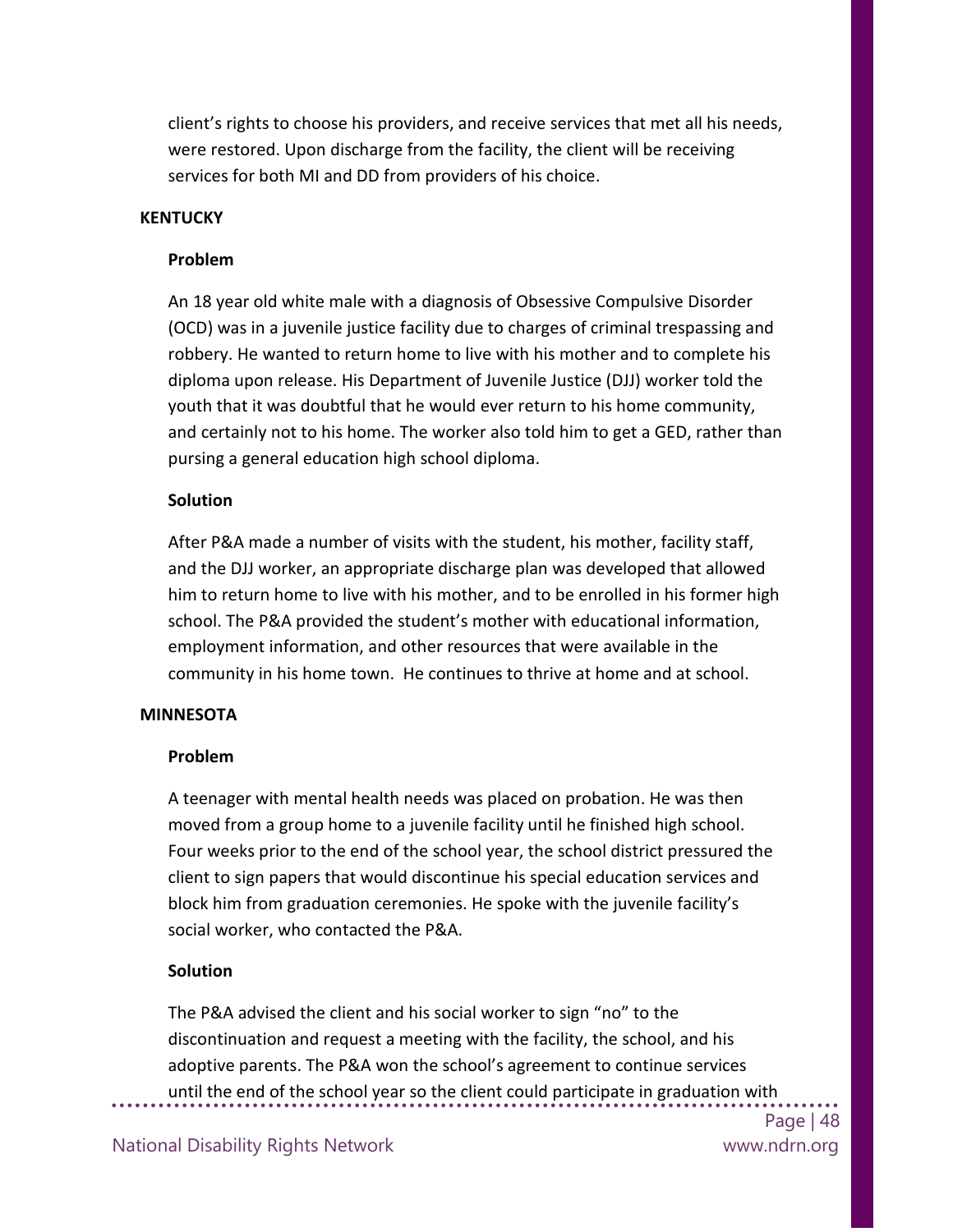client's rights to choose his providers, and receive services that met all his needs, were restored. Upon discharge from the facility, the client will be receiving services for both MI and DD from providers of his choice.

## KENTUCKY

### Problem

An 18 year old white male with a diagnosis of Obsessive Compulsive Disorder (OCD) was in a juvenile justice facility due to charges of criminal trespassing and robbery. He wanted to return home to live with his mother and to complete his diploma upon release. His Department of Juvenile Justice (DJJ) worker told the youth that it was doubtful that he would ever return to his home community, and certainly not to his home. The worker also told him to get a GED, rather than pursing a general education high school diploma.

### Solution

After P&A made a number of visits with the student, his mother, facility staff, and the DJJ worker, an appropriate discharge plan was developed that allowed him to return home to live with his mother, and to be enrolled in his former high school. The P&A provided the student's mother with educational information, employment information, and other resources that were available in the community in his home town. He continues to thrive at home and at school.

## MINNESOTA

### Problem

A teenager with mental health needs was placed on probation. He was then moved from a group home to a juvenile facility until he finished high school. Four weeks prior to the end of the school year, the school district pressured the client to sign papers that would discontinue his special education services and block him from graduation ceremonies. He spoke with the juvenile facility's social worker, who contacted the P&A.

### Solution

The P&A advised the client and his social worker to sign "no" to the discontinuation and request a meeting with the facility, the school, and his adoptive parents. The P&A won the school's agreement to continue services until the end of the school year so the client could participate in graduation with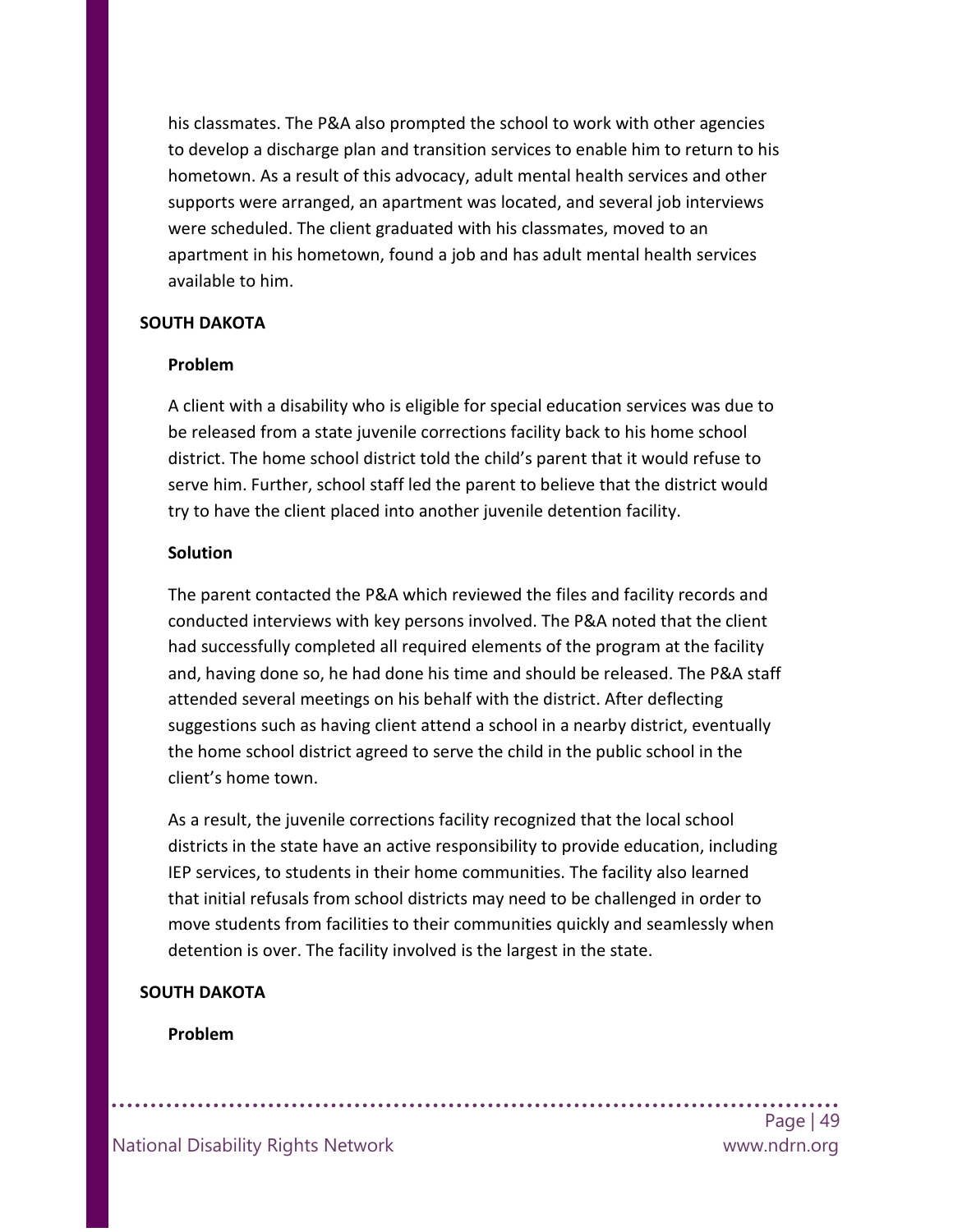his classmates. The P&A also prompted the school to work with other agencies to develop a discharge plan and transition services to enable him to return to his hometown. As a result of this advocacy, adult mental health services and other supports were arranged, an apartment was located, and several job interviews were scheduled. The client graduated with his classmates, moved to an apartment in his hometown, found a job and has adult mental health services available to him.

## SOUTH DAKOTA

### Problem

A client with a disability who is eligible for special education services was due to be released from a state juvenile corrections facility back to his home school district. The home school district told the child's parent that it would refuse to serve him. Further, school staff led the parent to believe that the district would try to have the client placed into another juvenile detention facility.

### Solution

The parent contacted the P&A which reviewed the files and facility records and conducted interviews with key persons involved. The P&A noted that the client had successfully completed all required elements of the program at the facility and, having done so, he had done his time and should be released. The P&A staff attended several meetings on his behalf with the district. After deflecting suggestions such as having client attend a school in a nearby district, eventually the home school district agreed to serve the child in the public school in the client's home town.

As a result, the juvenile corrections facility recognized that the local school districts in the state have an active responsibility to provide education, including IEP services, to students in their home communities. The facility also learned that initial refusals from school districts may need to be challenged in order to move students from facilities to their communities quickly and seamlessly when detention is over. The facility involved is the largest in the state.

## SOUTH DAKOTA

### Problem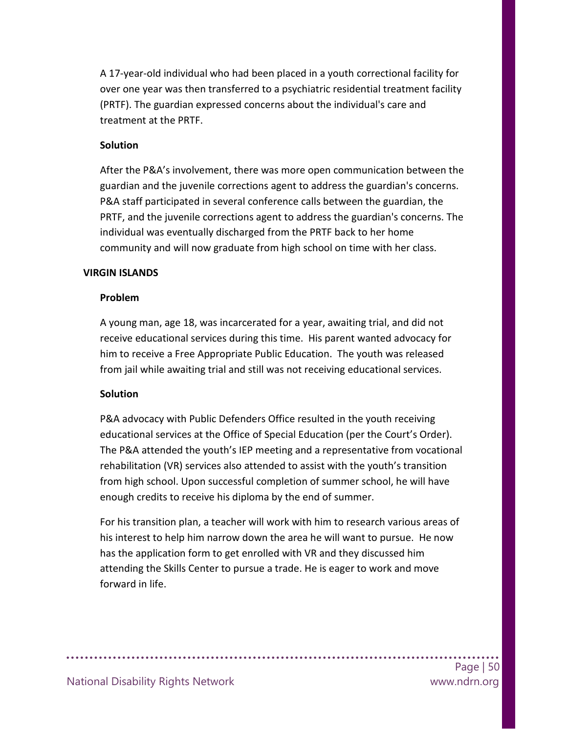A 17-year-old individual who had been placed in a youth correctional facility for over one year was then transferred to a psychiatric residential treatment facility (PRTF). The guardian expressed concerns about the individual's care and treatment at the PRTF.

#### Solution

After the P&A's involvement, there was more open communication between the guardian and the juvenile corrections agent to address the guardian's concerns. P&A staff participated in several conference calls between the guardian, the PRTF, and the juvenile corrections agent to address the guardian's concerns. The individual was eventually discharged from the PRTF back to her home community and will now graduate from high school on time with her class.

### VIRGIN ISLANDS

#### Problem

A young man, age 18, was incarcerated for a year, awaiting trial, and did not receive educational services during this time. His parent wanted advocacy for him to receive a Free Appropriate Public Education. The youth was released from jail while awaiting trial and still was not receiving educational services.

#### Solution

P&A advocacy with Public Defenders Office resulted in the youth receiving educational services at the Office of Special Education (per the Court's Order). The P&A attended the youth's IEP meeting and a representative from vocational rehabilitation (VR) services also attended to assist with the youth's transition from high school. Upon successful completion of summer school, he will have enough credits to receive his diploma by the end of summer.

For his transition plan, a teacher will work with him to research various areas of his interest to help him narrow down the area he will want to pursue. He now has the application form to get enrolled with VR and they discussed him attending the Skills Center to pursue a trade. He is eager to work and move forward in life.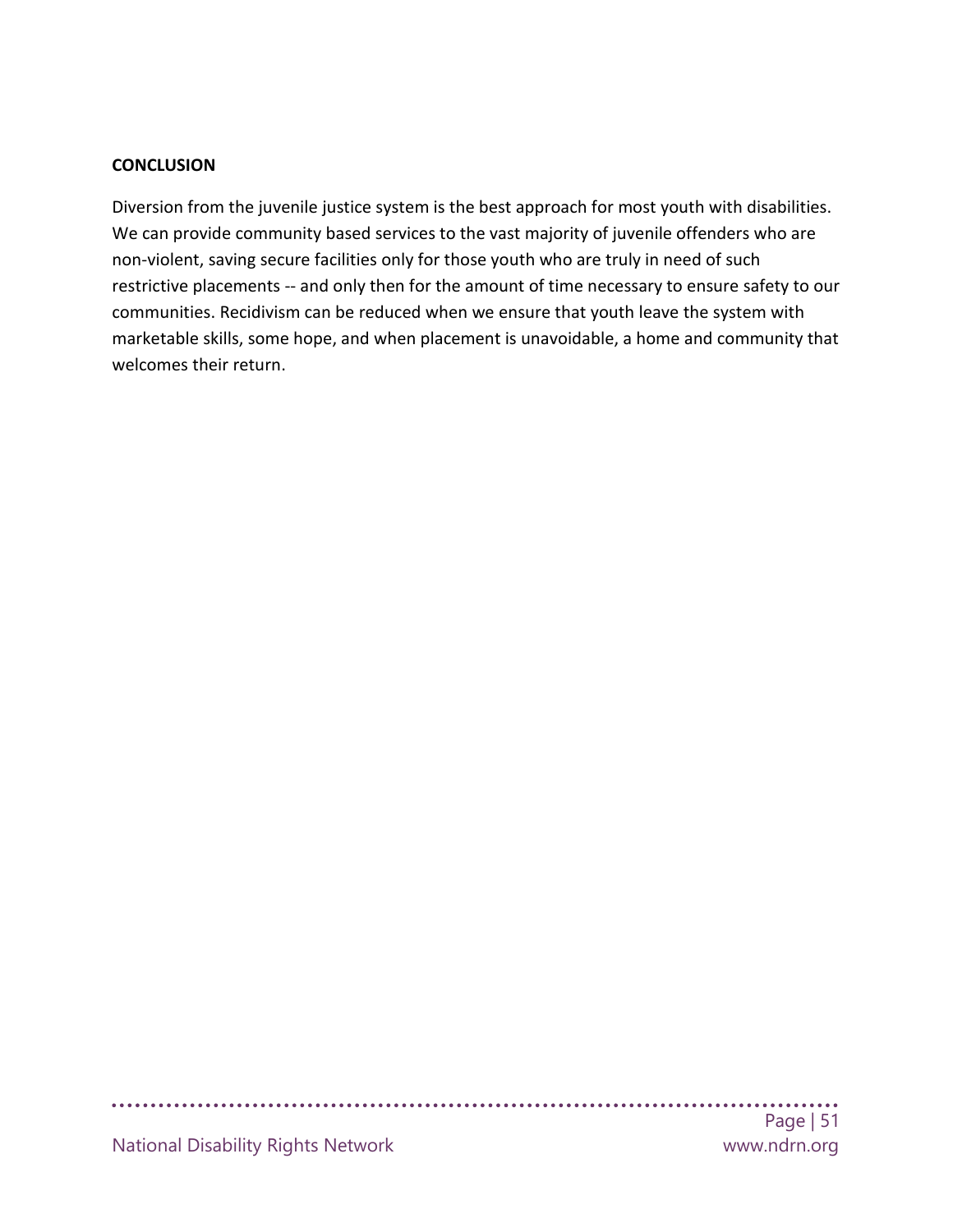## CONCLUSION

Diversion from the juvenile justice system is the best approach for most youth with disabilities. We can provide community based services to the vast majority of juvenile offenders who are non-violent, saving secure facilities only for those youth who are truly in need of such restrictive placements -- and only then for the amount of time necessary to ensure safety to our communities. Recidivism can be reduced when we ensure that youth leave the system with marketable skills, some hope, and when placement is unavoidable, a home and community that welcomes their return.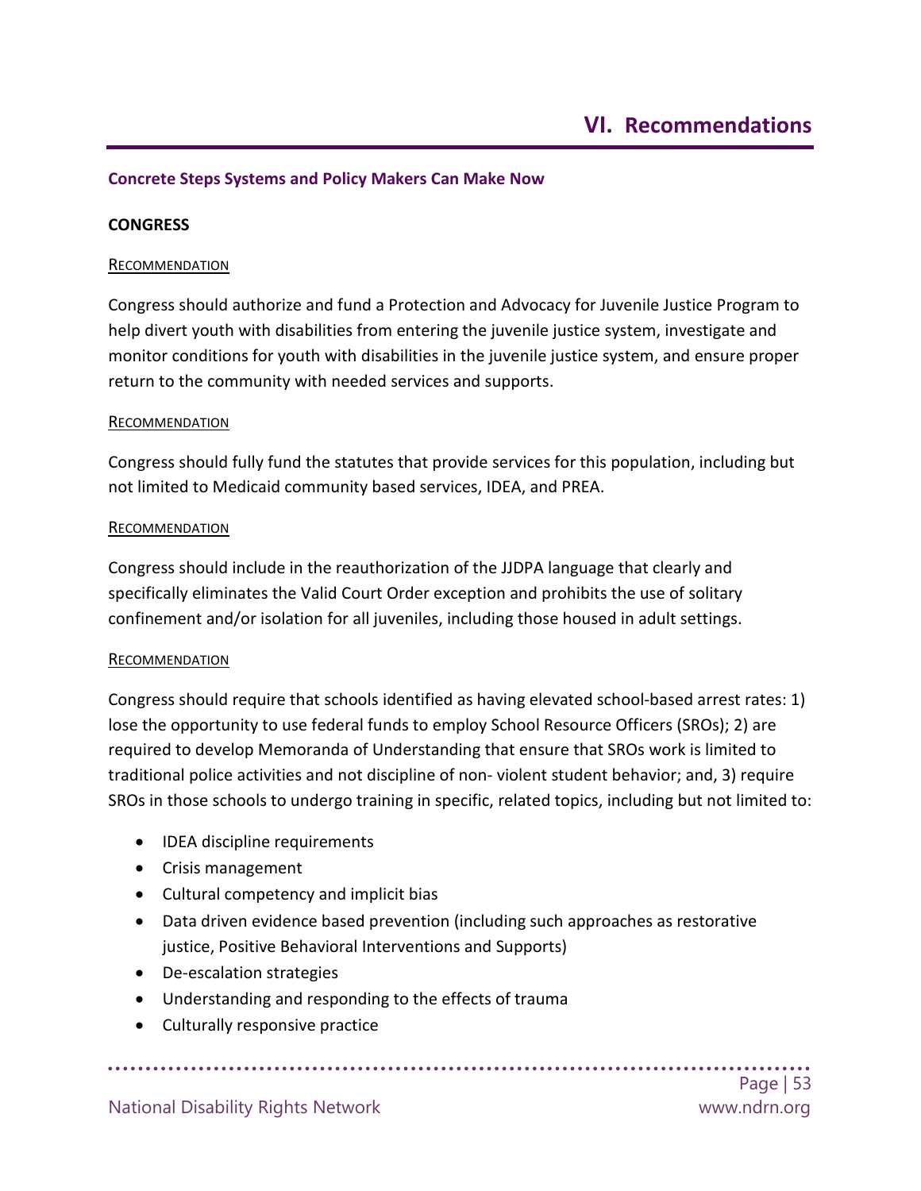# VI. Recommendations

### Concrete Steps Systems and Policy Makers Can Make Now

**CONGRESS**

RECOMMENDATION

Congress should authorize and fund a Protection and Advocacy for Juvenile Justice Program to help divert youth with disabilities from entering the juvenile justice system, investigate and monitor conditions for youth with disabilities in the juvenile justice system, and ensure proper return to the community with needed services and supports.

RECOMMENDATION

Congress should fully fund the statutes that provide services for this population, including but not limited to Medicaid community based services, IDEA, and PREA.

RECOMMENDATION

Congress should include in the reauthorization of the JJDPA language that clearly and specifically eliminates the Valid Court Order exception and prohibits the use of solitary confinement and/or isolation for all juveniles, including those housed in adult settings.

RECOMMENDATION

Congress should require that schools identified as having elevated school-based arrest rates: 1) lose the opportunity to use federal funds to employ School Resource Officers (SROs); 2) are required to develop Memoranda of Understanding that ensure that SROs work is limited to traditional police activities and not discipline of non- violent student behavior; and, 3) require SROs in those schools to undergo training in specific, related topics, including but not limited to:

- IDEA discipline requirements
- Crisis management
- Cultural competency and implicit bias
- Data driven evidence based prevention (including such approaches as restorative justice, Positive Behavioral Interventions and Supports)
- De-escalation strategies
- Understanding and responding to the effects of trauma
- Culturally responsive practice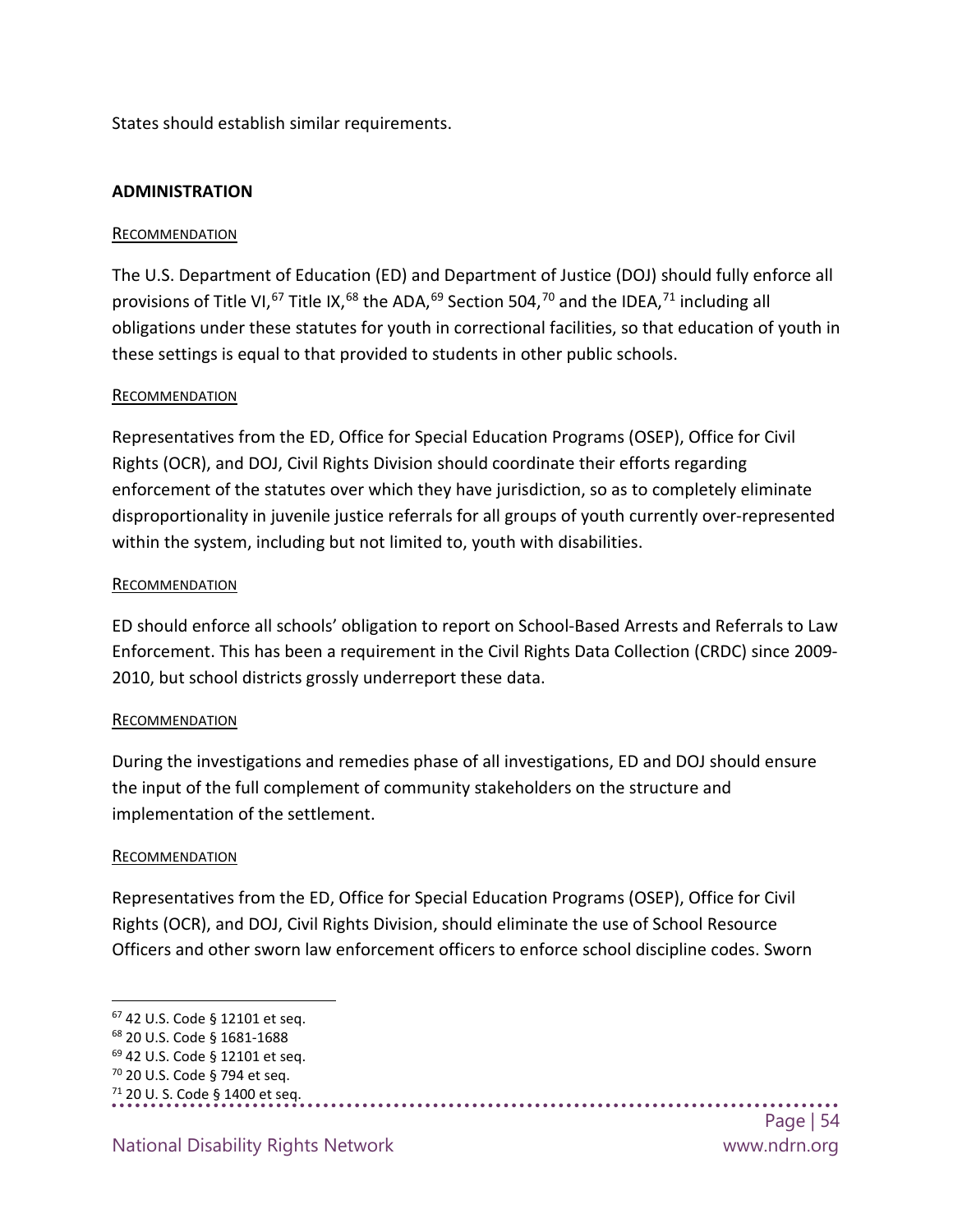States should establish similar requirements.

**ADMINISTRATION**

RECOMMENDATION

The U.S. Department of Education (ED) and Department of Justice (DOJ) should fully enforce all provisions of Title VI,[67] Title IX,[68] the ADA,[69] Section 504,[70] and the IDEA,[71] including all obligations under these statutes for youth in correctional facilities, so that education of youth in these settings is equal to that provided to students in other public schools.

RECOMMENDATION

Representatives from the ED, Office for Special Education Programs (OSEP), Office for Civil Rights (OCR), and DOJ, Civil Rights Division should coordinate their efforts regarding enforcement of the statutes over which they have jurisdiction, so as to completely eliminate disproportionality in juvenile justice referrals for all groups of youth currently over-represented within the system, including but not limited to, youth with disabilities.

RECOMMENDATION

ED should enforce all schools' obligation to report on School-Based Arrests and Referrals to Law Enforcement. This has been a requirement in the Civil Rights Data Collection (CRDC) since 2009-2010, but school districts grossly underreport these data.

RECOMMENDATION

During the investigations and remedies phase of all investigations, ED and DOJ should ensure the input of the full complement of community stakeholders on the structure and implementation of the settlement.

RECOMMENDATION

Representatives from the ED, Office for Special Education Programs (OSEP), Office for Civil Rights (OCR), and DOJ, Civil Rights Division, should eliminate the use of School Resource Officers and other sworn law enforcement officers to enforce school discipline codes. Sworn

---

[67] 42 U.S. Code § 12101 et seq.

[68] 20 U.S. Code § 1681-1688

[69] 42 U.S. Code § 12101 et seq.

[70] 20 U.S. Code § 794 et seq.

[71] 20 U. S. Code § 1400 et seq.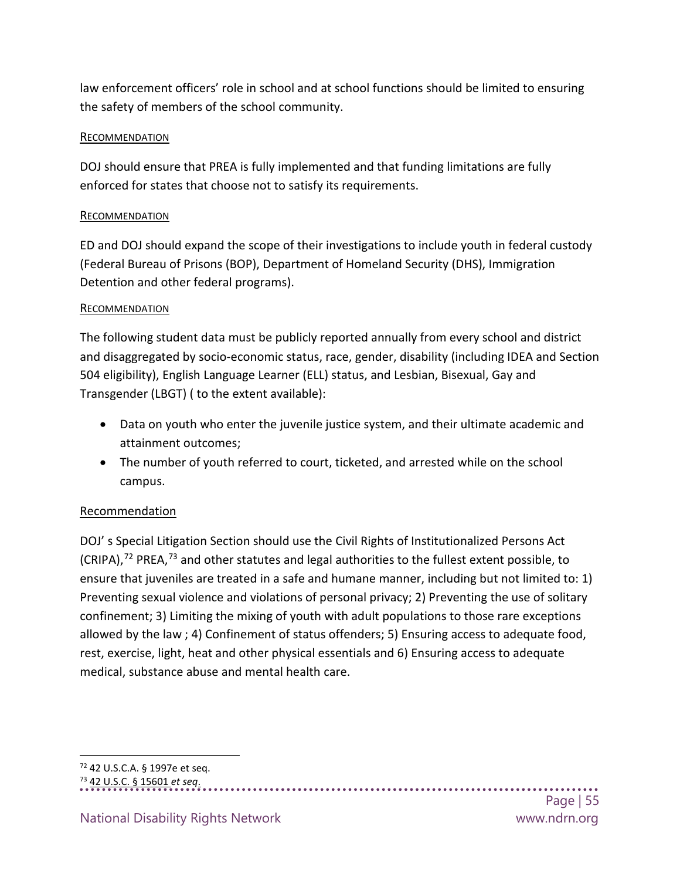law enforcement officers' role in school and at school functions should be limited to ensuring the safety of members of the school community.

RECOMMENDATION

DOJ should ensure that PREA is fully implemented and that funding limitations are fully enforced for states that choose not to satisfy its requirements.

RECOMMENDATION

ED and DOJ should expand the scope of their investigations to include youth in federal custody (Federal Bureau of Prisons (BOP), Department of Homeland Security (DHS), Immigration Detention and other federal programs).

RECOMMENDATION

The following student data must be publicly reported annually from every school and district and disaggregated by socio-economic status, race, gender, disability (including IDEA and Section 504 eligibility), English Language Learner (ELL) status, and Lesbian, Bisexual, Gay and Transgender (LBGT) ( to the extent available):

- Data on youth who enter the juvenile justice system, and their ultimate academic and attainment outcomes;
- The number of youth referred to court, ticketed, and arrested while on the school campus.

Recommendation

DOJ' s Special Litigation Section should use the Civil Rights of Institutionalized Persons Act (CRIPA),[72] PREA,[73] and other statutes and legal authorities to the fullest extent possible, to ensure that juveniles are treated in a safe and humane manner, including but not limited to: 1) Preventing sexual violence and violations of personal privacy; 2) Preventing the use of solitary confinement; 3) Limiting the mixing of youth with adult populations to those rare exceptions allowed by the law ; 4) Confinement of status offenders; 5) Ensuring access to adequate food, rest, exercise, light, heat and other physical essentials and 6) Ensuring access to adequate medical, substance abuse and mental health care.

[72] 42 U.S.C.A. § 1997e et seq.

[73] 42 U.S.C. § 15601 *et seq*.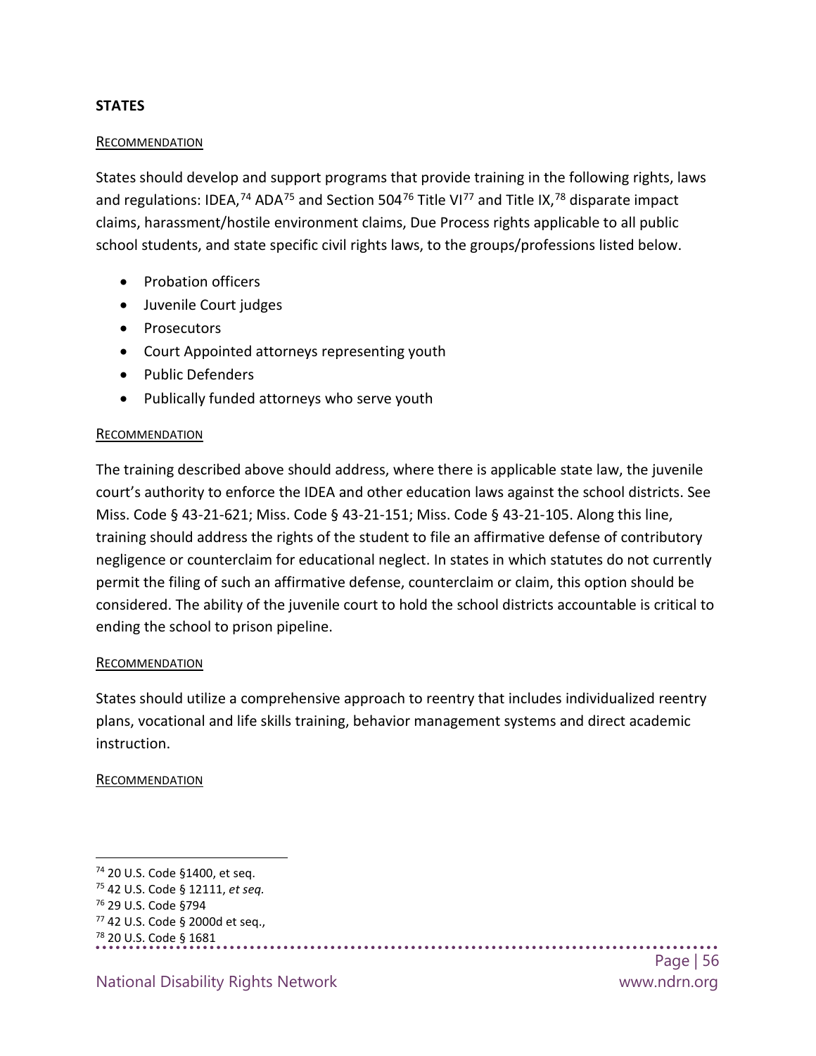**STATES**

RECOMMENDATION

States should develop and support programs that provide training in the following rights, laws and regulations: IDEA,[74] ADA[75] and Section 504[76] Title VI[77] and Title IX,[78] disparate impact claims, harassment/hostile environment claims, Due Process rights applicable to all public school students, and state specific civil rights laws, to the groups/professions listed below.

- Probation officers
- Juvenile Court judges
- Prosecutors
- Court Appointed attorneys representing youth
- Public Defenders
- Publically funded attorneys who serve youth

RECOMMENDATION

The training described above should address, where there is applicable state law, the juvenile court's authority to enforce the IDEA and other education laws against the school districts. See Miss. Code § 43-21-621; Miss. Code § 43-21-151; Miss. Code § 43-21-105. Along this line, training should address the rights of the student to file an affirmative defense of contributory negligence or counterclaim for educational neglect. In states in which statutes do not currently permit the filing of such an affirmative defense, counterclaim or claim, this option should be considered. The ability of the juvenile court to hold the school districts accountable is critical to ending the school to prison pipeline.

RECOMMENDATION

States should utilize a comprehensive approach to reentry that includes individualized reentry plans, vocational and life skills training, behavior management systems and direct academic instruction.

RECOMMENDATION

---

[74] 20 U.S. Code §1400, et seq.

[75] 42 U.S. Code § 12111, *et seq.*

[76] 29 U.S. Code §794

[77] 42 U.S. Code § 2000d et seq.,

[78] 20 U.S. Code § 1681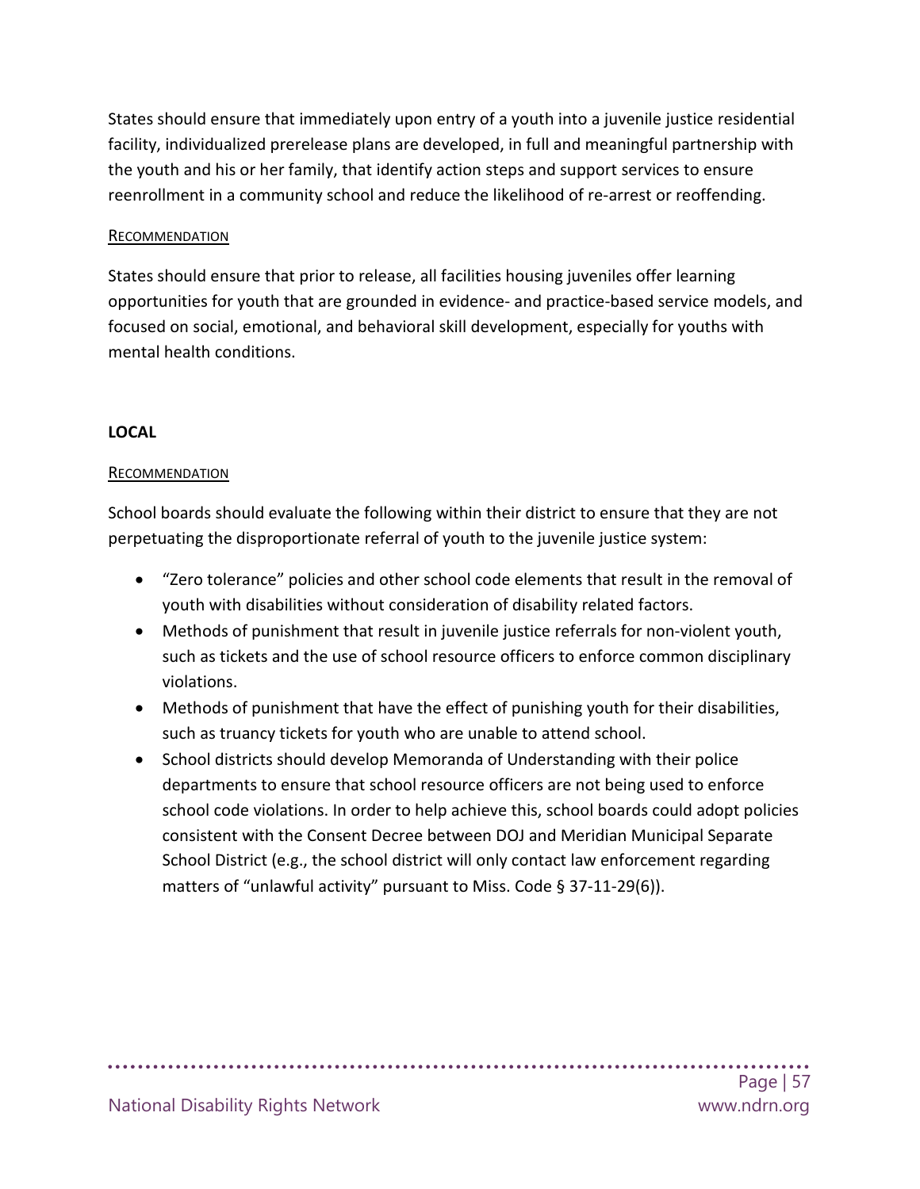States should ensure that immediately upon entry of a youth into a juvenile justice residential facility, individualized prerelease plans are developed, in full and meaningful partnership with the youth and his or her family, that identify action steps and support services to ensure reenrollment in a community school and reduce the likelihood of re-arrest or reoffending.

<u>RECOMMENDATION</u>

States should ensure that prior to release, all facilities housing juveniles offer learning opportunities for youth that are grounded in evidence- and practice-based service models, and focused on social, emotional, and behavioral skill development, especially for youths with mental health conditions.

**LOCAL**

<u>RECOMMENDATION</u>

School boards should evaluate the following within their district to ensure that they are not perpetuating the disproportionate referral of youth to the juvenile justice system:

- "Zero tolerance" policies and other school code elements that result in the removal of youth with disabilities without consideration of disability related factors.
- Methods of punishment that result in juvenile justice referrals for non-violent youth, such as tickets and the use of school resource officers to enforce common disciplinary violations.
- Methods of punishment that have the effect of punishing youth for their disabilities, such as truancy tickets for youth who are unable to attend school.
- School districts should develop Memoranda of Understanding with their police departments to ensure that school resource officers are not being used to enforce school code violations. In order to help achieve this, school boards could adopt policies consistent with the Consent Decree between DOJ and Meridian Municipal Separate School District (e.g., the school district will only contact law enforcement regarding matters of "unlawful activity" pursuant to Miss. Code § 37-11-29(6)).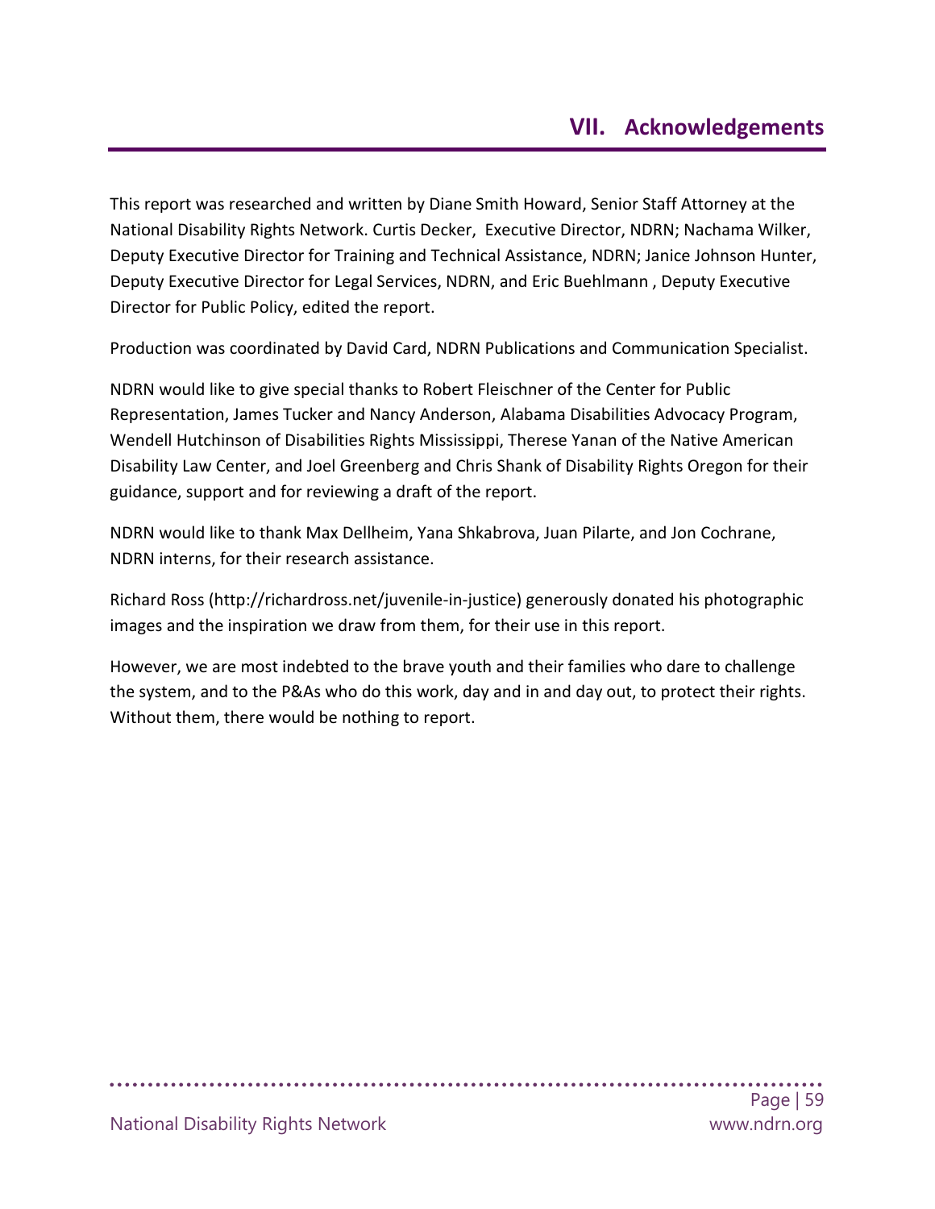# VII. Acknowledgements

This report was researched and written by Diane Smith Howard, Senior Staff Attorney at the National Disability Rights Network. Curtis Decker, Executive Director, NDRN; Nachama Wilker, Deputy Executive Director for Training and Technical Assistance, NDRN; Janice Johnson Hunter, Deputy Executive Director for Legal Services, NDRN, and Eric Buehlmann , Deputy Executive Director for Public Policy, edited the report.

Production was coordinated by David Card, NDRN Publications and Communication Specialist.

NDRN would like to give special thanks to Robert Fleischner of the Center for Public Representation, James Tucker and Nancy Anderson, Alabama Disabilities Advocacy Program, Wendell Hutchinson of Disabilities Rights Mississippi, Therese Yanan of the Native American Disability Law Center, and Joel Greenberg and Chris Shank of Disability Rights Oregon for their guidance, support and for reviewing a draft of the report.

NDRN would like to thank Max Dellheim, Yana Shkabrova, Juan Pilarte, and Jon Cochrane, NDRN interns, for their research assistance.

Richard Ross (http://richardross.net/juvenile-in-justice) generously donated his photographic images and the inspiration we draw from them, for their use in this report.

However, we are most indebted to the brave youth and their families who dare to challenge the system, and to the P&As who do this work, day and in and day out, to protect their rights. Without them, there would be nothing to report.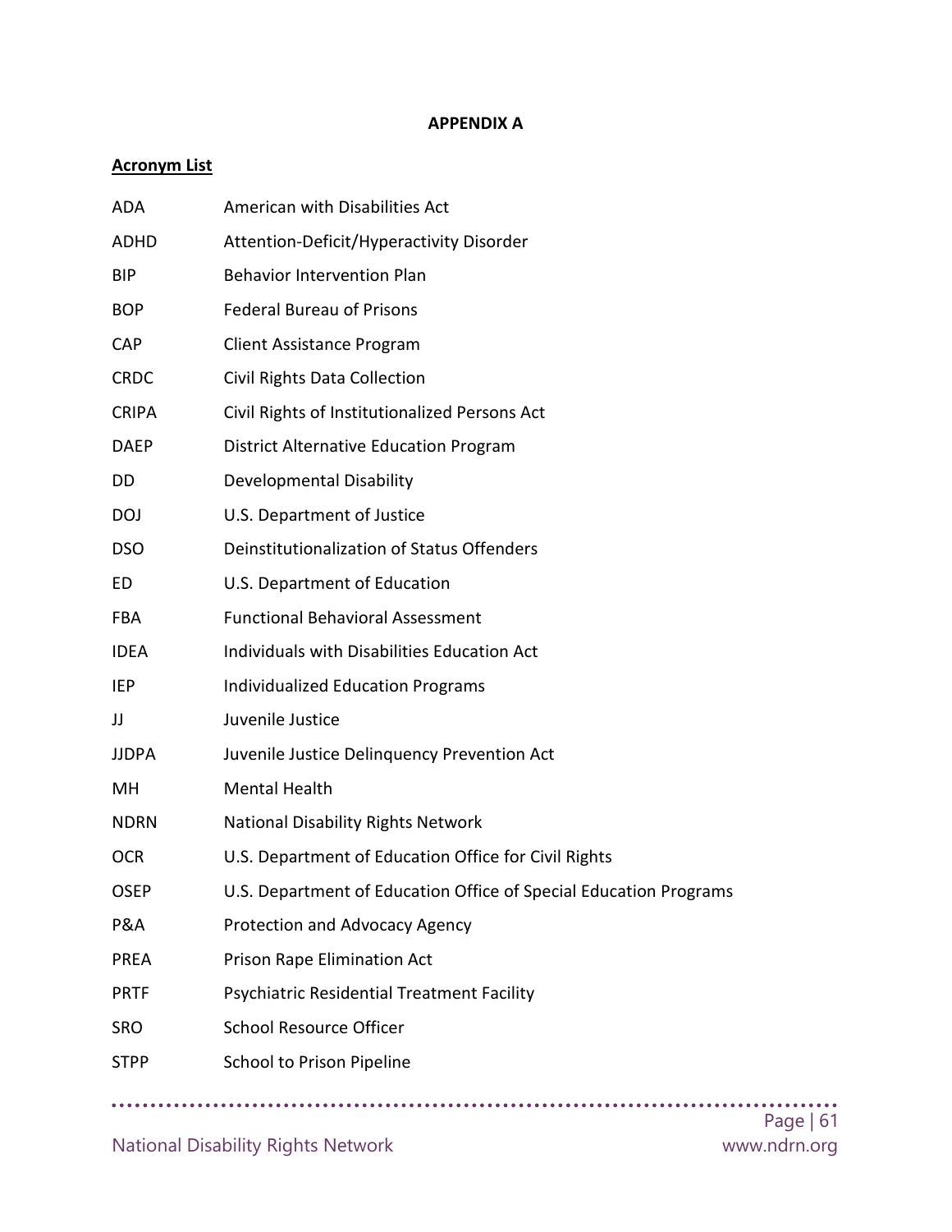**APPENDIX A**

**Acronym List**

| | |
|---|---|
| ADA | American with Disabilities Act |
| ADHD | Attention-Deficit/Hyperactivity Disorder |
| BIP | Behavior Intervention Plan |
| BOP | Federal Bureau of Prisons |
| CAP | Client Assistance Program |
| CRDC | Civil Rights Data Collection |
| CRIPA | Civil Rights of Institutionalized Persons Act |
| DAEP | District Alternative Education Program |
| DD | Developmental Disability |
| DOJ | U.S. Department of Justice |
| DSO | Deinstitutionalization of Status Offenders |
| ED | U.S. Department of Education |
| FBA | Functional Behavioral Assessment |
| IDEA | Individuals with Disabilities Education Act |
| IEP | Individualized Education Programs |
| JJ | Juvenile Justice |
| JJDPA | Juvenile Justice Delinquency Prevention Act |
| MH | Mental Health |
| NDRN | National Disability Rights Network |
| OCR | U.S. Department of Education Office for Civil Rights |
| OSEP | U.S. Department of Education Office of Special Education Programs |
| P&A | Protection and Advocacy Agency |
| PREA | Prison Rape Elimination Act |
| PRTF | Psychiatric Residential Treatment Facility |
| SRO | School Resource Officer |
| STPP | School to Prison Pipeline |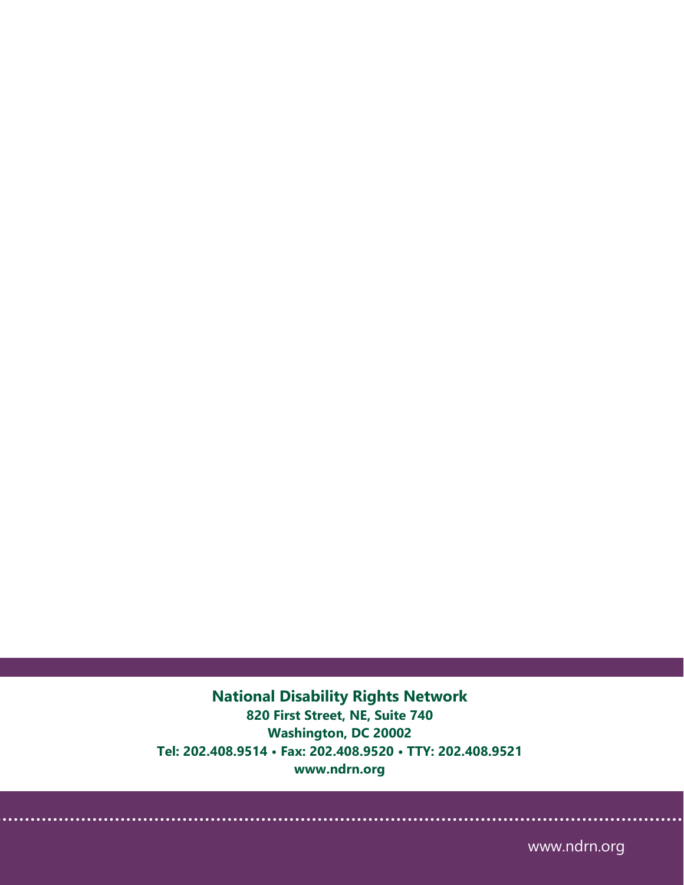**National Disability Rights Network**

**820 First Street, NE, Suite 740**

**Washington, DC 20002**

**Tel: 202.408.9514 • Fax: 202.408.9520 • TTY: 202.408.9521**

**www.ndrn.org**